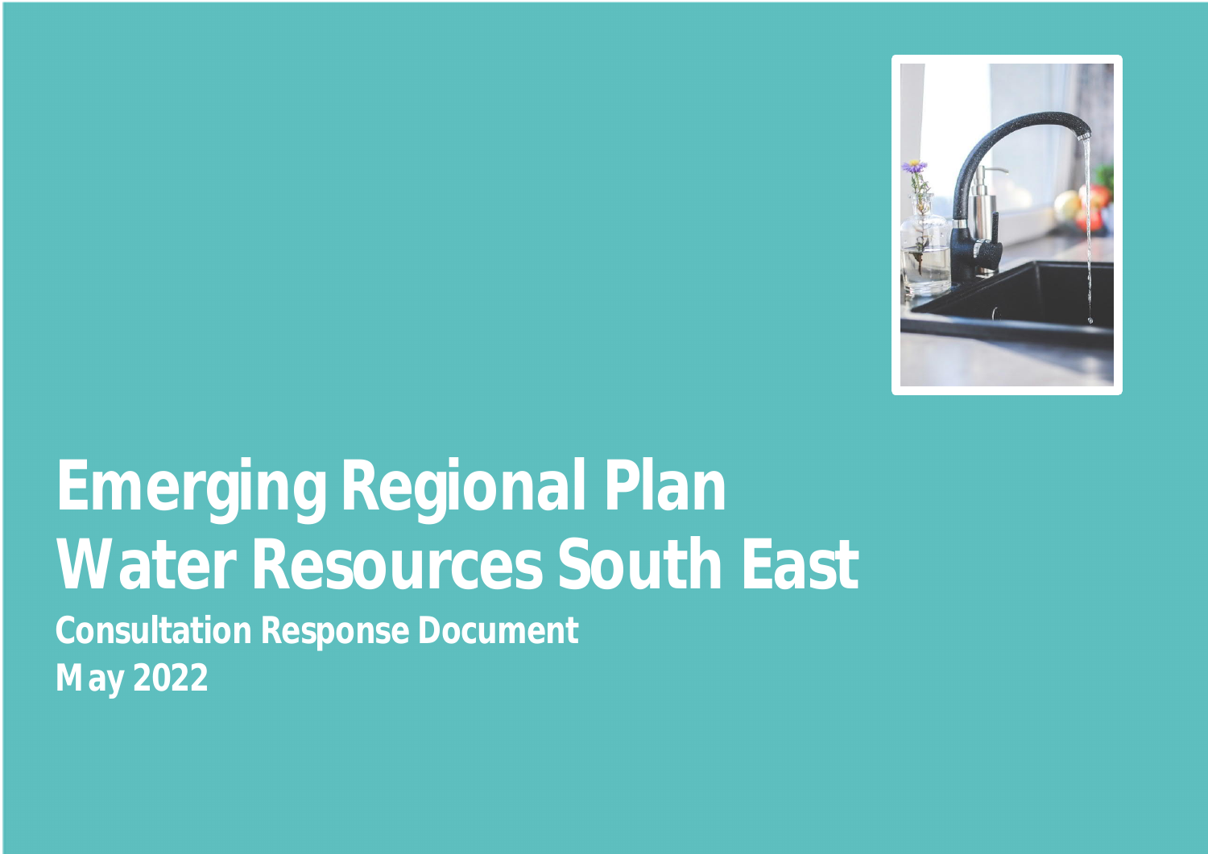# Emerging Regional Plan
# Water Resources South East

**Consultation Response Document**

**May 2022**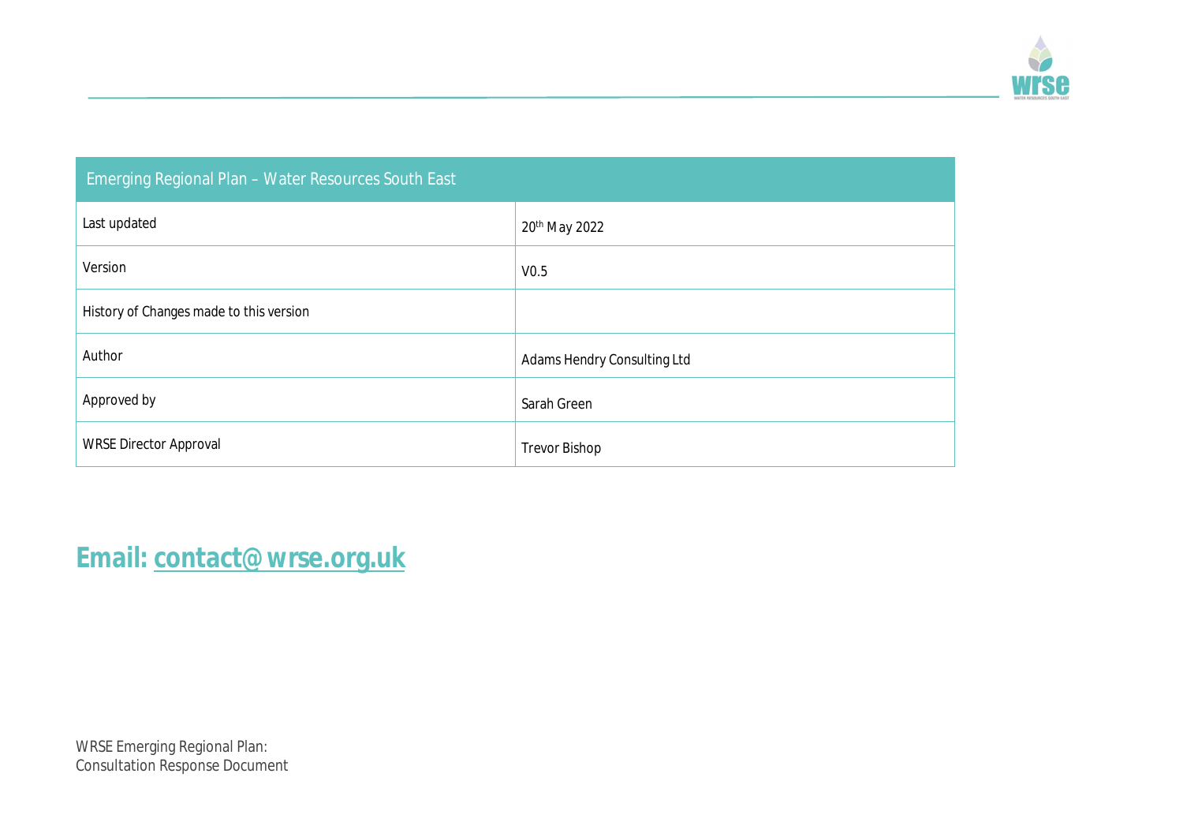| Emerging Regional Plan – Water Resources South East | |
|---|---|
| Last updated | 20th May 2022 |
| Version | V0.5 |
| History of Changes made to this version | |
| Author | Adams Hendry Consulting Ltd |
| Approved by | Sarah Green |
| WRSE Director Approval | Trevor Bishop |

**Email: contact@wrse.org.uk**

WRSE Emerging Regional Plan:
Consultation Response Document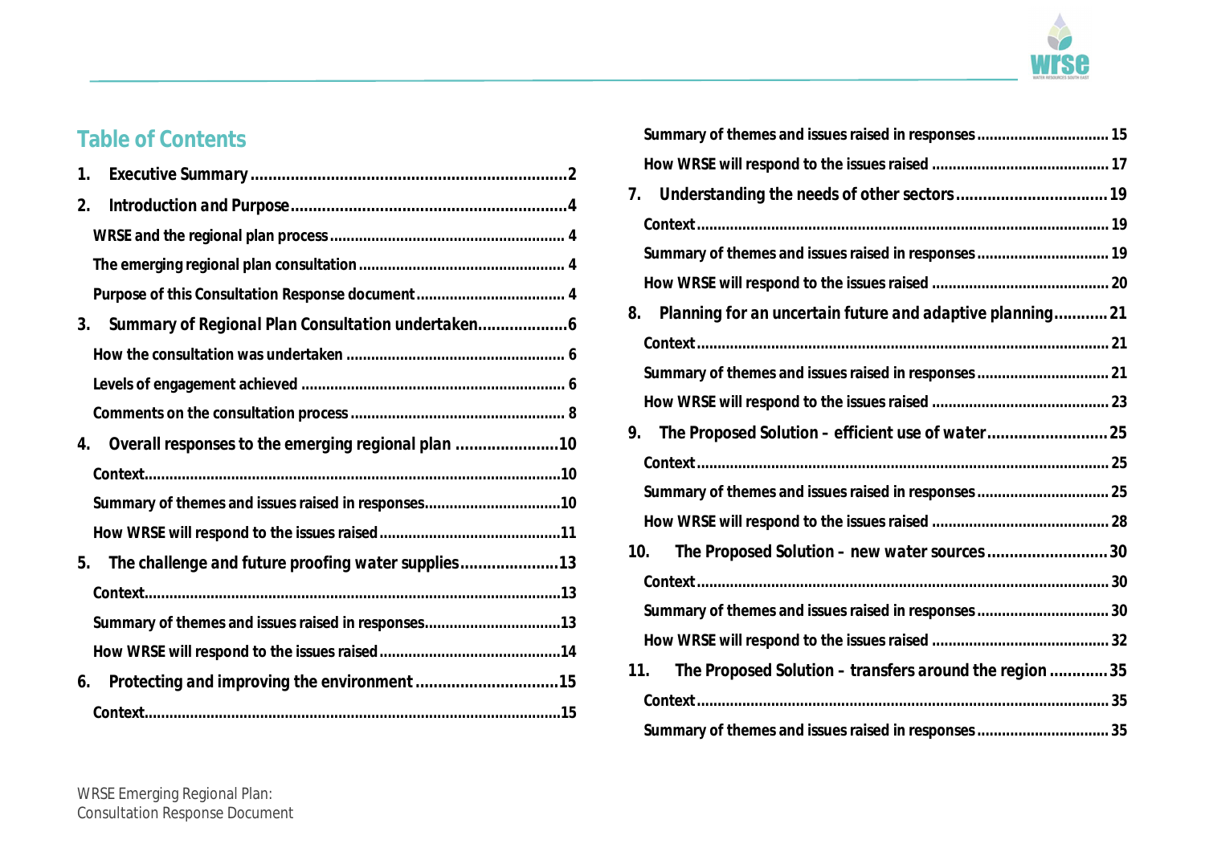## Table of Contents

1. Executive Summary ........ 2
2. Introduction and Purpose ........ 4
   - WRSE and the regional plan process ........ 4
   - The emerging regional plan consultation ........ 4
   - Purpose of this Consultation Response document ........ 4
3. Summary of Regional Plan Consultation undertaken ........ 6
   - How the consultation was undertaken ........ 6
   - Levels of engagement achieved ........ 6
   - Comments on the consultation process ........ 8
4. Overall responses to the emerging regional plan ........ 10
   - Context ........ 10
   - Summary of themes and issues raised in responses ........ 10
   - How WRSE will respond to the issues raised ........ 11
5. The challenge and future proofing water supplies ........ 13
   - Context ........ 13
   - Summary of themes and issues raised in responses ........ 13
   - How WRSE will respond to the issues raised ........ 14
6. Protecting and improving the environment ........ 15
   - Context ........ 15
   - Summary of themes and issues raised in responses ........ 15
   - How WRSE will respond to the issues raised ........ 17
7. Understanding the needs of other sectors ........ 19
   - Context ........ 19
   - Summary of themes and issues raised in responses ........ 19
   - How WRSE will respond to the issues raised ........ 20
8. Planning for an uncertain future and adaptive planning ........ 21
   - Context ........ 21
   - Summary of themes and issues raised in responses ........ 21
   - How WRSE will respond to the issues raised ........ 23
9. The Proposed Solution – efficient use of water ........ 25
   - Context ........ 25
   - Summary of themes and issues raised in responses ........ 25
   - How WRSE will respond to the issues raised ........ 28
10. The Proposed Solution – new water sources ........ 30
    - Context ........ 30
    - Summary of themes and issues raised in responses ........ 30
    - How WRSE will respond to the issues raised ........ 32
11. The Proposed Solution – transfers around the region ........ 35
    - Context ........ 35
    - Summary of themes and issues raised in responses ........ 35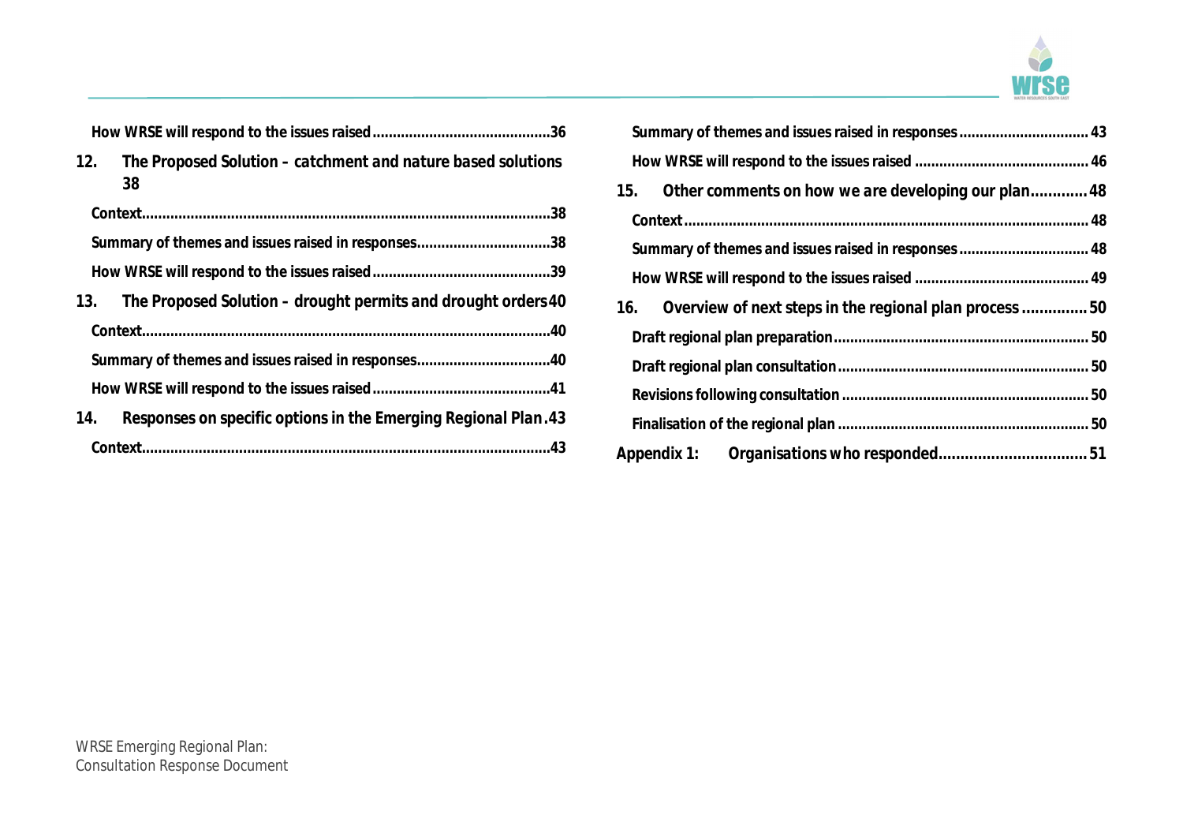How WRSE will respond to the issues raised ....36

12. The Proposed Solution – catchment and nature based solutions 38

Context....38

Summary of themes and issues raised in responses....38

How WRSE will respond to the issues raised ....39

13. The Proposed Solution – drought permits and drought orders 40

Context....40

Summary of themes and issues raised in responses....40

How WRSE will respond to the issues raised ....41

14. Responses on specific options in the Emerging Regional Plan .43

Context....43

Summary of themes and issues raised in responses .... 43

How WRSE will respond to the issues raised .... 46

15. Other comments on how we are developing our plan.... 48

Context.... 48

Summary of themes and issues raised in responses .... 48

How WRSE will respond to the issues raised .... 49

16. Overview of next steps in the regional plan process .... 50

Draft regional plan preparation.... 50

Draft regional plan consultation.... 50

Revisions following consultation .... 50

Finalisation of the regional plan .... 50

Appendix 1: Organisations who responded.... 51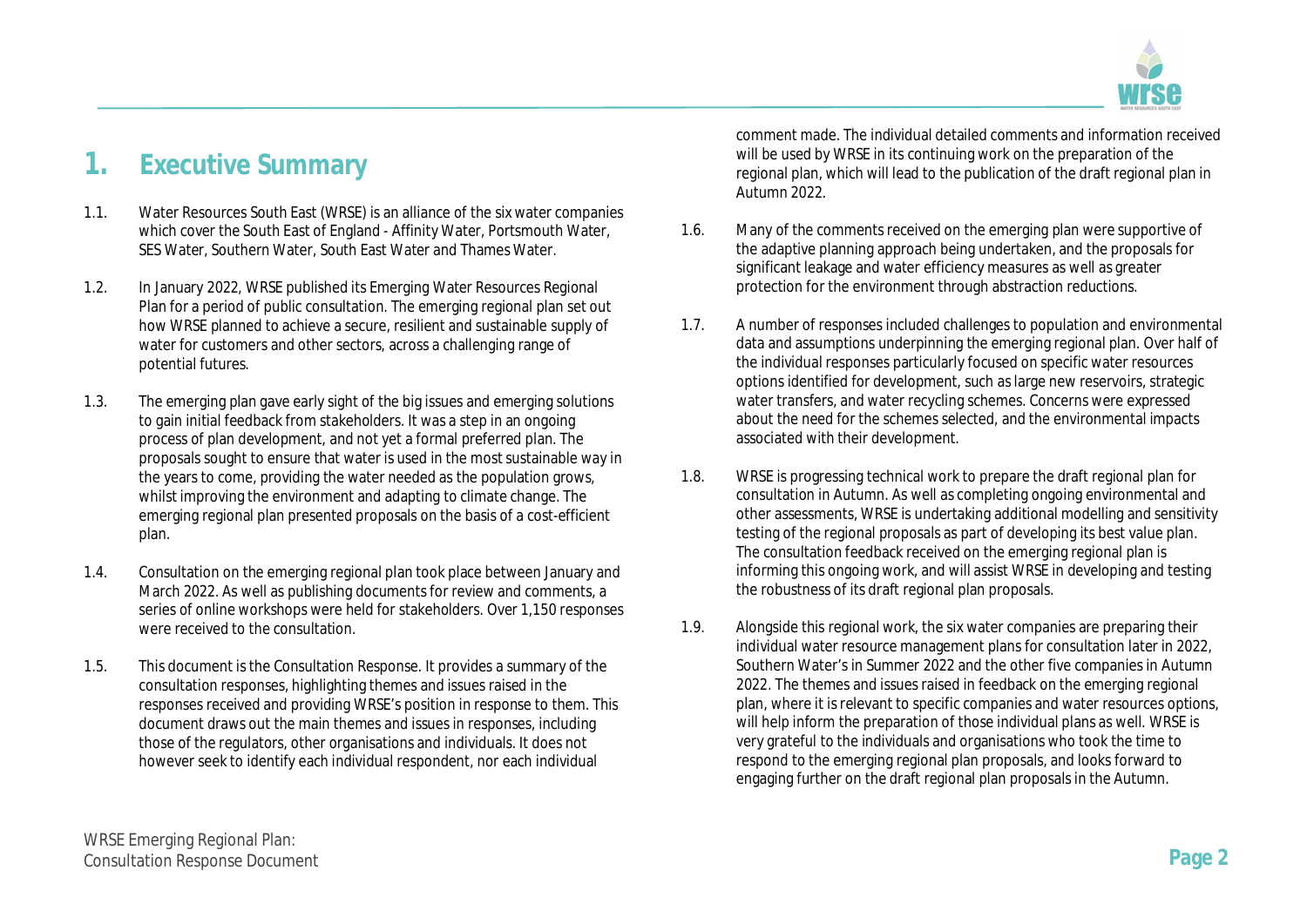# 1. Executive Summary

1.1. Water Resources South East (WRSE) is an alliance of the six water companies which cover the South East of England - Affinity Water, Portsmouth Water, SES Water, Southern Water, South East Water and Thames Water.

1.2. In January 2022, WRSE published its Emerging Water Resources Regional Plan for a period of public consultation. The emerging regional plan set out how WRSE planned to achieve a secure, resilient and sustainable supply of water for customers and other sectors, across a challenging range of potential futures.

1.3. The emerging plan gave early sight of the big issues and emerging solutions to gain initial feedback from stakeholders. It was a step in an ongoing process of plan development, and not yet a formal preferred plan. The proposals sought to ensure that water is used in the most sustainable way in the years to come, providing the water needed as the population grows, whilst improving the environment and adapting to climate change. The emerging regional plan presented proposals on the basis of a cost-efficient plan.

1.4. Consultation on the emerging regional plan took place between January and March 2022. As well as publishing documents for review and comments, a series of online workshops were held for stakeholders. Over 1,150 responses were received to the consultation.

1.5. This document is the Consultation Response. It provides a summary of the consultation responses, highlighting themes and issues raised in the responses received and providing WRSE's position in response to them. This document draws out the main themes and issues in responses, including those of the regulators, other organisations and individuals. It does not however seek to identify each individual respondent, nor each individual comment made. The individual detailed comments and information received will be used by WRSE in its continuing work on the preparation of the regional plan, which will lead to the publication of the draft regional plan in Autumn 2022.

1.6. Many of the comments received on the emerging plan were supportive of the adaptive planning approach being undertaken, and the proposals for significant leakage and water efficiency measures as well as greater protection for the environment through abstraction reductions.

1.7. A number of responses included challenges to population and environmental data and assumptions underpinning the emerging regional plan. Over half of the individual responses particularly focused on specific water resources options identified for development, such as large new reservoirs, strategic water transfers, and water recycling schemes. Concerns were expressed about the need for the schemes selected, and the environmental impacts associated with their development.

1.8. WRSE is progressing technical work to prepare the draft regional plan for consultation in Autumn. As well as completing ongoing environmental and other assessments, WRSE is undertaking additional modelling and sensitivity testing of the regional proposals as part of developing its best value plan. The consultation feedback received on the emerging regional plan is informing this ongoing work, and will assist WRSE in developing and testing the robustness of its draft regional plan proposals.

1.9. Alongside this regional work, the six water companies are preparing their individual water resource management plans for consultation later in 2022, Southern Water's in Summer 2022 and the other five companies in Autumn 2022. The themes and issues raised in feedback on the emerging regional plan, where it is relevant to specific companies and water resources options, will help inform the preparation of those individual plans as well. WRSE is very grateful to the individuals and organisations who took the time to respond to the emerging regional plan proposals, and looks forward to engaging further on the draft regional plan proposals in the Autumn.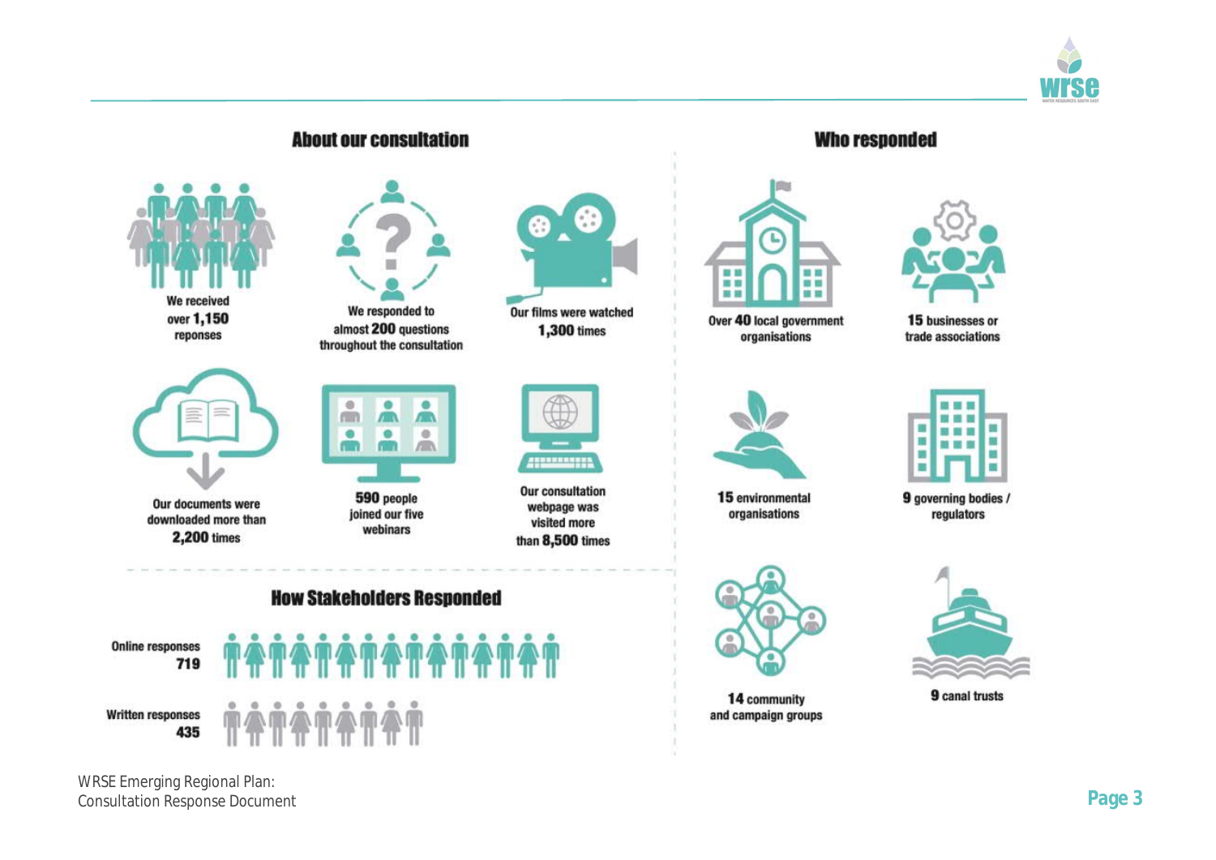## About our consultation

We received over **1,150** reponses

We responded to almost **200** questions throughout the consultation

Our films were watched **1,300** times

Our documents were downloaded more than **2,200** times

**590** people joined our five webinars

Our consultation webpage was visited more than **8,500** times

## How Stakeholders Responded

Online responses **719**

Written responses **435**

## Who responded

Over **40** local government organisations

**15** businesses or trade associations

**15** environmental organisations

**9** governing bodies / regulators

**14** community and campaign groups

**9** canal trusts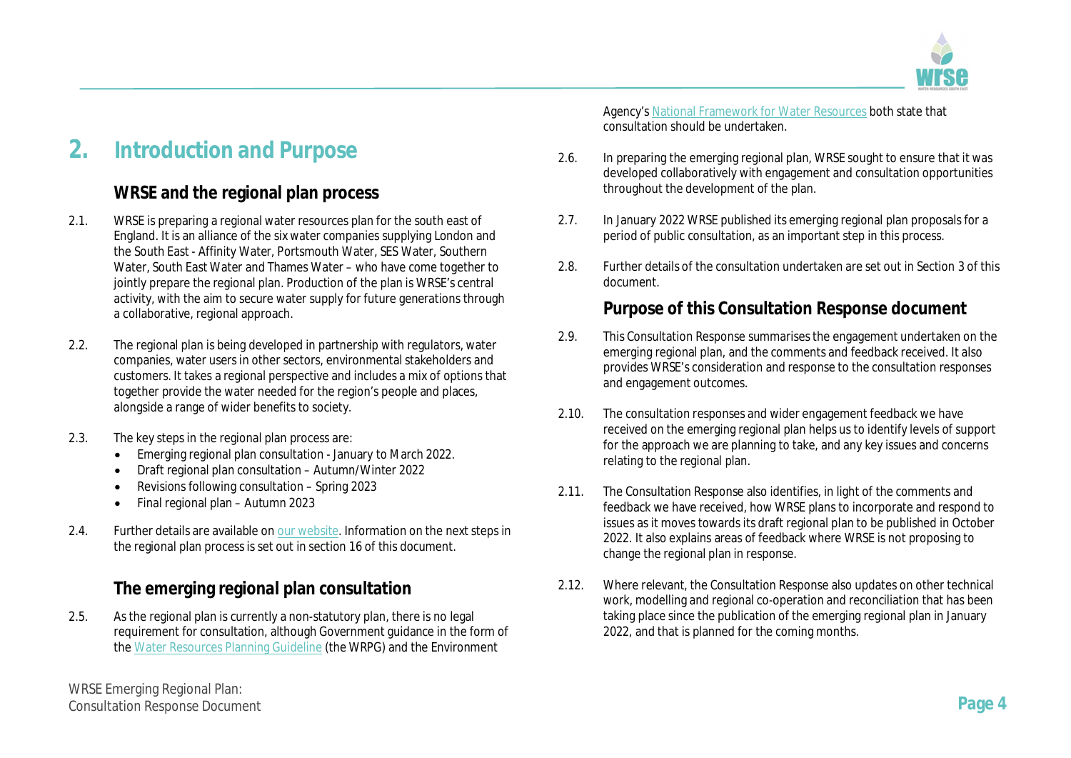# 2. Introduction and Purpose

## WRSE and the regional plan process

2.1. WRSE is preparing a regional water resources plan for the south east of England. It is an alliance of the six water companies supplying London and the South East - Affinity Water, Portsmouth Water, SES Water, Southern Water, South East Water and Thames Water – who have come together to jointly prepare the regional plan. Production of the plan is WRSE's central activity, with the aim to secure water supply for future generations through a collaborative, regional approach.

2.2. The regional plan is being developed in partnership with regulators, water companies, water users in other sectors, environmental stakeholders and customers. It takes a regional perspective and includes a mix of options that together provide the water needed for the region's people and places, alongside a range of wider benefits to society.

2.3. The key steps in the regional plan process are:

- Emerging regional plan consultation - January to March 2022.
- Draft regional plan consultation – Autumn/Winter 2022
- Revisions following consultation – Spring 2023
- Final regional plan – Autumn 2023

2.4. Further details are available on our website. Information on the next steps in the regional plan process is set out in section 16 of this document.

## The emerging regional plan consultation

2.5. As the regional plan is currently a non-statutory plan, there is no legal requirement for consultation, although Government guidance in the form of the Water Resources Planning Guideline (the WRPG) and the Environment Agency's National Framework for Water Resources both state that consultation should be undertaken.

2.6. In preparing the emerging regional plan, WRSE sought to ensure that it was developed collaboratively with engagement and consultation opportunities throughout the development of the plan.

2.7. In January 2022 WRSE published its emerging regional plan proposals for a period of public consultation, as an important step in this process.

2.8. Further details of the consultation undertaken are set out in Section 3 of this document.

## Purpose of this Consultation Response document

2.9. This Consultation Response summarises the engagement undertaken on the emerging regional plan, and the comments and feedback received. It also provides WRSE's consideration and response to the consultation responses and engagement outcomes.

2.10. The consultation responses and wider engagement feedback we have received on the emerging regional plan helps us to identify levels of support for the approach we are planning to take, and any key issues and concerns relating to the regional plan.

2.11. The Consultation Response also identifies, in light of the comments and feedback we have received, how WRSE plans to incorporate and respond to issues as it moves towards its draft regional plan to be published in October 2022. It also explains areas of feedback where WRSE is not proposing to change the regional plan in response.

2.12. Where relevant, the Consultation Response also updates on other technical work, modelling and regional co-operation and reconciliation that has been taking place since the publication of the emerging regional plan in January 2022, and that is planned for the coming months.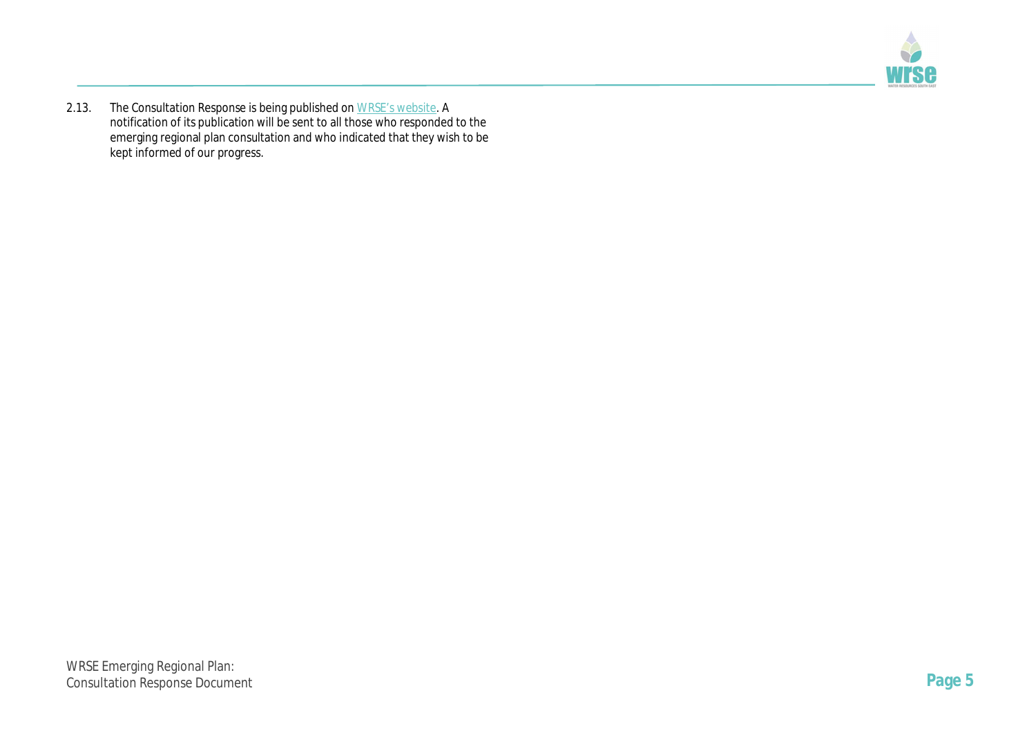2.13. The Consultation Response is being published on WRSE's website. A notification of its publication will be sent to all those who responded to the emerging regional plan consultation and who indicated that they wish to be kept informed of our progress.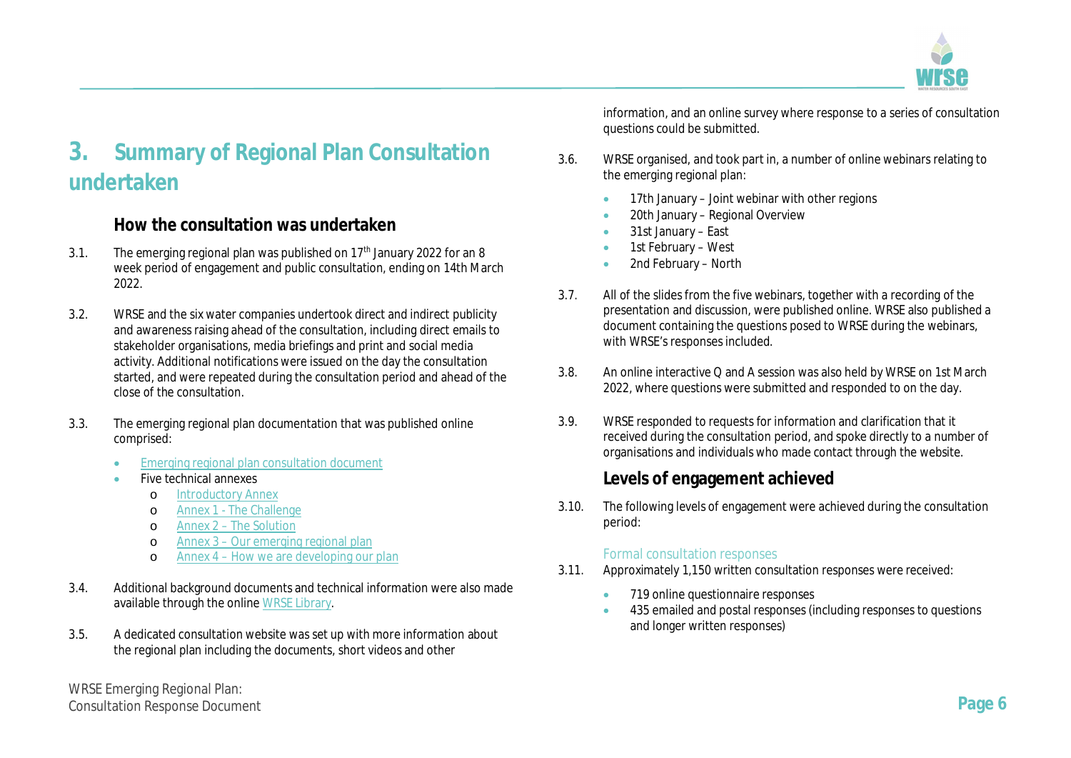# 3. Summary of Regional Plan Consultation undertaken

## How the consultation was undertaken

3.1. The emerging regional plan was published on 17th January 2022 for an 8 week period of engagement and public consultation, ending on 14th March 2022.

3.2. WRSE and the six water companies undertook direct and indirect publicity and awareness raising ahead of the consultation, including direct emails to stakeholder organisations, media briefings and print and social media activity. Additional notifications were issued on the day the consultation started, and were repeated during the consultation period and ahead of the close of the consultation.

3.3. The emerging regional plan documentation that was published online comprised:

- Emerging regional plan consultation document
- Five technical annexes
  - Introductory Annex
  - Annex 1 - The Challenge
  - Annex 2 – The Solution
  - Annex 3 – Our emerging regional plan
  - Annex 4 – How we are developing our plan

3.4. Additional background documents and technical information were also made available through the online WRSE Library.

3.5. A dedicated consultation website was set up with more information about the regional plan including the documents, short videos and other information, and an online survey where response to a series of consultation questions could be submitted.

3.6. WRSE organised, and took part in, a number of online webinars relating to the emerging regional plan:

- 17th January – Joint webinar with other regions
- 20th January – Regional Overview
- 31st January – East
- 1st February – West
- 2nd February – North

3.7. All of the slides from the five webinars, together with a recording of the presentation and discussion, were published online. WRSE also published a document containing the questions posed to WRSE during the webinars, with WRSE's responses included.

3.8. An online interactive Q and A session was also held by WRSE on 1st March 2022, where questions were submitted and responded to on the day.

3.9. WRSE responded to requests for information and clarification that it received during the consultation period, and spoke directly to a number of organisations and individuals who made contact through the website.

## Levels of engagement achieved

3.10. The following levels of engagement were achieved during the consultation period:

### Formal consultation responses

3.11. Approximately 1,150 written consultation responses were received:

- 719 online questionnaire responses
- 435 emailed and postal responses (including responses to questions and longer written responses)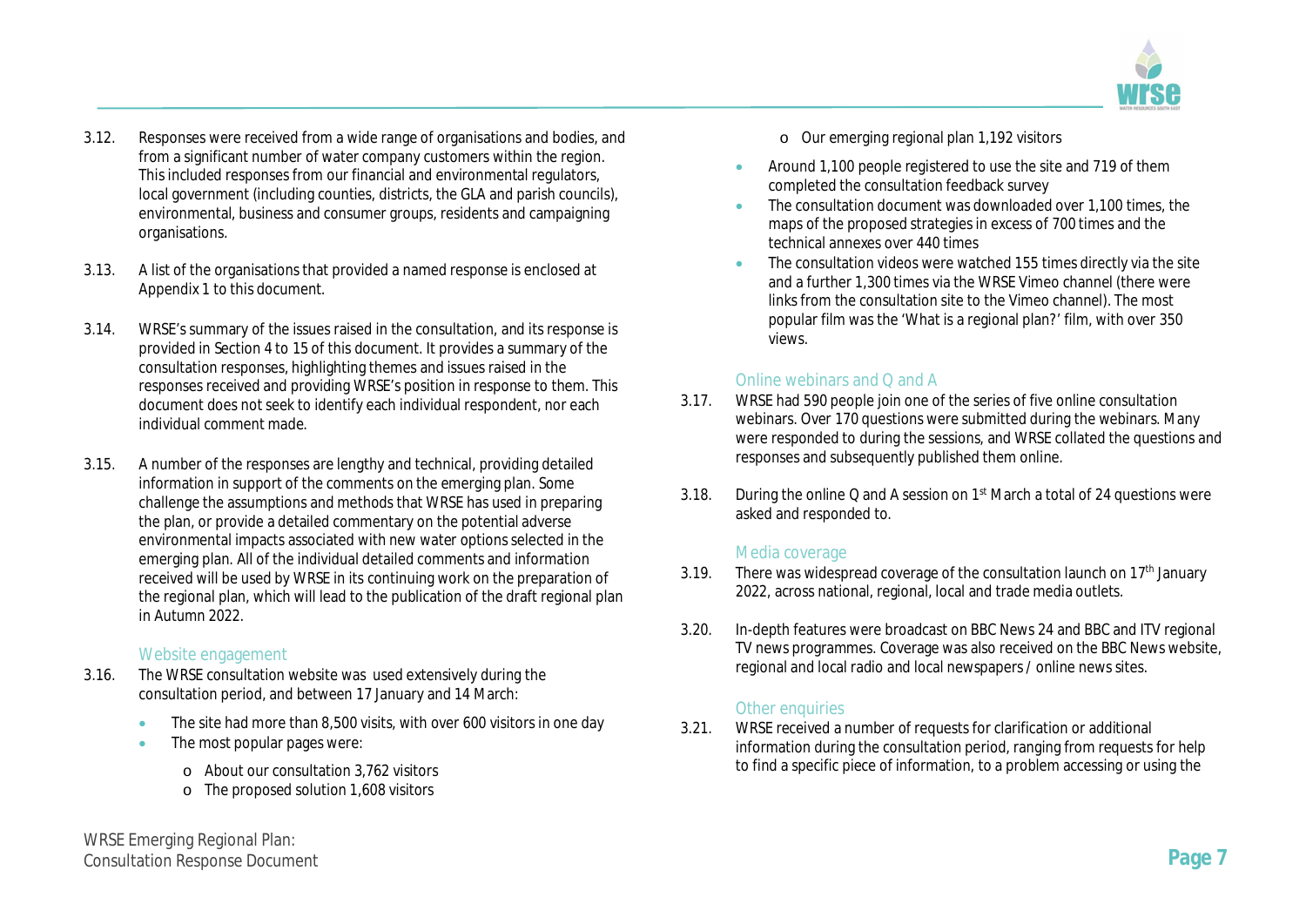3.12. Responses were received from a wide range of organisations and bodies, and from a significant number of water company customers within the region. This included responses from our financial and environmental regulators, local government (including counties, districts, the GLA and parish councils), environmental, business and consumer groups, residents and campaigning organisations.

3.13. A list of the organisations that provided a named response is enclosed at Appendix 1 to this document.

3.14. WRSE's summary of the issues raised in the consultation, and its response is provided in Section 4 to 15 of this document. It provides a summary of the consultation responses, highlighting themes and issues raised in the responses received and providing WRSE's position in response to them. This document does not seek to identify each individual respondent, nor each individual comment made.

3.15. A number of the responses are lengthy and technical, providing detailed information in support of the comments on the emerging plan. Some challenge the assumptions and methods that WRSE has used in preparing the plan, or provide a detailed commentary on the potential adverse environmental impacts associated with new water options selected in the emerging plan. All of the individual detailed comments and information received will be used by WRSE in its continuing work on the preparation of the regional plan, which will lead to the publication of the draft regional plan in Autumn 2022.

### Website engagement

3.16. The WRSE consultation website was used extensively during the consultation period, and between 17 January and 14 March:

- The site had more than 8,500 visits, with over 600 visitors in one day
- The most popular pages were:
  - About our consultation 3,762 visitors
  - The proposed solution 1,608 visitors
  - Our emerging regional plan 1,192 visitors
- Around 1,100 people registered to use the site and 719 of them completed the consultation feedback survey
- The consultation document was downloaded over 1,100 times, the maps of the proposed strategies in excess of 700 times and the technical annexes over 440 times
- The consultation videos were watched 155 times directly via the site and a further 1,300 times via the WRSE Vimeo channel (there were links from the consultation site to the Vimeo channel). The most popular film was the 'What is a regional plan?' film, with over 350 views.

### Online webinars and Q and A

3.17. WRSE had 590 people join one of the series of five online consultation webinars. Over 170 questions were submitted during the webinars. Many were responded to during the sessions, and WRSE collated the questions and responses and subsequently published them online.

3.18. During the online Q and A session on 1st March a total of 24 questions were asked and responded to.

### Media coverage

3.19. There was widespread coverage of the consultation launch on 17th January 2022, across national, regional, local and trade media outlets.

3.20. In-depth features were broadcast on BBC News 24 and BBC and ITV regional TV news programmes. Coverage was also received on the BBC News website, regional and local radio and local newspapers / online news sites.

### Other enquiries

3.21. WRSE received a number of requests for clarification or additional information during the consultation period, ranging from requests for help to find a specific piece of information, to a problem accessing or using the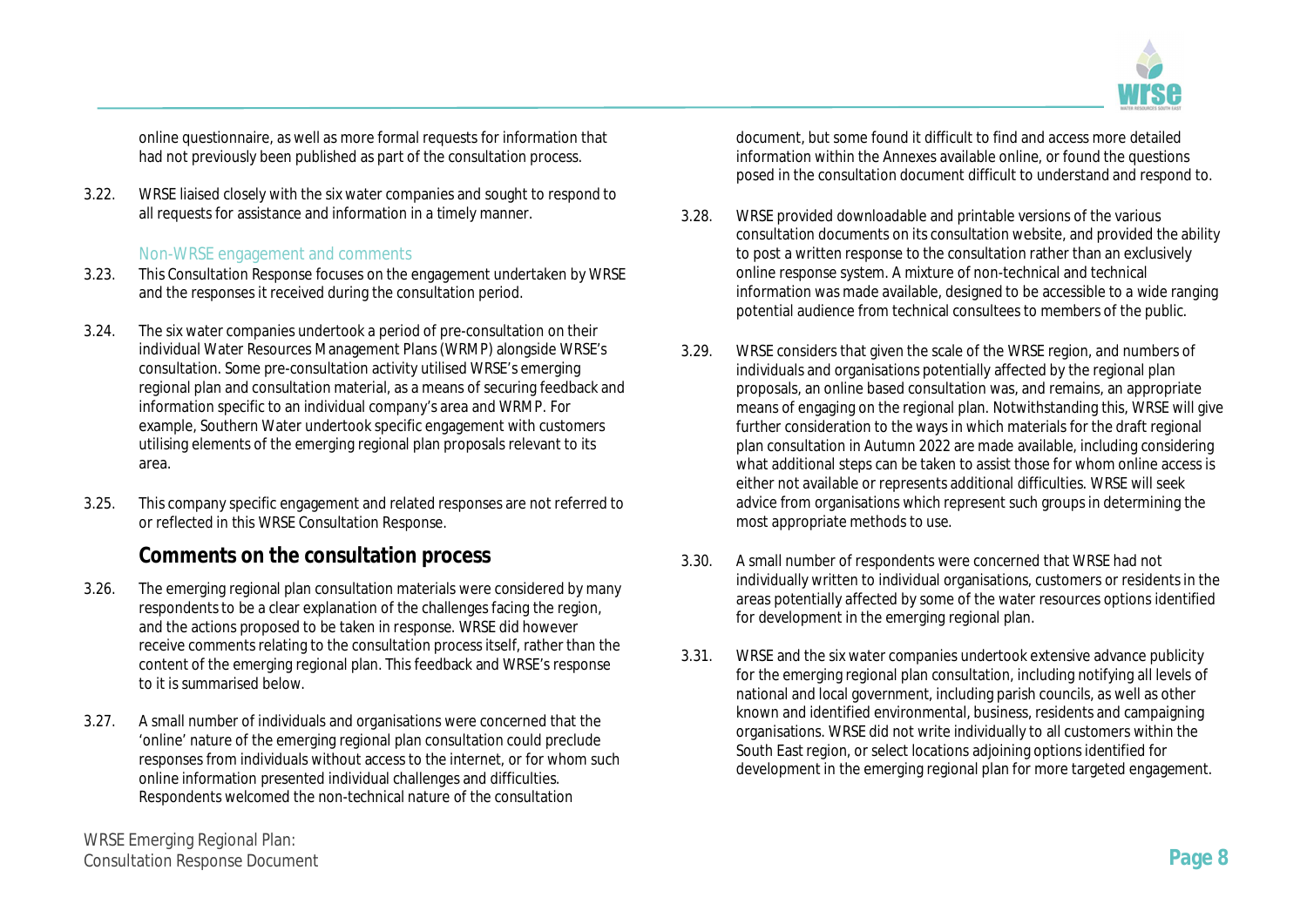online questionnaire, as well as more formal requests for information that had not previously been published as part of the consultation process.

3.22. WRSE liaised closely with the six water companies and sought to respond to all requests for assistance and information in a timely manner.

### Non-WRSE engagement and comments

3.23. This Consultation Response focuses on the engagement undertaken by WRSE and the responses it received during the consultation period.

3.24. The six water companies undertook a period of pre-consultation on their individual Water Resources Management Plans (WRMP) alongside WRSE's consultation. Some pre-consultation activity utilised WRSE's emerging regional plan and consultation material, as a means of securing feedback and information specific to an individual company's area and WRMP. For example, Southern Water undertook specific engagement with customers utilising elements of the emerging regional plan proposals relevant to its area.

3.25. This company specific engagement and related responses are not referred to or reflected in this WRSE Consultation Response.

## Comments on the consultation process

3.26. The emerging regional plan consultation materials were considered by many respondents to be a clear explanation of the challenges facing the region, and the actions proposed to be taken in response. WRSE did however receive comments relating to the consultation process itself, rather than the content of the emerging regional plan. This feedback and WRSE's response to it is summarised below.

3.27. A small number of individuals and organisations were concerned that the 'online' nature of the emerging regional plan consultation could preclude responses from individuals without access to the internet, or for whom such online information presented individual challenges and difficulties. Respondents welcomed the non-technical nature of the consultation document, but some found it difficult to find and access more detailed information within the Annexes available online, or found the questions posed in the consultation document difficult to understand and respond to.

3.28. WRSE provided downloadable and printable versions of the various consultation documents on its consultation website, and provided the ability to post a written response to the consultation rather than an exclusively online response system. A mixture of non-technical and technical information was made available, designed to be accessible to a wide ranging potential audience from technical consultees to members of the public.

3.29. WRSE considers that given the scale of the WRSE region, and numbers of individuals and organisations potentially affected by the regional plan proposals, an online based consultation was, and remains, an appropriate means of engaging on the regional plan. Notwithstanding this, WRSE will give further consideration to the ways in which materials for the draft regional plan consultation in Autumn 2022 are made available, including considering what additional steps can be taken to assist those for whom online access is either not available or represents additional difficulties. WRSE will seek advice from organisations which represent such groups in determining the most appropriate methods to use.

3.30. A small number of respondents were concerned that WRSE had not individually written to individual organisations, customers or residents in the areas potentially affected by some of the water resources options identified for development in the emerging regional plan.

3.31. WRSE and the six water companies undertook extensive advance publicity for the emerging regional plan consultation, including notifying all levels of national and local government, including parish councils, as well as other known and identified environmental, business, residents and campaigning organisations. WRSE did not write individually to all customers within the South East region, or select locations adjoining options identified for development in the emerging regional plan for more targeted engagement.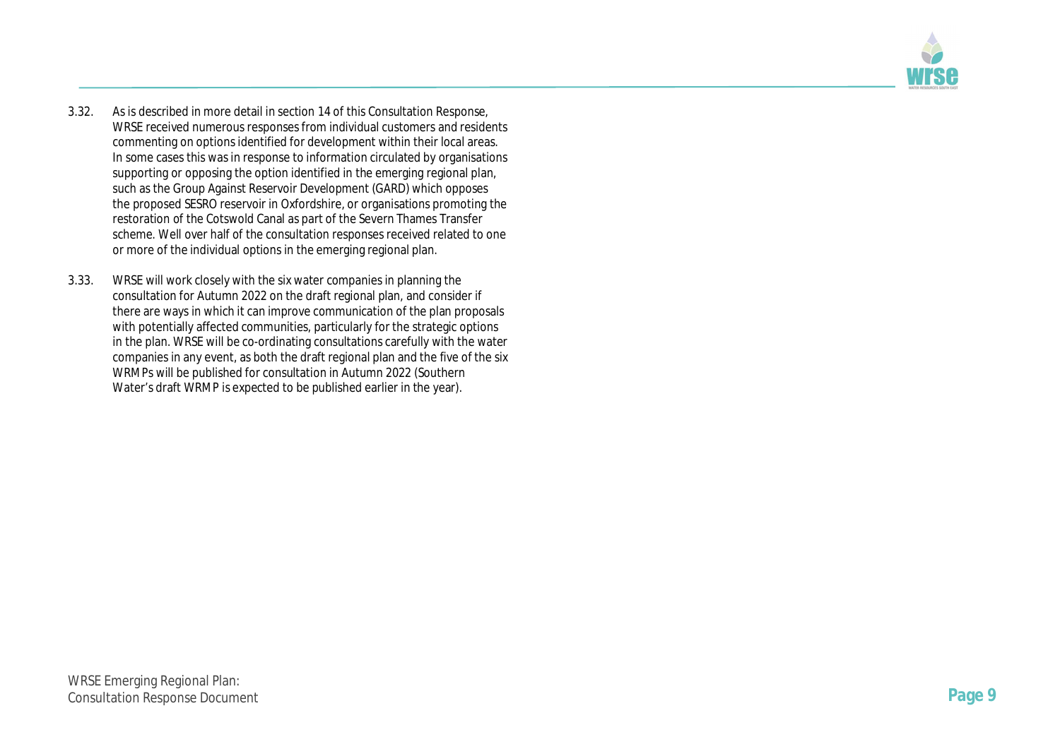3.32. As is described in more detail in section 14 of this Consultation Response, WRSE received numerous responses from individual customers and residents commenting on options identified for development within their local areas. In some cases this was in response to information circulated by organisations supporting or opposing the option identified in the emerging regional plan, such as the Group Against Reservoir Development (GARD) which opposes the proposed SESRO reservoir in Oxfordshire, or organisations promoting the restoration of the Cotswold Canal as part of the Severn Thames Transfer scheme. Well over half of the consultation responses received related to one or more of the individual options in the emerging regional plan.

3.33. WRSE will work closely with the six water companies in planning the consultation for Autumn 2022 on the draft regional plan, and consider if there are ways in which it can improve communication of the plan proposals with potentially affected communities, particularly for the strategic options in the plan. WRSE will be co-ordinating consultations carefully with the water companies in any event, as both the draft regional plan and the five of the six WRMPs will be published for consultation in Autumn 2022 (Southern Water's draft WRMP is expected to be published earlier in the year).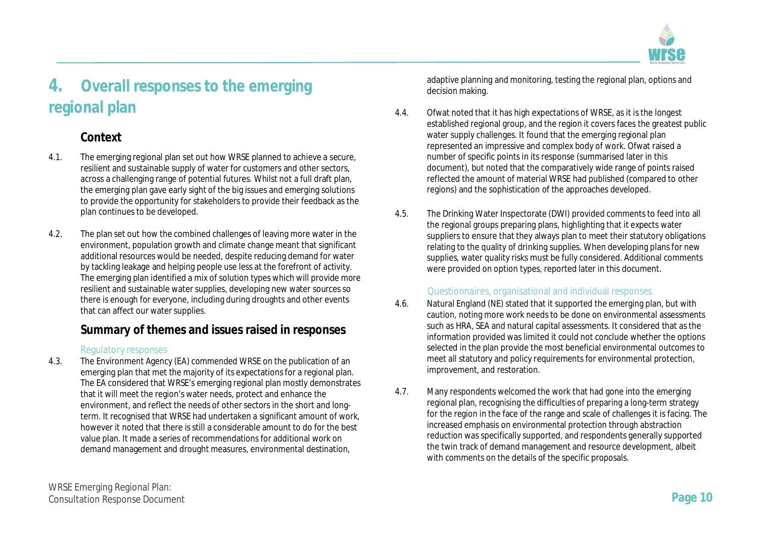# 4. Overall responses to the emerging regional plan

## Context

4.1. The emerging regional plan set out how WRSE planned to achieve a secure, resilient and sustainable supply of water for customers and other sectors, across a challenging range of potential futures. Whilst not a full draft plan, the emerging plan gave early sight of the big issues and emerging solutions to provide the opportunity for stakeholders to provide their feedback as the plan continues to be developed.

4.2. The plan set out how the combined challenges of leaving more water in the environment, population growth and climate change meant that significant additional resources would be needed, despite reducing demand for water by tackling leakage and helping people use less at the forefront of activity. The emerging plan identified a mix of solution types which will provide more resilient and sustainable water supplies, developing new water sources so there is enough for everyone, including during droughts and other events that can affect our water supplies.

## Summary of themes and issues raised in responses

### Regulatory responses

4.3. The Environment Agency (EA) commended WRSE on the publication of an emerging plan that met the majority of its expectations for a regional plan. The EA considered that WRSE's emerging regional plan mostly demonstrates that it will meet the region's water needs, protect and enhance the environment, and reflect the needs of other sectors in the short and long-term. It recognised that WRSE had undertaken a significant amount of work, however it noted that there is still a considerable amount to do for the best value plan. It made a series of recommendations for additional work on demand management and drought measures, environmental destination, adaptive planning and monitoring, testing the regional plan, options and decision making.

4.4. Ofwat noted that it has high expectations of WRSE, as it is the longest established regional group, and the region it covers faces the greatest public water supply challenges. It found that the emerging regional plan represented an impressive and complex body of work. Ofwat raised a number of specific points in its response (summarised later in this document), but noted that the comparatively wide range of points raised reflected the amount of material WRSE had published (compared to other regions) and the sophistication of the approaches developed.

4.5. The Drinking Water Inspectorate (DWI) provided comments to feed into all the regional groups preparing plans, highlighting that it expects water suppliers to ensure that they always plan to meet their statutory obligations relating to the quality of drinking supplies. When developing plans for new supplies, water quality risks must be fully considered. Additional comments were provided on option types, reported later in this document.

### Questionnaires, organisational and individual responses

4.6. Natural England (NE) stated that it supported the emerging plan, but with caution, noting more work needs to be done on environmental assessments such as HRA, SEA and natural capital assessments. It considered that as the information provided was limited it could not conclude whether the options selected in the plan provide the most beneficial environmental outcomes to meet all statutory and policy requirements for environmental protection, improvement, and restoration.

4.7. Many respondents welcomed the work that had gone into the emerging regional plan, recognising the difficulties of preparing a long-term strategy for the region in the face of the range and scale of challenges it is facing. The increased emphasis on environmental protection through abstraction reduction was specifically supported, and respondents generally supported the twin track of demand management and resource development, albeit with comments on the details of the specific proposals.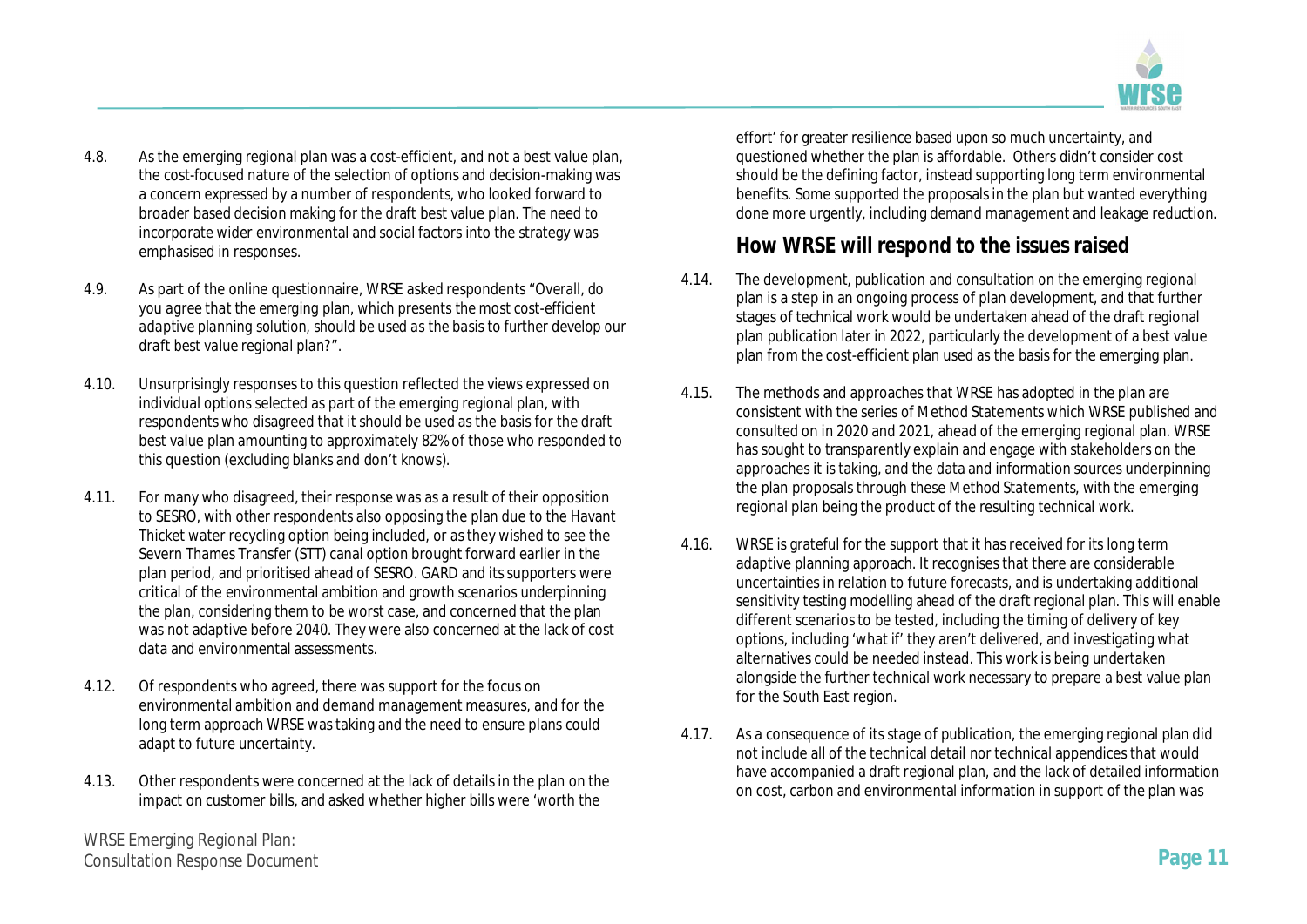4.8. As the emerging regional plan was a cost-efficient, and not a best value plan, the cost-focused nature of the selection of options and decision-making was a concern expressed by a number of respondents, who looked forward to broader based decision making for the draft best value plan. The need to incorporate wider environmental and social factors into the strategy was emphasised in responses.

4.9. As part of the online questionnaire, WRSE asked respondents *"Overall, do you agree that the emerging plan, which presents the most cost-efficient adaptive planning solution, should be used as the basis to further develop our draft best value regional plan?"*.

4.10. Unsurprisingly responses to this question reflected the views expressed on individual options selected as part of the emerging regional plan, with respondents who disagreed that it should be used as the basis for the draft best value plan amounting to approximately 82% of those who responded to this question (excluding blanks and don't knows).

4.11. For many who disagreed, their response was as a result of their opposition to SESRO, with other respondents also opposing the plan due to the Havant Thicket water recycling option being included, or as they wished to see the Severn Thames Transfer (STT) canal option brought forward earlier in the plan period, and prioritised ahead of SESRO. GARD and its supporters were critical of the environmental ambition and growth scenarios underpinning the plan, considering them to be worst case, and concerned that the plan was not adaptive before 2040. They were also concerned at the lack of cost data and environmental assessments.

4.12. Of respondents who agreed, there was support for the focus on environmental ambition and demand management measures, and for the long term approach WRSE was taking and the need to ensure plans could adapt to future uncertainty.

4.13. Other respondents were concerned at the lack of details in the plan on the impact on customer bills, and asked whether higher bills were 'worth the effort' for greater resilience based upon so much uncertainty, and questioned whether the plan is affordable. Others didn't consider cost should be the defining factor, instead supporting long term environmental benefits. Some supported the proposals in the plan but wanted everything done more urgently, including demand management and leakage reduction.

## How WRSE will respond to the issues raised

4.14. The development, publication and consultation on the emerging regional plan is a step in an ongoing process of plan development, and that further stages of technical work would be undertaken ahead of the draft regional plan publication later in 2022, particularly the development of a best value plan from the cost-efficient plan used as the basis for the emerging plan.

4.15. The methods and approaches that WRSE has adopted in the plan are consistent with the series of Method Statements which WRSE published and consulted on in 2020 and 2021, ahead of the emerging regional plan. WRSE has sought to transparently explain and engage with stakeholders on the approaches it is taking, and the data and information sources underpinning the plan proposals through these Method Statements, with the emerging regional plan being the product of the resulting technical work.

4.16. WRSE is grateful for the support that it has received for its long term adaptive planning approach. It recognises that there are considerable uncertainties in relation to future forecasts, and is undertaking additional sensitivity testing modelling ahead of the draft regional plan. This will enable different scenarios to be tested, including the timing of delivery of key options, including 'what if' they aren't delivered, and investigating what alternatives could be needed instead. This work is being undertaken alongside the further technical work necessary to prepare a best value plan for the South East region.

4.17. As a consequence of its stage of publication, the emerging regional plan did not include all of the technical detail nor technical appendices that would have accompanied a draft regional plan, and the lack of detailed information on cost, carbon and environmental information in support of the plan was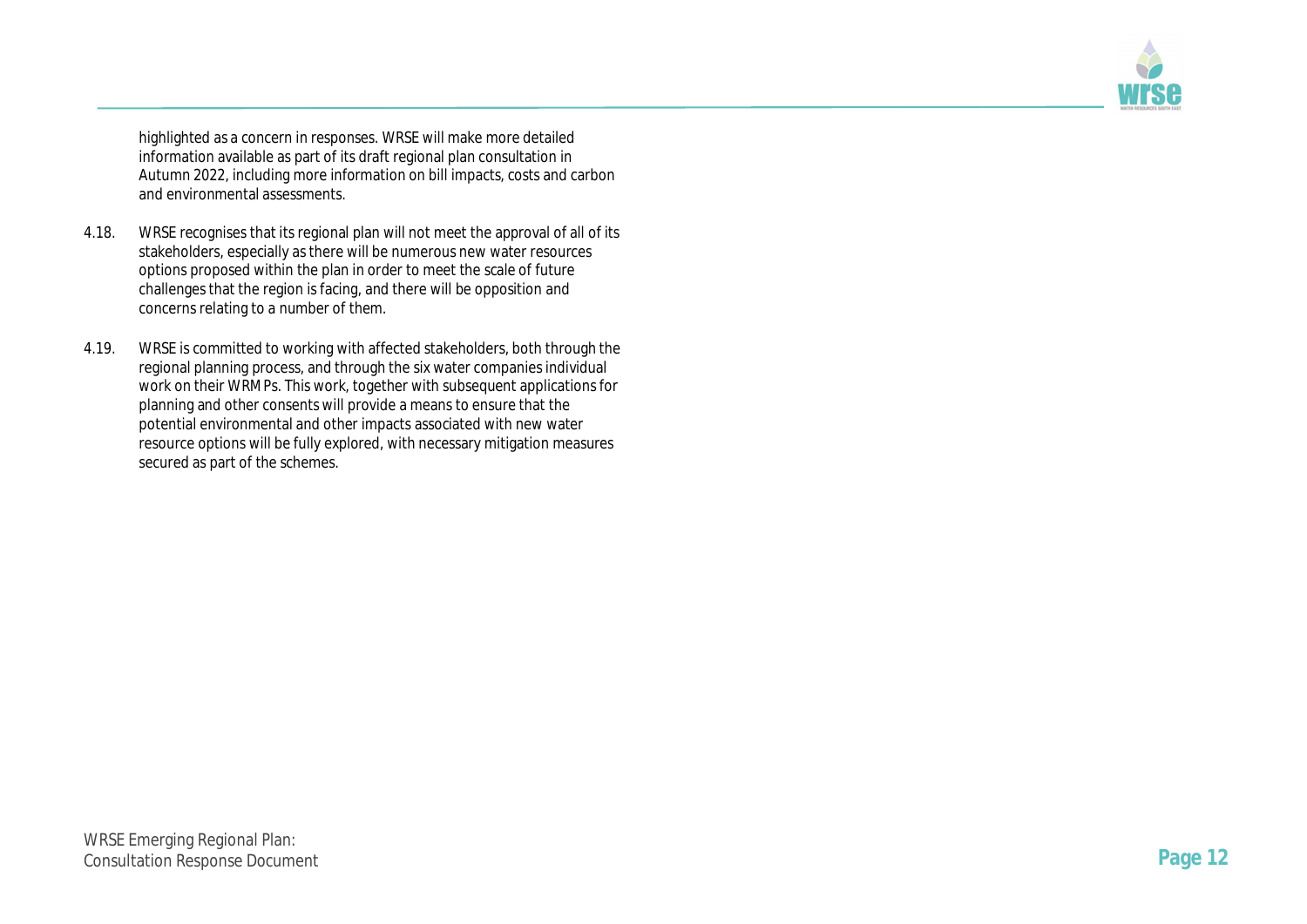highlighted as a concern in responses. WRSE will make more detailed information available as part of its draft regional plan consultation in Autumn 2022, including more information on bill impacts, costs and carbon and environmental assessments.

4.18. WRSE recognises that its regional plan will not meet the approval of all of its stakeholders, especially as there will be numerous new water resources options proposed within the plan in order to meet the scale of future challenges that the region is facing, and there will be opposition and concerns relating to a number of them.

4.19. WRSE is committed to working with affected stakeholders, both through the regional planning process, and through the six water companies individual work on their WRMPs. This work, together with subsequent applications for planning and other consents will provide a means to ensure that the potential environmental and other impacts associated with new water resource options will be fully explored, with necessary mitigation measures secured as part of the schemes.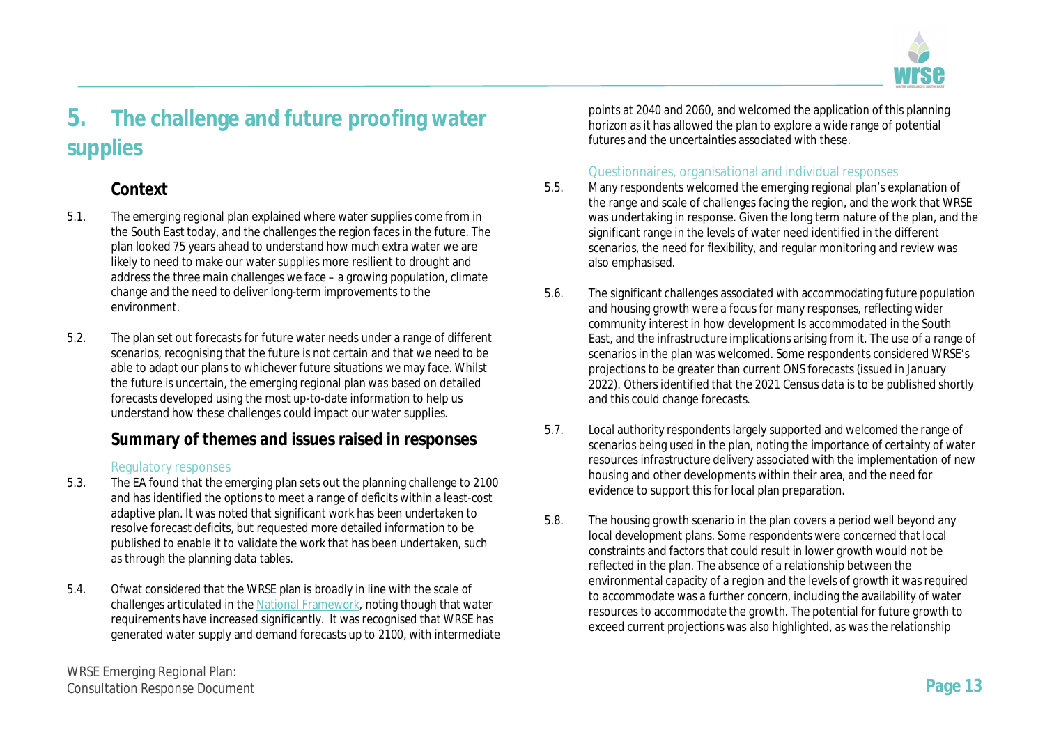# 5. The challenge and future proofing water supplies

## Context

5.1. The emerging regional plan explained where water supplies come from in the South East today, and the challenges the region faces in the future. The plan looked 75 years ahead to understand how much extra water we are likely to need to make our water supplies more resilient to drought and address the three main challenges we face – a growing population, climate change and the need to deliver long-term improvements to the environment.

5.2. The plan set out forecasts for future water needs under a range of different scenarios, recognising that the future is not certain and that we need to be able to adapt our plans to whichever future situations we may face. Whilst the future is uncertain, the emerging regional plan was based on detailed forecasts developed using the most up-to-date information to help us understand how these challenges could impact our water supplies.

## Summary of themes and issues raised in responses

### Regulatory responses

5.3. The EA found that the emerging plan sets out the planning challenge to 2100 and has identified the options to meet a range of deficits within a least-cost adaptive plan. It was noted that significant work has been undertaken to resolve forecast deficits, but requested more detailed information to be published to enable it to validate the work that has been undertaken, such as through the planning data tables.

5.4. Ofwat considered that the WRSE plan is broadly in line with the scale of challenges articulated in the National Framework, noting though that water requirements have increased significantly. It was recognised that WRSE has generated water supply and demand forecasts up to 2100, with intermediate points at 2040 and 2060, and welcomed the application of this planning horizon as it has allowed the plan to explore a wide range of potential futures and the uncertainties associated with these.

### Questionnaires, organisational and individual responses

5.5. Many respondents welcomed the emerging regional plan's explanation of the range and scale of challenges facing the region, and the work that WRSE was undertaking in response. Given the long term nature of the plan, and the significant range in the levels of water need identified in the different scenarios, the need for flexibility, and regular monitoring and review was also emphasised.

5.6. The significant challenges associated with accommodating future population and housing growth were a focus for many responses, reflecting wider community interest in how development Is accommodated in the South East, and the infrastructure implications arising from it. The use of a range of scenarios in the plan was welcomed. Some respondents considered WRSE's projections to be greater than current ONS forecasts (issued in January 2022). Others identified that the 2021 Census data is to be published shortly and this could change forecasts.

5.7. Local authority respondents largely supported and welcomed the range of scenarios being used in the plan, noting the importance of certainty of water resources infrastructure delivery associated with the implementation of new housing and other developments within their area, and the need for evidence to support this for local plan preparation.

5.8. The housing growth scenario in the plan covers a period well beyond any local development plans. Some respondents were concerned that local constraints and factors that could result in lower growth would not be reflected in the plan. The absence of a relationship between the environmental capacity of a region and the levels of growth it was required to accommodate was a further concern, including the availability of water resources to accommodate the growth. The potential for future growth to exceed current projections was also highlighted, as was the relationship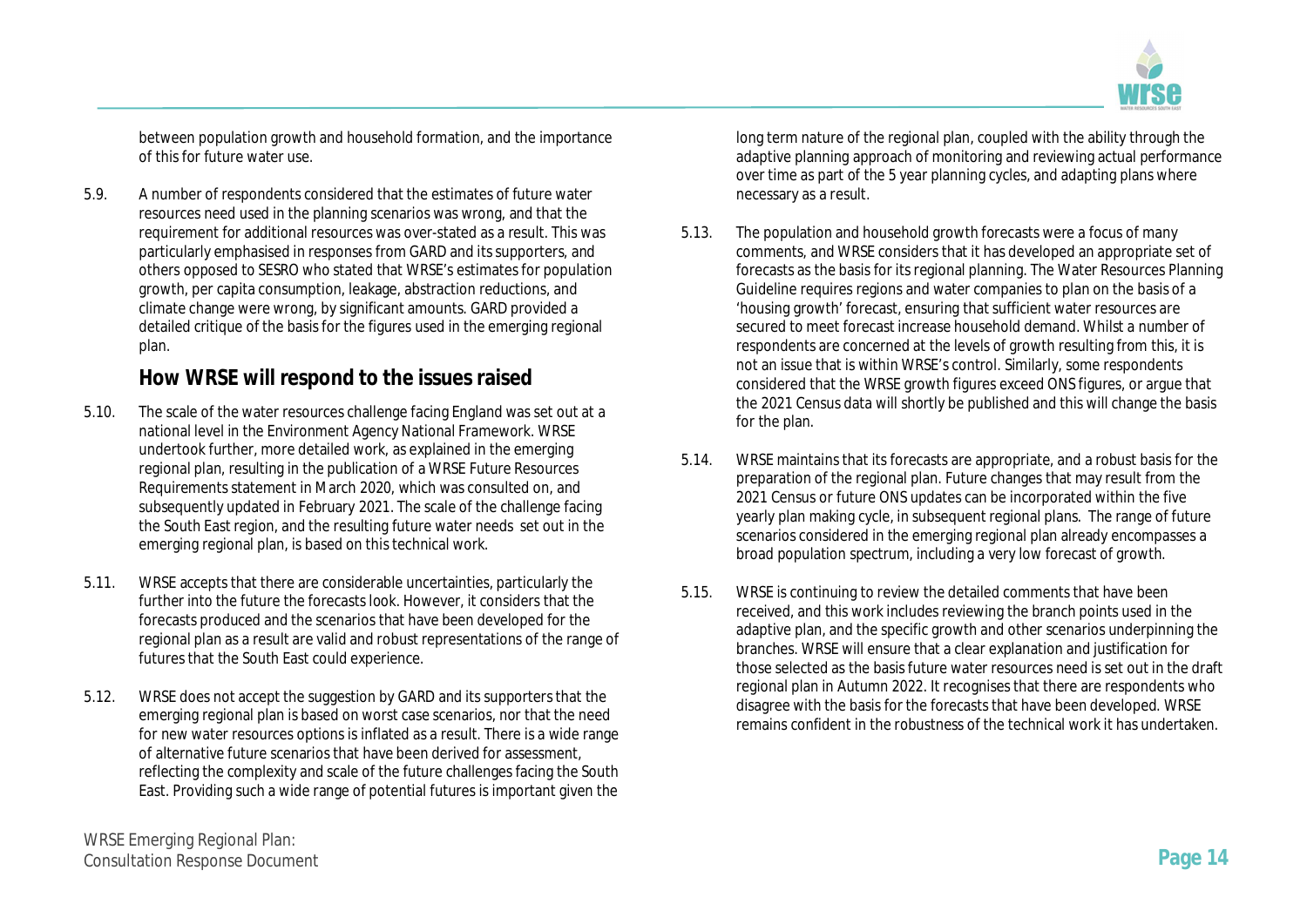between population growth and household formation, and the importance of this for future water use.

5.9. A number of respondents considered that the estimates of future water resources need used in the planning scenarios was wrong, and that the requirement for additional resources was over-stated as a result. This was particularly emphasised in responses from GARD and its supporters, and others opposed to SESRO who stated that WRSE's estimates for population growth, per capita consumption, leakage, abstraction reductions, and climate change were wrong, by significant amounts. GARD provided a detailed critique of the basis for the figures used in the emerging regional plan.

## How WRSE will respond to the issues raised

5.10. The scale of the water resources challenge facing England was set out at a national level in the Environment Agency National Framework. WRSE undertook further, more detailed work, as explained in the emerging regional plan, resulting in the publication of a WRSE Future Resources Requirements statement in March 2020, which was consulted on, and subsequently updated in February 2021. The scale of the challenge facing the South East region, and the resulting future water needs set out in the emerging regional plan, is based on this technical work.

5.11. WRSE accepts that there are considerable uncertainties, particularly the further into the future the forecasts look. However, it considers that the forecasts produced and the scenarios that have been developed for the regional plan as a result are valid and robust representations of the range of futures that the South East could experience.

5.12. WRSE does not accept the suggestion by GARD and its supporters that the emerging regional plan is based on worst case scenarios, nor that the need for new water resources options is inflated as a result. There is a wide range of alternative future scenarios that have been derived for assessment, reflecting the complexity and scale of the future challenges facing the South East. Providing such a wide range of potential futures is important given the long term nature of the regional plan, coupled with the ability through the adaptive planning approach of monitoring and reviewing actual performance over time as part of the 5 year planning cycles, and adapting plans where necessary as a result.

5.13. The population and household growth forecasts were a focus of many comments, and WRSE considers that it has developed an appropriate set of forecasts as the basis for its regional planning. The Water Resources Planning Guideline requires regions and water companies to plan on the basis of a 'housing growth' forecast, ensuring that sufficient water resources are secured to meet forecast increase household demand. Whilst a number of respondents are concerned at the levels of growth resulting from this, it is not an issue that is within WRSE's control. Similarly, some respondents considered that the WRSE growth figures exceed ONS figures, or argue that the 2021 Census data will shortly be published and this will change the basis for the plan.

5.14. WRSE maintains that its forecasts are appropriate, and a robust basis for the preparation of the regional plan. Future changes that may result from the 2021 Census or future ONS updates can be incorporated within the five yearly plan making cycle, in subsequent regional plans. The range of future scenarios considered in the emerging regional plan already encompasses a broad population spectrum, including a very low forecast of growth.

5.15. WRSE is continuing to review the detailed comments that have been received, and this work includes reviewing the branch points used in the adaptive plan, and the specific growth and other scenarios underpinning the branches. WRSE will ensure that a clear explanation and justification for those selected as the basis future water resources need is set out in the draft regional plan in Autumn 2022. It recognises that there are respondents who disagree with the basis for the forecasts that have been developed. WRSE remains confident in the robustness of the technical work it has undertaken.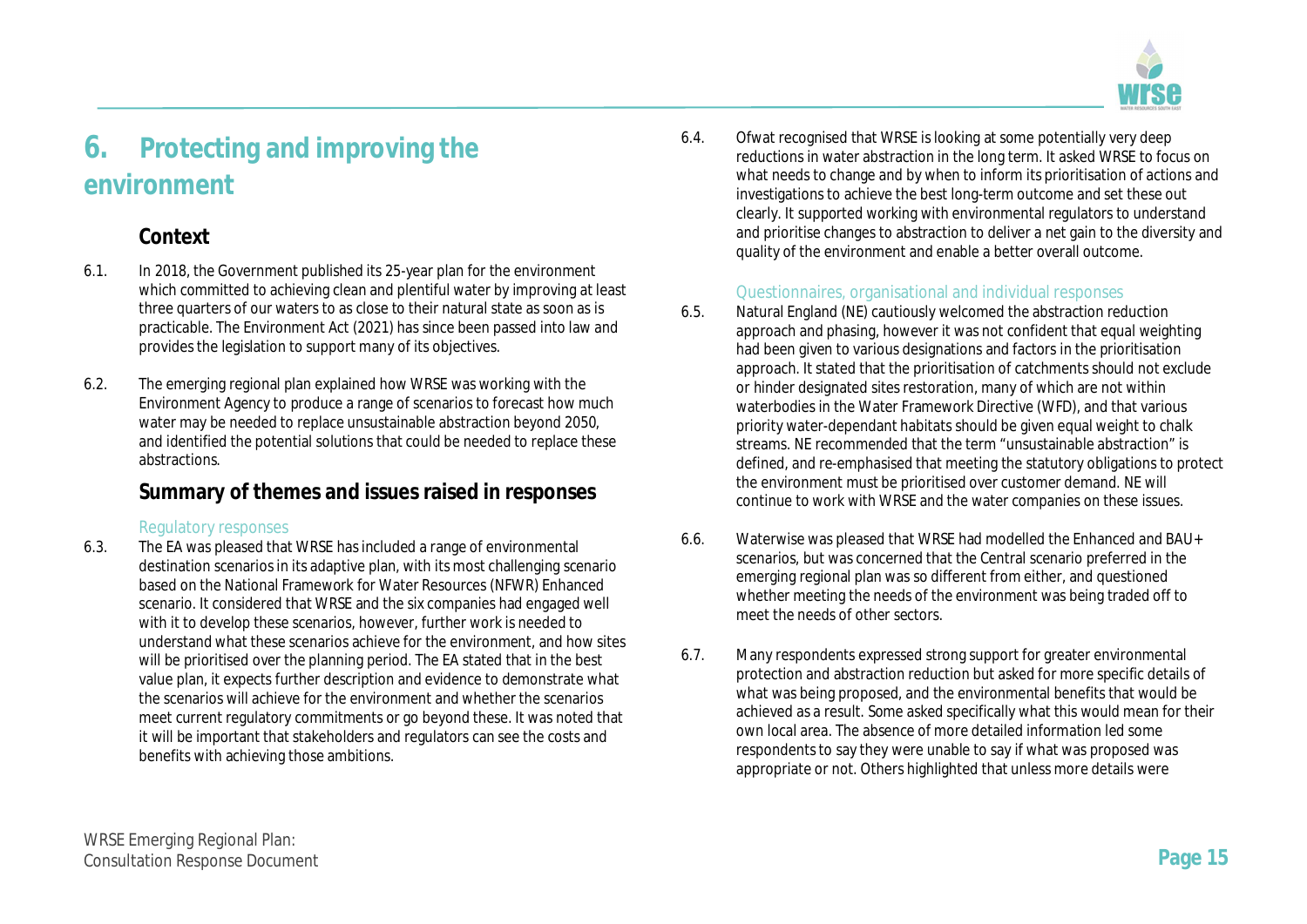# 6. Protecting and improving the environment

## Context

6.1. In 2018, the Government published its 25-year plan for the environment which committed to achieving clean and plentiful water by improving at least three quarters of our waters to as close to their natural state as soon as is practicable. The Environment Act (2021) has since been passed into law and provides the legislation to support many of its objectives.

6.2. The emerging regional plan explained how WRSE was working with the Environment Agency to produce a range of scenarios to forecast how much water may be needed to replace unsustainable abstraction beyond 2050, and identified the potential solutions that could be needed to replace these abstractions.

## Summary of themes and issues raised in responses

### Regulatory responses

6.3. The EA was pleased that WRSE has included a range of environmental destination scenarios in its adaptive plan, with its most challenging scenario based on the National Framework for Water Resources (NFWR) Enhanced scenario. It considered that WRSE and the six companies had engaged well with it to develop these scenarios, however, further work is needed to understand what these scenarios achieve for the environment, and how sites will be prioritised over the planning period. The EA stated that in the best value plan, it expects further description and evidence to demonstrate what the scenarios will achieve for the environment and whether the scenarios meet current regulatory commitments or go beyond these. It was noted that it will be important that stakeholders and regulators can see the costs and benefits with achieving those ambitions.

6.4. Ofwat recognised that WRSE is looking at some potentially very deep reductions in water abstraction in the long term. It asked WRSE to focus on what needs to change and by when to inform its prioritisation of actions and investigations to achieve the best long-term outcome and set these out clearly. It supported working with environmental regulators to understand and prioritise changes to abstraction to deliver a net gain to the diversity and quality of the environment and enable a better overall outcome.

### Questionnaires, organisational and individual responses

6.5. Natural England (NE) cautiously welcomed the abstraction reduction approach and phasing, however it was not confident that equal weighting had been given to various designations and factors in the prioritisation approach. It stated that the prioritisation of catchments should not exclude or hinder designated sites restoration, many of which are not within waterbodies in the Water Framework Directive (WFD), and that various priority water-dependant habitats should be given equal weight to chalk streams. NE recommended that the term "unsustainable abstraction" is defined, and re-emphasised that meeting the statutory obligations to protect the environment must be prioritised over customer demand. NE will continue to work with WRSE and the water companies on these issues.

6.6. Waterwise was pleased that WRSE had modelled the Enhanced and BAU+ scenarios, but was concerned that the Central scenario preferred in the emerging regional plan was so different from either, and questioned whether meeting the needs of the environment was being traded off to meet the needs of other sectors.

6.7. Many respondents expressed strong support for greater environmental protection and abstraction reduction but asked for more specific details of what was being proposed, and the environmental benefits that would be achieved as a result. Some asked specifically what this would mean for their own local area. The absence of more detailed information led some respondents to say they were unable to say if what was proposed was appropriate or not. Others highlighted that unless more details were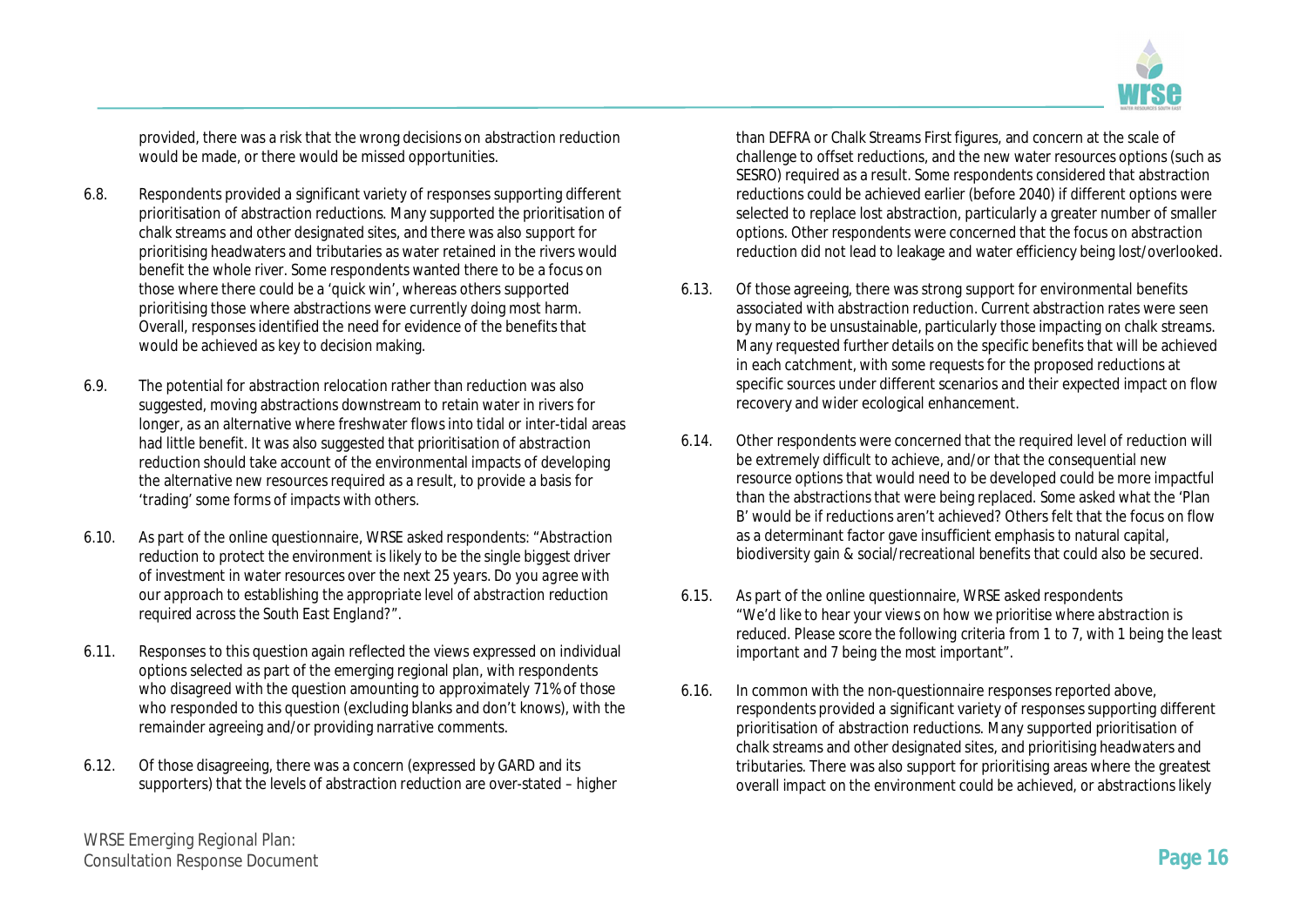provided, there was a risk that the wrong decisions on abstraction reduction would be made, or there would be missed opportunities.

6.8. Respondents provided a significant variety of responses supporting different prioritisation of abstraction reductions. Many supported the prioritisation of chalk streams and other designated sites, and there was also support for prioritising headwaters and tributaries as water retained in the rivers would benefit the whole river. Some respondents wanted there to be a focus on those where there could be a 'quick win', whereas others supported prioritising those where abstractions were currently doing most harm. Overall, responses identified the need for evidence of the benefits that would be achieved as key to decision making.

6.9. The potential for abstraction relocation rather than reduction was also suggested, moving abstractions downstream to retain water in rivers for longer, as an alternative where freshwater flows into tidal or inter-tidal areas had little benefit. It was also suggested that prioritisation of abstraction reduction should take account of the environmental impacts of developing the alternative new resources required as a result, to provide a basis for 'trading' some forms of impacts with others.

6.10. As part of the online questionnaire, WRSE asked respondents: *"Abstraction reduction to protect the environment is likely to be the single biggest driver of investment in water resources over the next 25 years. Do you agree with our approach to establishing the appropriate level of abstraction reduction required across the South East England?"*.

6.11. Responses to this question again reflected the views expressed on individual options selected as part of the emerging regional plan, with respondents who disagreed with the question amounting to approximately 71% of those who responded to this question (excluding blanks and don't knows), with the remainder agreeing and/or providing narrative comments.

6.12. Of those disagreeing, there was a concern (expressed by GARD and its supporters) that the levels of abstraction reduction are over-stated – higher than DEFRA or Chalk Streams First figures, and concern at the scale of challenge to offset reductions, and the new water resources options (such as SESRO) required as a result. Some respondents considered that abstraction reductions could be achieved earlier (before 2040) if different options were selected to replace lost abstraction, particularly a greater number of smaller options. Other respondents were concerned that the focus on abstraction reduction did not lead to leakage and water efficiency being lost/overlooked.

6.13. Of those agreeing, there was strong support for environmental benefits associated with abstraction reduction. Current abstraction rates were seen by many to be unsustainable, particularly those impacting on chalk streams. Many requested further details on the specific benefits that will be achieved in each catchment, with some requests for the proposed reductions at specific sources under different scenarios and their expected impact on flow recovery and wider ecological enhancement.

6.14. Other respondents were concerned that the required level of reduction will be extremely difficult to achieve, and/or that the consequential new resource options that would need to be developed could be more impactful than the abstractions that were being replaced. Some asked what the 'Plan B' would be if reductions aren't achieved? Others felt that the focus on flow as a determinant factor gave insufficient emphasis to natural capital, biodiversity gain & social/recreational benefits that could also be secured.

6.15. As part of the online questionnaire, WRSE asked respondents *"We'd like to hear your views on how we prioritise where abstraction is reduced. Please score the following criteria from 1 to 7, with 1 being the least important and 7 being the most important"*.

6.16. In common with the non-questionnaire responses reported above, respondents provided a significant variety of responses supporting different prioritisation of abstraction reductions. Many supported prioritisation of chalk streams and other designated sites, and prioritising headwaters and tributaries. There was also support for prioritising areas where the greatest overall impact on the environment could be achieved, or abstractions likely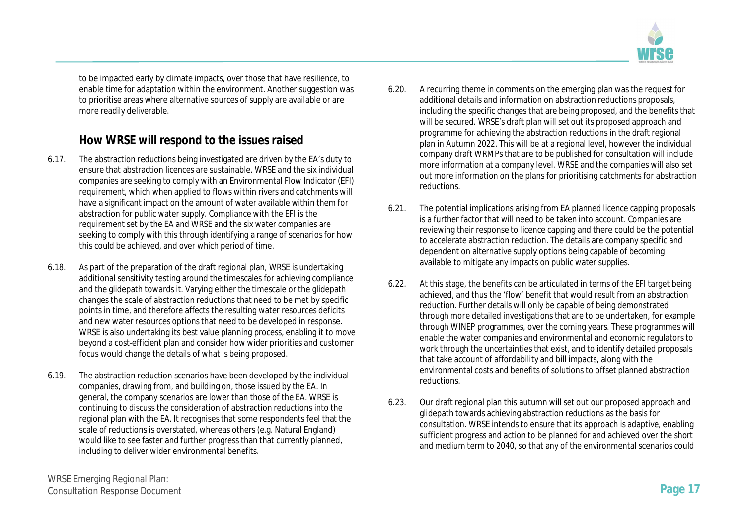to be impacted early by climate impacts, over those that have resilience, to enable time for adaptation within the environment. Another suggestion was to prioritise areas where alternative sources of supply are available or are more readily deliverable.

## How WRSE will respond to the issues raised

6.17. The abstraction reductions being investigated are driven by the EA's duty to ensure that abstraction licences are sustainable. WRSE and the six individual companies are seeking to comply with an Environmental Flow Indicator (EFI) requirement, which when applied to flows within rivers and catchments will have a significant impact on the amount of water available within them for abstraction for public water supply. Compliance with the EFI is the requirement set by the EA and WRSE and the six water companies are seeking to comply with this through identifying a range of scenarios for how this could be achieved, and over which period of time.

6.18. As part of the preparation of the draft regional plan, WRSE is undertaking additional sensitivity testing around the timescales for achieving compliance and the glidepath towards it. Varying either the timescale or the glidepath changes the scale of abstraction reductions that need to be met by specific points in time, and therefore affects the resulting water resources deficits and new water resources options that need to be developed in response. WRSE is also undertaking its best value planning process, enabling it to move beyond a cost-efficient plan and consider how wider priorities and customer focus would change the details of what is being proposed.

6.19. The abstraction reduction scenarios have been developed by the individual companies, drawing from, and building on, those issued by the EA. In general, the company scenarios are lower than those of the EA. WRSE is continuing to discuss the consideration of abstraction reductions into the regional plan with the EA. It recognises that some respondents feel that the scale of reductions is overstated, whereas others (e.g. Natural England) would like to see faster and further progress than that currently planned, including to deliver wider environmental benefits.

6.20. A recurring theme in comments on the emerging plan was the request for additional details and information on abstraction reductions proposals, including the specific changes that are being proposed, and the benefits that will be secured. WRSE's draft plan will set out its proposed approach and programme for achieving the abstraction reductions in the draft regional plan in Autumn 2022. This will be at a regional level, however the individual company draft WRMPs that are to be published for consultation will include more information at a company level. WRSE and the companies will also set out more information on the plans for prioritising catchments for abstraction reductions.

6.21. The potential implications arising from EA planned licence capping proposals is a further factor that will need to be taken into account. Companies are reviewing their response to licence capping and there could be the potential to accelerate abstraction reduction. The details are company specific and dependent on alternative supply options being capable of becoming available to mitigate any impacts on public water supplies.

6.22. At this stage, the benefits can be articulated in terms of the EFI target being achieved, and thus the 'flow' benefit that would result from an abstraction reduction. Further details will only be capable of being demonstrated through more detailed investigations that are to be undertaken, for example through WINEP programmes, over the coming years. These programmes will enable the water companies and environmental and economic regulators to work through the uncertainties that exist, and to identify detailed proposals that take account of affordability and bill impacts, along with the environmental costs and benefits of solutions to offset planned abstraction reductions.

6.23. Our draft regional plan this autumn will set out our proposed approach and glidepath towards achieving abstraction reductions as the basis for consultation. WRSE intends to ensure that its approach is adaptive, enabling sufficient progress and action to be planned for and achieved over the short and medium term to 2040, so that any of the environmental scenarios could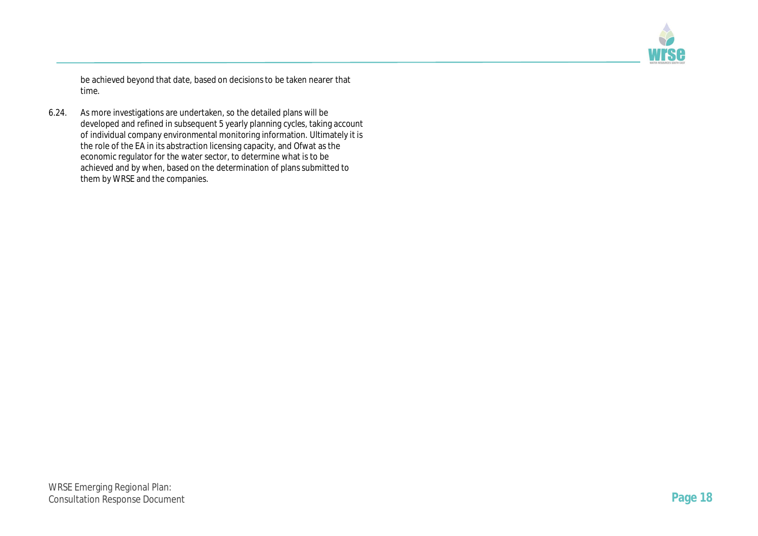be achieved beyond that date, based on decisions to be taken nearer that time.

6.24. As more investigations are undertaken, so the detailed plans will be developed and refined in subsequent 5 yearly planning cycles, taking account of individual company environmental monitoring information. Ultimately it is the role of the EA in its abstraction licensing capacity, and Ofwat as the economic regulator for the water sector, to determine what is to be achieved and by when, based on the determination of plans submitted to them by WRSE and the companies.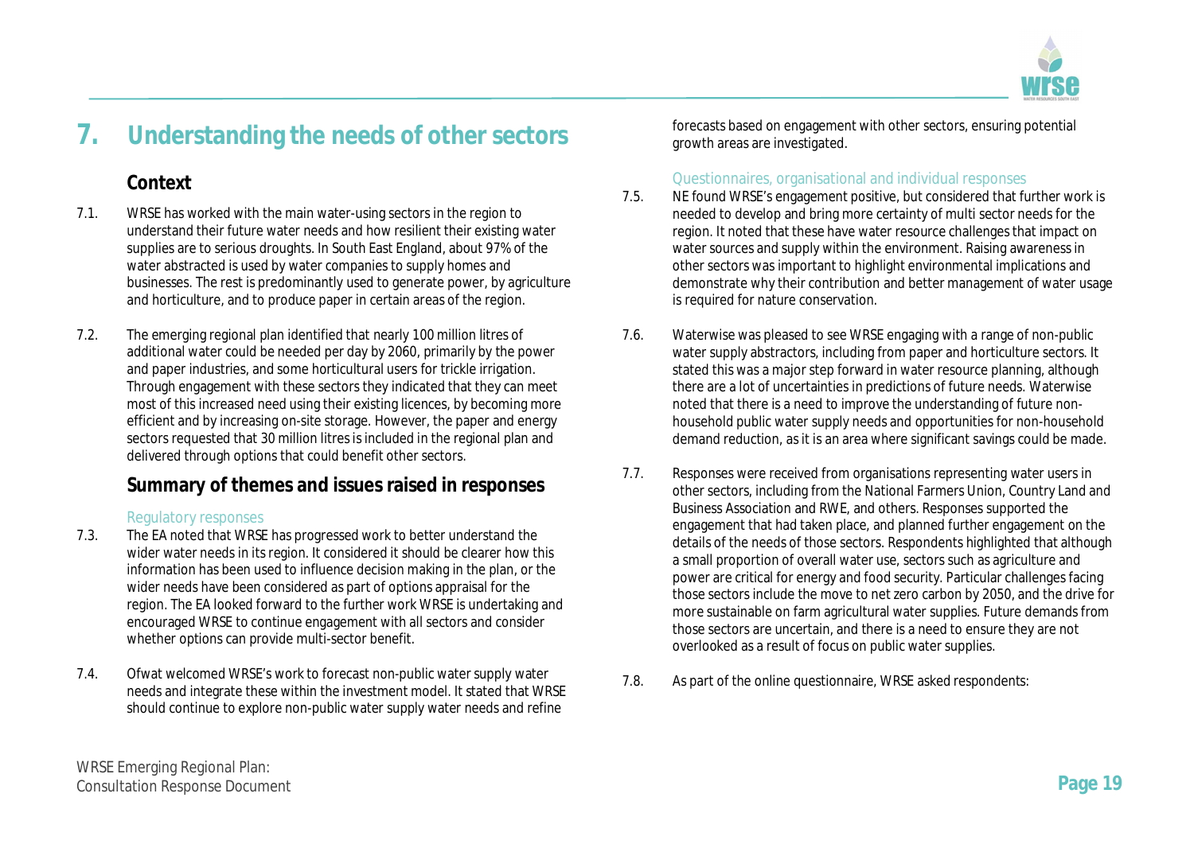# 7. Understanding the needs of other sectors

## Context

7.1. WRSE has worked with the main water-using sectors in the region to understand their future water needs and how resilient their existing water supplies are to serious droughts. In South East England, about 97% of the water abstracted is used by water companies to supply homes and businesses. The rest is predominantly used to generate power, by agriculture and horticulture, and to produce paper in certain areas of the region.

7.2. The emerging regional plan identified that nearly 100 million litres of additional water could be needed per day by 2060, primarily by the power and paper industries, and some horticultural users for trickle irrigation. Through engagement with these sectors they indicated that they can meet most of this increased need using their existing licences, by becoming more efficient and by increasing on-site storage. However, the paper and energy sectors requested that 30 million litres is included in the regional plan and delivered through options that could benefit other sectors.

## Summary of themes and issues raised in responses

### Regulatory responses

7.3. The EA noted that WRSE has progressed work to better understand the wider water needs in its region. It considered it should be clearer how this information has been used to influence decision making in the plan, or the wider needs have been considered as part of options appraisal for the region. The EA looked forward to the further work WRSE is undertaking and encouraged WRSE to continue engagement with all sectors and consider whether options can provide multi-sector benefit.

7.4. Ofwat welcomed WRSE's work to forecast non-public water supply water needs and integrate these within the investment model. It stated that WRSE should continue to explore non-public water supply water needs and refine forecasts based on engagement with other sectors, ensuring potential growth areas are investigated.

### Questionnaires, organisational and individual responses

7.5. NE found WRSE's engagement positive, but considered that further work is needed to develop and bring more certainty of multi sector needs for the region. It noted that these have water resource challenges that impact on water sources and supply within the environment. Raising awareness in other sectors was important to highlight environmental implications and demonstrate why their contribution and better management of water usage is required for nature conservation.

7.6. Waterwise was pleased to see WRSE engaging with a range of non-public water supply abstractors, including from paper and horticulture sectors. It stated this was a major step forward in water resource planning, although there are a lot of uncertainties in predictions of future needs. Waterwise noted that there is a need to improve the understanding of future non-household public water supply needs and opportunities for non-household demand reduction, as it is an area where significant savings could be made.

7.7. Responses were received from organisations representing water users in other sectors, including from the National Farmers Union, Country Land and Business Association and RWE, and others. Responses supported the engagement that had taken place, and planned further engagement on the details of the needs of those sectors. Respondents highlighted that although a small proportion of overall water use, sectors such as agriculture and power are critical for energy and food security. Particular challenges facing those sectors include the move to net zero carbon by 2050, and the drive for more sustainable on farm agricultural water supplies. Future demands from those sectors are uncertain, and there is a need to ensure they are not overlooked as a result of focus on public water supplies.

7.8. As part of the online questionnaire, WRSE asked respondents: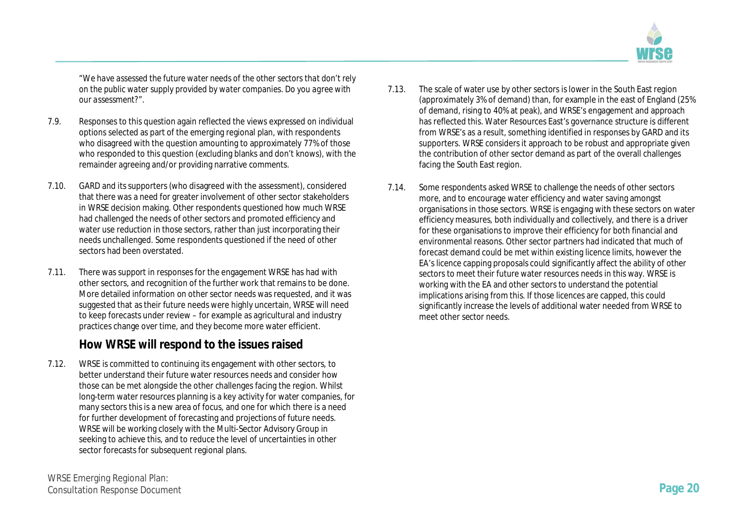*"We have assessed the future water needs of the other sectors that don't rely on the public water supply provided by water companies. Do you agree with our assessment?".*

7.9. Responses to this question again reflected the views expressed on individual options selected as part of the emerging regional plan, with respondents who disagreed with the question amounting to approximately 77% of those who responded to this question (excluding blanks and don't knows), with the remainder agreeing and/or providing narrative comments.

7.10. GARD and its supporters (who disagreed with the assessment), considered that there was a need for greater involvement of other sector stakeholders in WRSE decision making. Other respondents questioned how much WRSE had challenged the needs of other sectors and promoted efficiency and water use reduction in those sectors, rather than just incorporating their needs unchallenged. Some respondents questioned if the need of other sectors had been overstated.

7.11. There was support in responses for the engagement WRSE has had with other sectors, and recognition of the further work that remains to be done. More detailed information on other sector needs was requested, and it was suggested that as their future needs were highly uncertain, WRSE will need to keep forecasts under review – for example as agricultural and industry practices change over time, and they become more water efficient.

## How WRSE will respond to the issues raised

7.12. WRSE is committed to continuing its engagement with other sectors, to better understand their future water resources needs and consider how those can be met alongside the other challenges facing the region. Whilst long-term water resources planning is a key activity for water companies, for many sectors this is a new area of focus, and one for which there is a need for further development of forecasting and projections of future needs. WRSE will be working closely with the Multi-Sector Advisory Group in seeking to achieve this, and to reduce the level of uncertainties in other sector forecasts for subsequent regional plans.

7.13. The scale of water use by other sectors is lower in the South East region (approximately 3% of demand) than, for example in the east of England (25% of demand, rising to 40% at peak), and WRSE's engagement and approach has reflected this. Water Resources East's governance structure is different from WRSE's as a result, something identified in responses by GARD and its supporters. WRSE considers it approach to be robust and appropriate given the contribution of other sector demand as part of the overall challenges facing the South East region.

7.14. Some respondents asked WRSE to challenge the needs of other sectors more, and to encourage water efficiency and water saving amongst organisations in those sectors. WRSE is engaging with these sectors on water efficiency measures, both individually and collectively, and there is a driver for these organisations to improve their efficiency for both financial and environmental reasons. Other sector partners had indicated that much of forecast demand could be met within existing licence limits, however the EA's licence capping proposals could significantly affect the ability of other sectors to meet their future water resources needs in this way. WRSE is working with the EA and other sectors to understand the potential implications arising from this. If those licences are capped, this could significantly increase the levels of additional water needed from WRSE to meet other sector needs.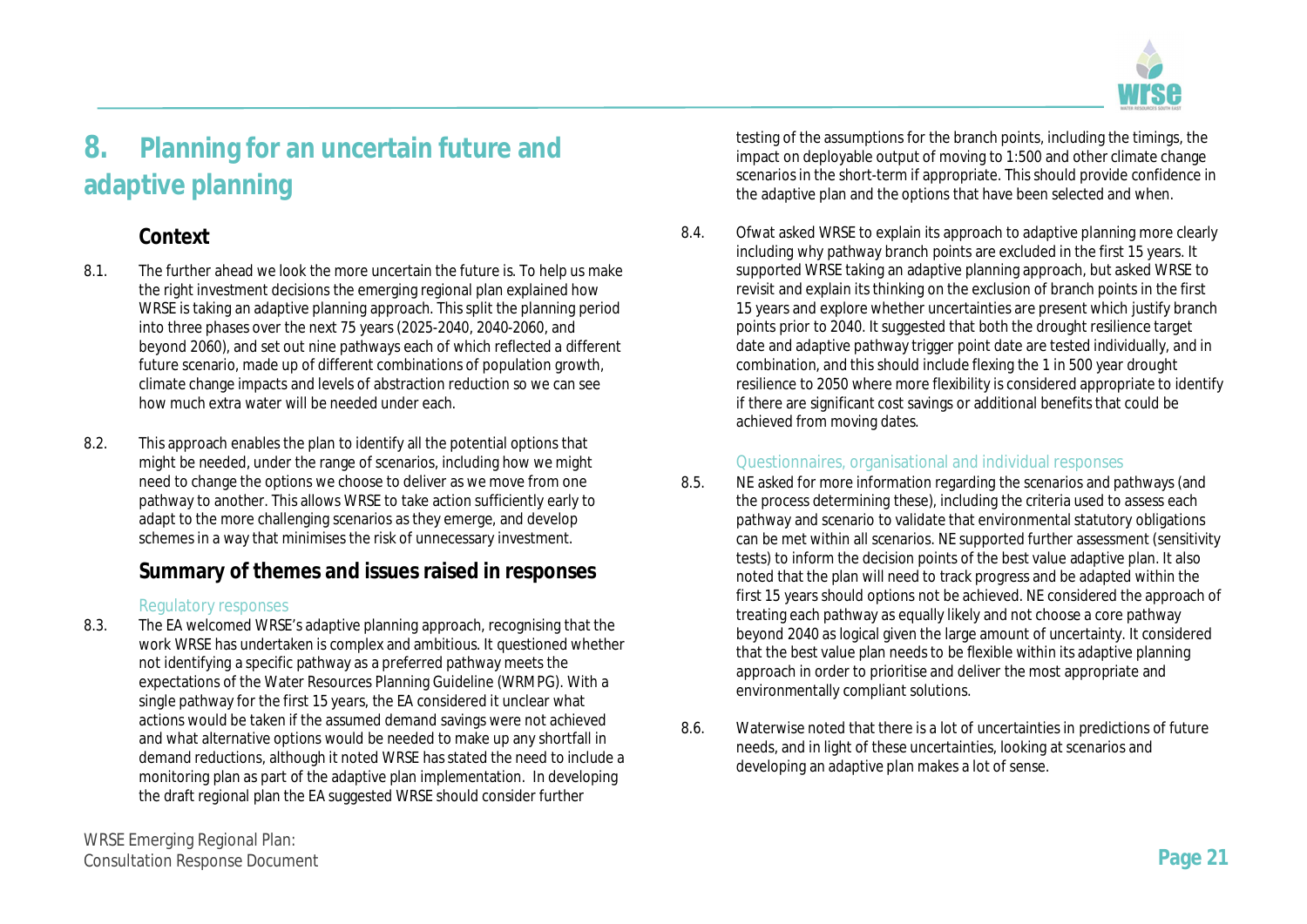# 8. Planning for an uncertain future and adaptive planning

## Context

8.1. The further ahead we look the more uncertain the future is. To help us make the right investment decisions the emerging regional plan explained how WRSE is taking an adaptive planning approach. This split the planning period into three phases over the next 75 years (2025-2040, 2040-2060, and beyond 2060), and set out nine pathways each of which reflected a different future scenario, made up of different combinations of population growth, climate change impacts and levels of abstraction reduction so we can see how much extra water will be needed under each.

8.2. This approach enables the plan to identify all the potential options that might be needed, under the range of scenarios, including how we might need to change the options we choose to deliver as we move from one pathway to another. This allows WRSE to take action sufficiently early to adapt to the more challenging scenarios as they emerge, and develop schemes in a way that minimises the risk of unnecessary investment.

## Summary of themes and issues raised in responses

### Regulatory responses

8.3. The EA welcomed WRSE's adaptive planning approach, recognising that the work WRSE has undertaken is complex and ambitious. It questioned whether not identifying a specific pathway as a preferred pathway meets the expectations of the Water Resources Planning Guideline (WRMPG). With a single pathway for the first 15 years, the EA considered it unclear what actions would be taken if the assumed demand savings were not achieved and what alternative options would be needed to make up any shortfall in demand reductions, although it noted WRSE has stated the need to include a monitoring plan as part of the adaptive plan implementation. In developing the draft regional plan the EA suggested WRSE should consider further testing of the assumptions for the branch points, including the timings, the impact on deployable output of moving to 1:500 and other climate change scenarios in the short-term if appropriate. This should provide confidence in the adaptive plan and the options that have been selected and when.

8.4. Ofwat asked WRSE to explain its approach to adaptive planning more clearly including why pathway branch points are excluded in the first 15 years. It supported WRSE taking an adaptive planning approach, but asked WRSE to revisit and explain its thinking on the exclusion of branch points in the first 15 years and explore whether uncertainties are present which justify branch points prior to 2040. It suggested that both the drought resilience target date and adaptive pathway trigger point date are tested individually, and in combination, and this should include flexing the 1 in 500 year drought resilience to 2050 where more flexibility is considered appropriate to identify if there are significant cost savings or additional benefits that could be achieved from moving dates.

### Questionnaires, organisational and individual responses

8.5. NE asked for more information regarding the scenarios and pathways (and the process determining these), including the criteria used to assess each pathway and scenario to validate that environmental statutory obligations can be met within all scenarios. NE supported further assessment (sensitivity tests) to inform the decision points of the best value adaptive plan. It also noted that the plan will need to track progress and be adapted within the first 15 years should options not be achieved. NE considered the approach of treating each pathway as equally likely and not choose a core pathway beyond 2040 as logical given the large amount of uncertainty. It considered that the best value plan needs to be flexible within its adaptive planning approach in order to prioritise and deliver the most appropriate and environmentally compliant solutions.

8.6. Waterwise noted that there is a lot of uncertainties in predictions of future needs, and in light of these uncertainties, looking at scenarios and developing an adaptive plan makes a lot of sense.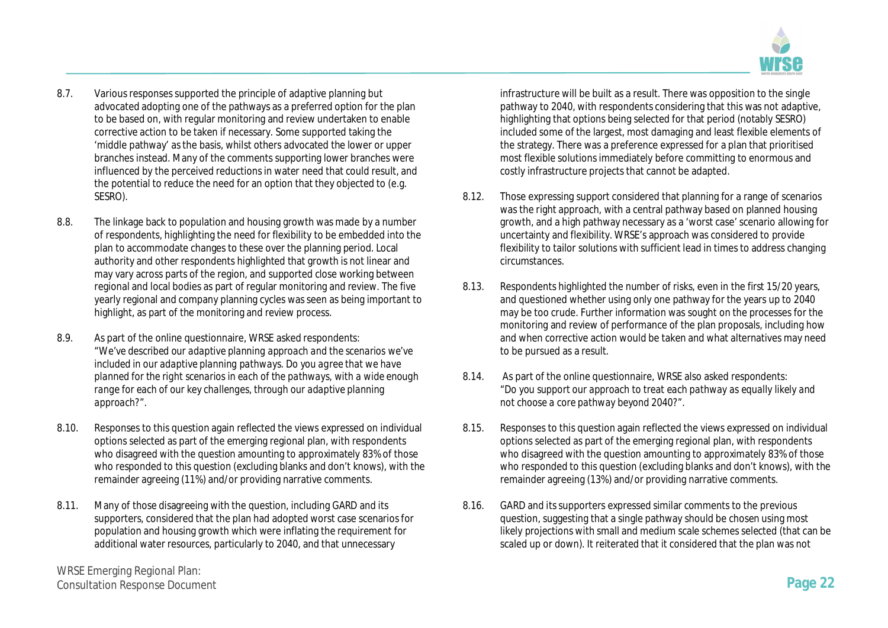8.7. Various responses supported the principle of adaptive planning but advocated adopting one of the pathways as a preferred option for the plan to be based on, with regular monitoring and review undertaken to enable corrective action to be taken if necessary. Some supported taking the 'middle pathway' as the basis, whilst others advocated the lower or upper branches instead. Many of the comments supporting lower branches were influenced by the perceived reductions in water need that could result, and the potential to reduce the need for an option that they objected to (e.g. SESRO).

8.8. The linkage back to population and housing growth was made by a number of respondents, highlighting the need for flexibility to be embedded into the plan to accommodate changes to these over the planning period. Local authority and other respondents highlighted that growth is not linear and may vary across parts of the region, and supported close working between regional and local bodies as part of regular monitoring and review. The five yearly regional and company planning cycles was seen as being important to highlight, as part of the monitoring and review process.

8.9. As part of the online questionnaire, WRSE asked respondents: *"We've described our adaptive planning approach and the scenarios we've included in our adaptive planning pathways. Do you agree that we have planned for the right scenarios in each of the pathways, with a wide enough range for each of our key challenges, through our adaptive planning approach?"*.

8.10. Responses to this question again reflected the views expressed on individual options selected as part of the emerging regional plan, with respondents who disagreed with the question amounting to approximately 83% of those who responded to this question (excluding blanks and don't knows), with the remainder agreeing (11%) and/or providing narrative comments.

8.11. Many of those disagreeing with the question, including GARD and its supporters, considered that the plan had adopted worst case scenarios for population and housing growth which were inflating the requirement for additional water resources, particularly to 2040, and that unnecessary infrastructure will be built as a result. There was opposition to the single pathway to 2040, with respondents considering that this was not adaptive, highlighting that options being selected for that period (notably SESRO) included some of the largest, most damaging and least flexible elements of the strategy. There was a preference expressed for a plan that prioritised most flexible solutions immediately before committing to enormous and costly infrastructure projects that cannot be adapted.

8.12. Those expressing support considered that planning for a range of scenarios was the right approach, with a central pathway based on planned housing growth, and a high pathway necessary as a 'worst case' scenario allowing for uncertainty and flexibility. WRSE's approach was considered to provide flexibility to tailor solutions with sufficient lead in times to address changing circumstances.

8.13. Respondents highlighted the number of risks, even in the first 15/20 years, and questioned whether using only one pathway for the years up to 2040 may be too crude. Further information was sought on the processes for the monitoring and review of performance of the plan proposals, including how and when corrective action would be taken and what alternatives may need to be pursued as a result.

8.14. As part of the online questionnaire, WRSE also asked respondents: *"Do you support our approach to treat each pathway as equally likely and not choose a core pathway beyond 2040?"*.

8.15. Responses to this question again reflected the views expressed on individual options selected as part of the emerging regional plan, with respondents who disagreed with the question amounting to approximately 83% of those who responded to this question (excluding blanks and don't knows), with the remainder agreeing (13%) and/or providing narrative comments.

8.16. GARD and its supporters expressed similar comments to the previous question, suggesting that a single pathway should be chosen using most likely projections with small and medium scale schemes selected (that can be scaled up or down). It reiterated that it considered that the plan was not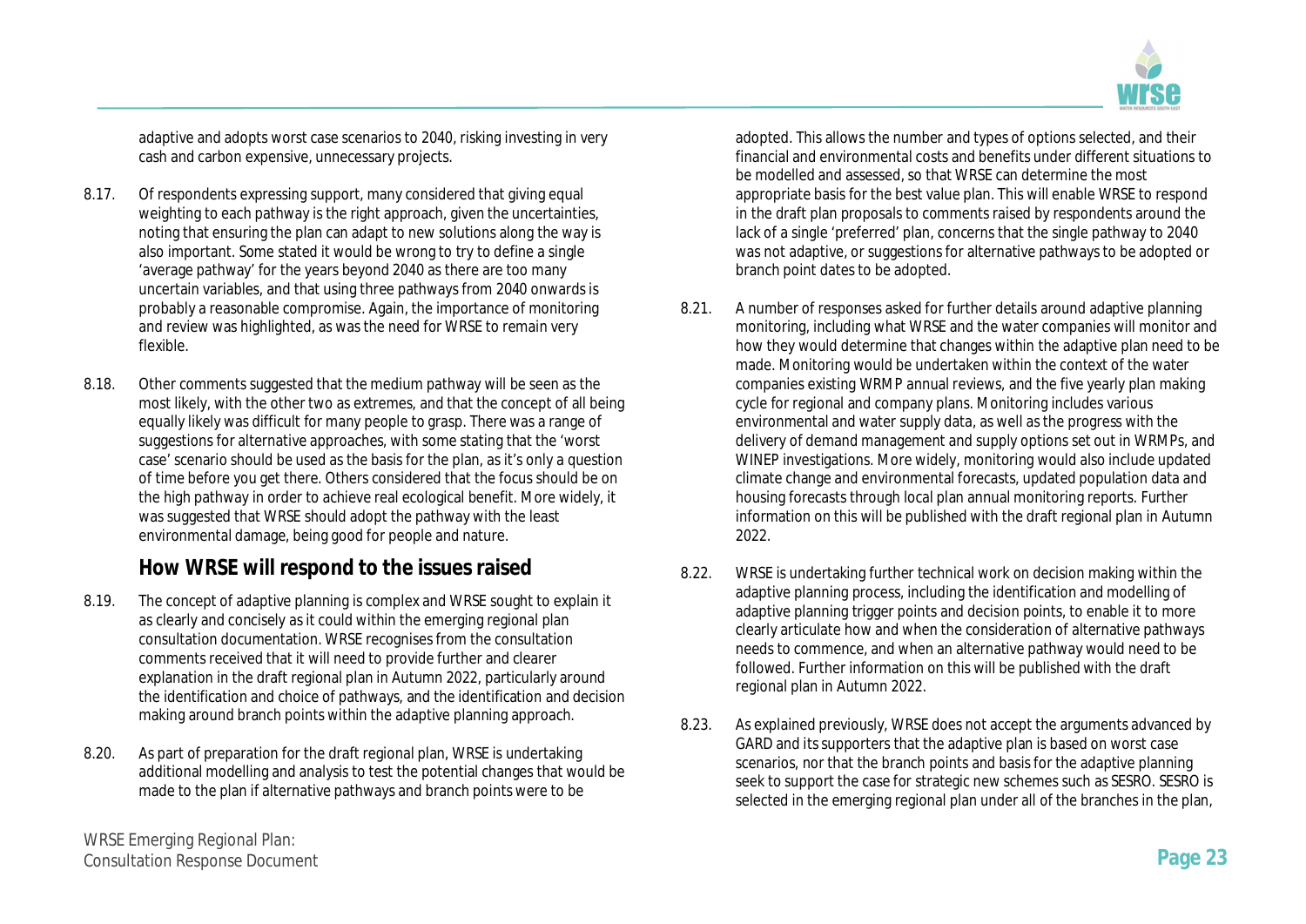adaptive and adopts worst case scenarios to 2040, risking investing in very cash and carbon expensive, unnecessary projects.

8.17. Of respondents expressing support, many considered that giving equal weighting to each pathway is the right approach, given the uncertainties, noting that ensuring the plan can adapt to new solutions along the way is also important. Some stated it would be wrong to try to define a single 'average pathway' for the years beyond 2040 as there are too many uncertain variables, and that using three pathways from 2040 onwards is probably a reasonable compromise. Again, the importance of monitoring and review was highlighted, as was the need for WRSE to remain very flexible.

8.18. Other comments suggested that the medium pathway will be seen as the most likely, with the other two as extremes, and that the concept of all being equally likely was difficult for many people to grasp. There was a range of suggestions for alternative approaches, with some stating that the 'worst case' scenario should be used as the basis for the plan, as it's only a question of time before you get there. Others considered that the focus should be on the high pathway in order to achieve real ecological benefit. More widely, it was suggested that WRSE should adopt the pathway with the least environmental damage, being good for people and nature.

## How WRSE will respond to the issues raised

8.19. The concept of adaptive planning is complex and WRSE sought to explain it as clearly and concisely as it could within the emerging regional plan consultation documentation. WRSE recognises from the consultation comments received that it will need to provide further and clearer explanation in the draft regional plan in Autumn 2022, particularly around the identification and choice of pathways, and the identification and decision making around branch points within the adaptive planning approach.

8.20. As part of preparation for the draft regional plan, WRSE is undertaking additional modelling and analysis to test the potential changes that would be made to the plan if alternative pathways and branch points were to be adopted. This allows the number and types of options selected, and their financial and environmental costs and benefits under different situations to be modelled and assessed, so that WRSE can determine the most appropriate basis for the best value plan. This will enable WRSE to respond in the draft plan proposals to comments raised by respondents around the lack of a single 'preferred' plan, concerns that the single pathway to 2040 was not adaptive, or suggestions for alternative pathways to be adopted or branch point dates to be adopted.

8.21. A number of responses asked for further details around adaptive planning monitoring, including what WRSE and the water companies will monitor and how they would determine that changes within the adaptive plan need to be made. Monitoring would be undertaken within the context of the water companies existing WRMP annual reviews, and the five yearly plan making cycle for regional and company plans. Monitoring includes various environmental and water supply data, as well as the progress with the delivery of demand management and supply options set out in WRMPs, and WINEP investigations. More widely, monitoring would also include updated climate change and environmental forecasts, updated population data and housing forecasts through local plan annual monitoring reports. Further information on this will be published with the draft regional plan in Autumn 2022.

8.22. WRSE is undertaking further technical work on decision making within the adaptive planning process, including the identification and modelling of adaptive planning trigger points and decision points, to enable it to more clearly articulate how and when the consideration of alternative pathways needs to commence, and when an alternative pathway would need to be followed. Further information on this will be published with the draft regional plan in Autumn 2022.

8.23. As explained previously, WRSE does not accept the arguments advanced by GARD and its supporters that the adaptive plan is based on worst case scenarios, nor that the branch points and basis for the adaptive planning seek to support the case for strategic new schemes such as SESRO. SESRO is selected in the emerging regional plan under all of the branches in the plan,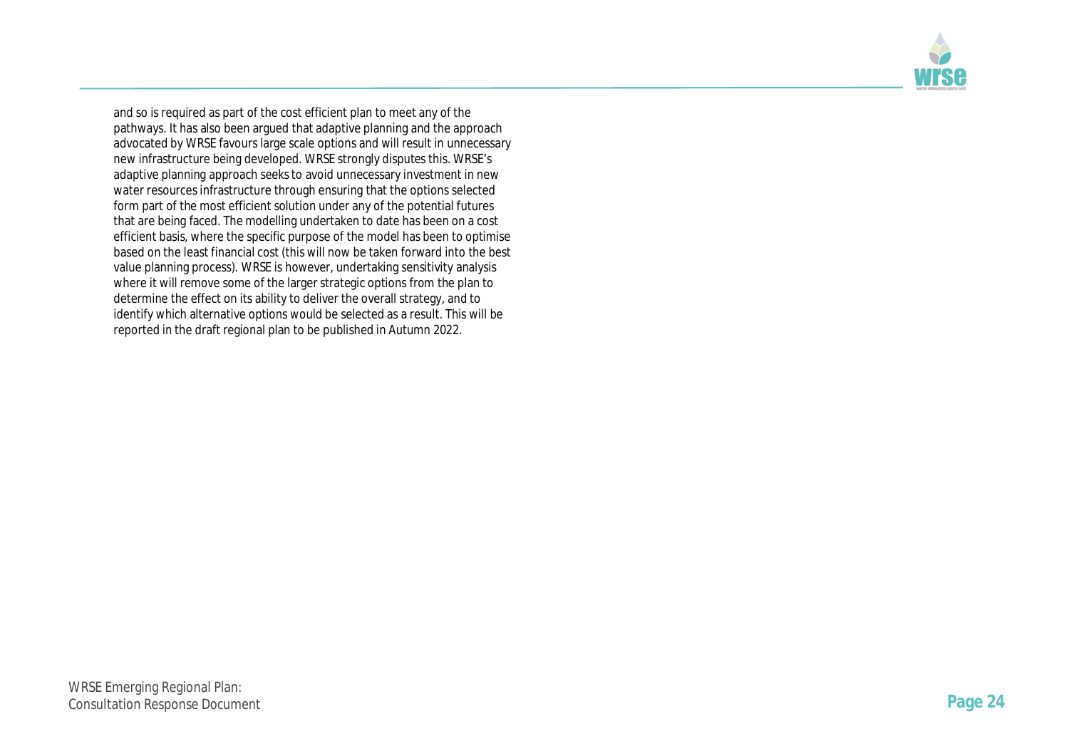and so is required as part of the cost efficient plan to meet any of the pathways. It has also been argued that adaptive planning and the approach advocated by WRSE favours large scale options and will result in unnecessary new infrastructure being developed. WRSE strongly disputes this. WRSE's adaptive planning approach seeks to avoid unnecessary investment in new water resources infrastructure through ensuring that the options selected form part of the most efficient solution under any of the potential futures that are being faced. The modelling undertaken to date has been on a cost efficient basis, where the specific purpose of the model has been to optimise based on the least financial cost (this will now be taken forward into the best value planning process). WRSE is however, undertaking sensitivity analysis where it will remove some of the larger strategic options from the plan to determine the effect on its ability to deliver the overall strategy, and to identify which alternative options would be selected as a result. This will be reported in the draft regional plan to be published in Autumn 2022.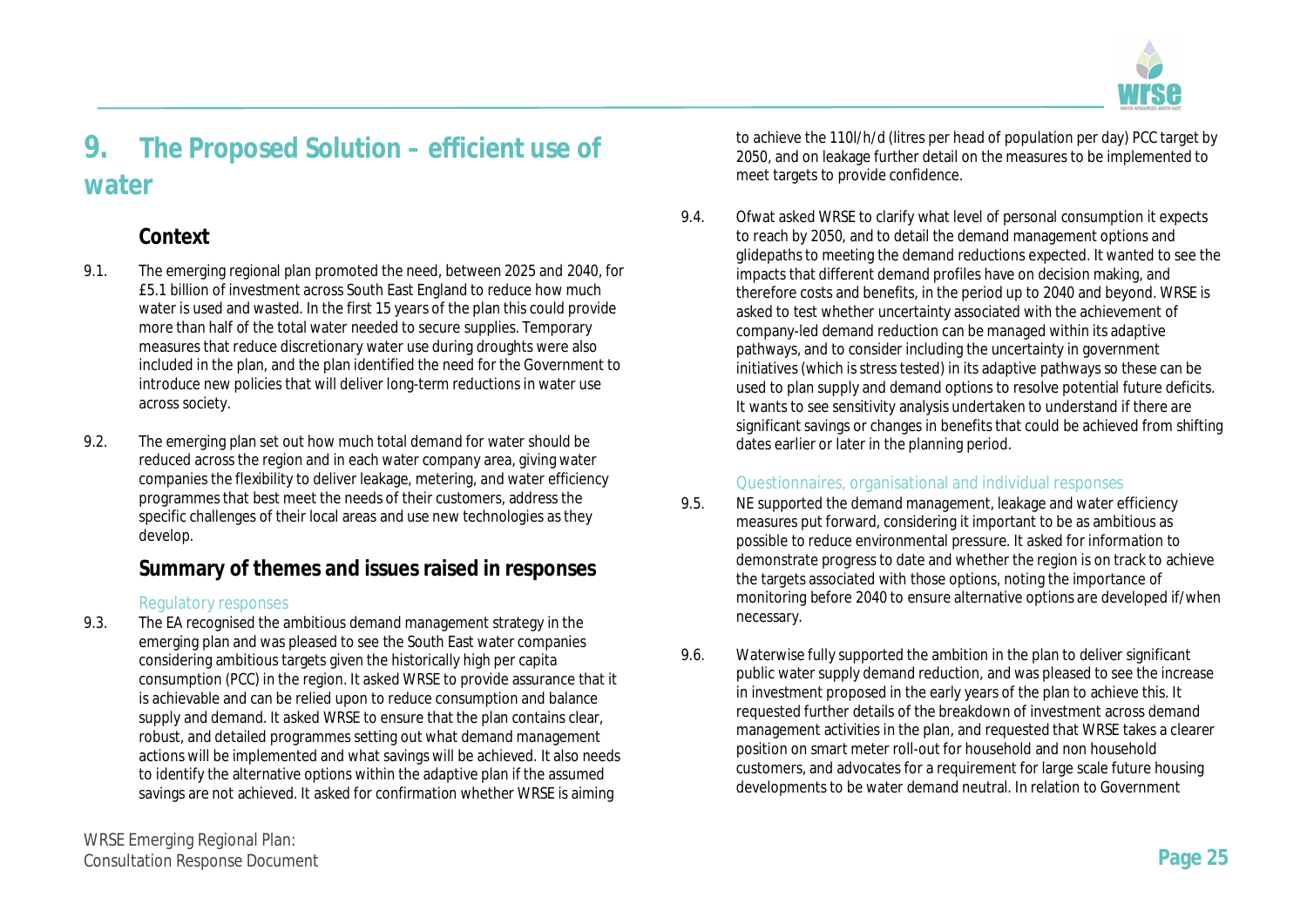# 9. The Proposed Solution – efficient use of water

## Context

9.1. The emerging regional plan promoted the need, between 2025 and 2040, for £5.1 billion of investment across South East England to reduce how much water is used and wasted. In the first 15 years of the plan this could provide more than half of the total water needed to secure supplies. Temporary measures that reduce discretionary water use during droughts were also included in the plan, and the plan identified the need for the Government to introduce new policies that will deliver long-term reductions in water use across society.

9.2. The emerging plan set out how much total demand for water should be reduced across the region and in each water company area, giving water companies the flexibility to deliver leakage, metering, and water efficiency programmes that best meet the needs of their customers, address the specific challenges of their local areas and use new technologies as they develop.

## Summary of themes and issues raised in responses

### Regulatory responses

9.3. The EA recognised the ambitious demand management strategy in the emerging plan and was pleased to see the South East water companies considering ambitious targets given the historically high per capita consumption (PCC) in the region. It asked WRSE to provide assurance that it is achievable and can be relied upon to reduce consumption and balance supply and demand. It asked WRSE to ensure that the plan contains clear, robust, and detailed programmes setting out what demand management actions will be implemented and what savings will be achieved. It also needs to identify the alternative options within the adaptive plan if the assumed savings are not achieved. It asked for confirmation whether WRSE is aiming to achieve the 110l/h/d (litres per head of population per day) PCC target by 2050, and on leakage further detail on the measures to be implemented to meet targets to provide confidence.

9.4. Ofwat asked WRSE to clarify what level of personal consumption it expects to reach by 2050, and to detail the demand management options and glidepaths to meeting the demand reductions expected. It wanted to see the impacts that different demand profiles have on decision making, and therefore costs and benefits, in the period up to 2040 and beyond. WRSE is asked to test whether uncertainty associated with the achievement of company-led demand reduction can be managed within its adaptive pathways, and to consider including the uncertainty in government initiatives (which is stress tested) in its adaptive pathways so these can be used to plan supply and demand options to resolve potential future deficits. It wants to see sensitivity analysis undertaken to understand if there are significant savings or changes in benefits that could be achieved from shifting dates earlier or later in the planning period.

### Questionnaires, organisational and individual responses

9.5. NE supported the demand management, leakage and water efficiency measures put forward, considering it important to be as ambitious as possible to reduce environmental pressure. It asked for information to demonstrate progress to date and whether the region is on track to achieve the targets associated with those options, noting the importance of monitoring before 2040 to ensure alternative options are developed if/when necessary.

9.6. Waterwise fully supported the ambition in the plan to deliver significant public water supply demand reduction, and was pleased to see the increase in investment proposed in the early years of the plan to achieve this. It requested further details of the breakdown of investment across demand management activities in the plan, and requested that WRSE takes a clearer position on smart meter roll-out for household and non household customers, and advocates for a requirement for large scale future housing developments to be water demand neutral. In relation to Government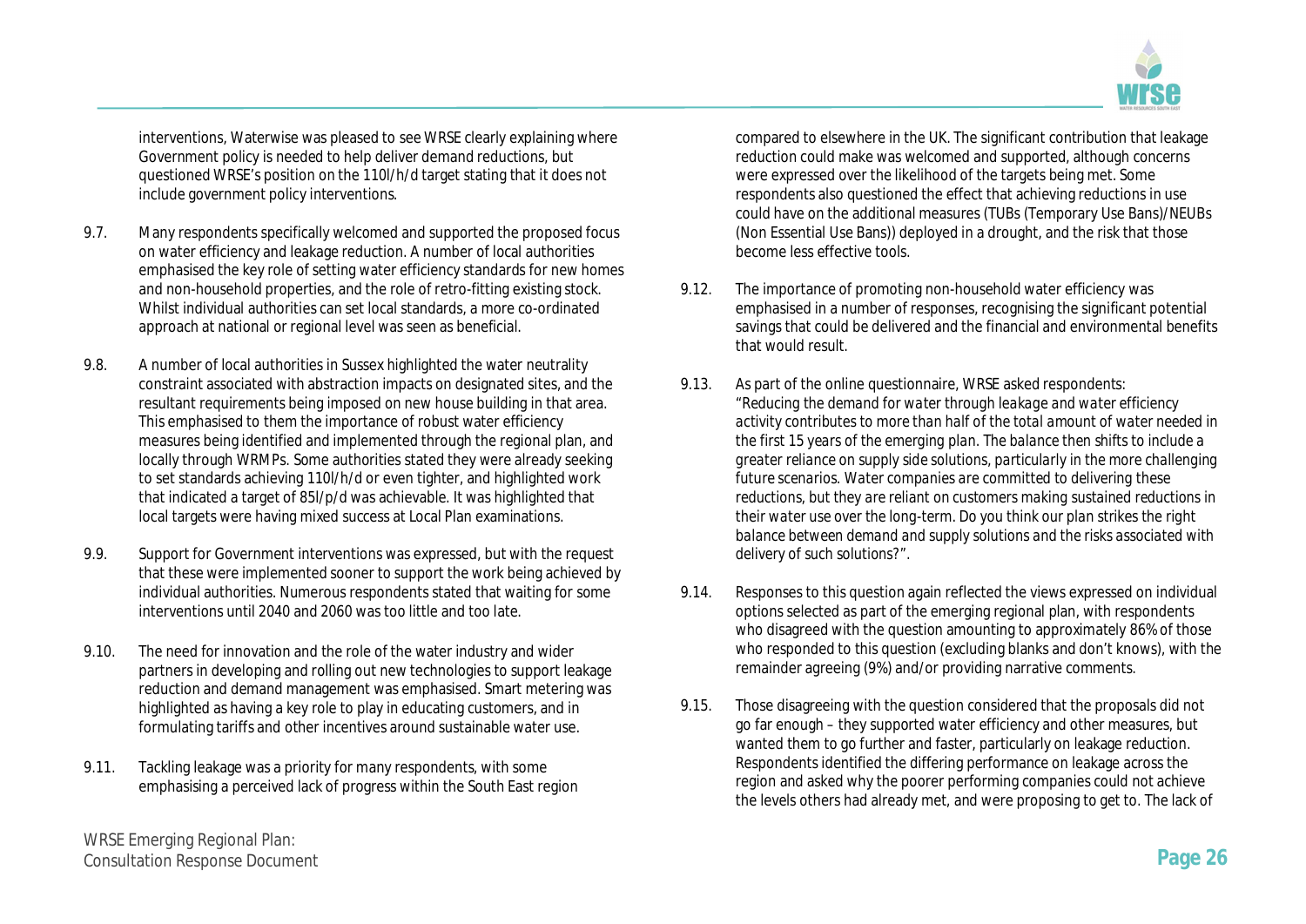interventions, Waterwise was pleased to see WRSE clearly explaining where Government policy is needed to help deliver demand reductions, but questioned WRSE's position on the 110l/h/d target stating that it does not include government policy interventions.

9.7. Many respondents specifically welcomed and supported the proposed focus on water efficiency and leakage reduction. A number of local authorities emphasised the key role of setting water efficiency standards for new homes and non-household properties, and the role of retro-fitting existing stock. Whilst individual authorities can set local standards, a more co-ordinated approach at national or regional level was seen as beneficial.

9.8. A number of local authorities in Sussex highlighted the water neutrality constraint associated with abstraction impacts on designated sites, and the resultant requirements being imposed on new house building in that area. This emphasised to them the importance of robust water efficiency measures being identified and implemented through the regional plan, and locally through WRMPs. Some authorities stated they were already seeking to set standards achieving 110l/h/d or even tighter, and highlighted work that indicated a target of 85l/p/d was achievable. It was highlighted that local targets were having mixed success at Local Plan examinations.

9.9. Support for Government interventions was expressed, but with the request that these were implemented sooner to support the work being achieved by individual authorities. Numerous respondents stated that waiting for some interventions until 2040 and 2060 was too little and too late.

9.10. The need for innovation and the role of the water industry and wider partners in developing and rolling out new technologies to support leakage reduction and demand management was emphasised. Smart metering was highlighted as having a key role to play in educating customers, and in formulating tariffs and other incentives around sustainable water use.

9.11. Tackling leakage was a priority for many respondents, with some emphasising a perceived lack of progress within the South East region compared to elsewhere in the UK. The significant contribution that leakage reduction could make was welcomed and supported, although concerns were expressed over the likelihood of the targets being met. Some respondents also questioned the effect that achieving reductions in use could have on the additional measures (TUBs (Temporary Use Bans)/NEUBs (Non Essential Use Bans)) deployed in a drought, and the risk that those become less effective tools.

9.12. The importance of promoting non-household water efficiency was emphasised in a number of responses, recognising the significant potential savings that could be delivered and the financial and environmental benefits that would result.

9.13. As part of the online questionnaire, WRSE asked respondents: *"Reducing the demand for water through leakage and water efficiency activity contributes to more than half of the total amount of water needed in the first 15 years of the emerging plan. The balance then shifts to include a greater reliance on supply side solutions, particularly in the more challenging future scenarios. Water companies are committed to delivering these reductions, but they are reliant on customers making sustained reductions in their water use over the long-term. Do you think our plan strikes the right balance between demand and supply solutions and the risks associated with delivery of such solutions?"*.

9.14. Responses to this question again reflected the views expressed on individual options selected as part of the emerging regional plan, with respondents who disagreed with the question amounting to approximately 86% of those who responded to this question (excluding blanks and don't knows), with the remainder agreeing (9%) and/or providing narrative comments.

9.15. Those disagreeing with the question considered that the proposals did not go far enough – they supported water efficiency and other measures, but wanted them to go further and faster, particularly on leakage reduction. Respondents identified the differing performance on leakage across the region and asked why the poorer performing companies could not achieve the levels others had already met, and were proposing to get to. The lack of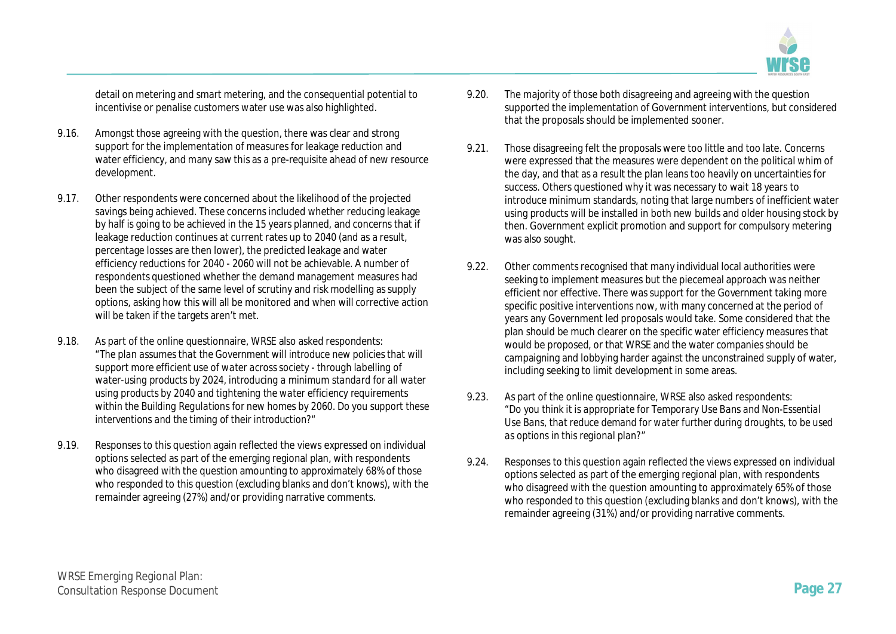detail on metering and smart metering, and the consequential potential to incentivise or penalise customers water use was also highlighted.

9.16. Amongst those agreeing with the question, there was clear and strong support for the implementation of measures for leakage reduction and water efficiency, and many saw this as a pre-requisite ahead of new resource development.

9.17. Other respondents were concerned about the likelihood of the projected savings being achieved. These concerns included whether reducing leakage by half is going to be achieved in the 15 years planned, and concerns that if leakage reduction continues at current rates up to 2040 (and as a result, percentage losses are then lower), the predicted leakage and water efficiency reductions for 2040 - 2060 will not be achievable. A number of respondents questioned whether the demand management measures had been the subject of the same level of scrutiny and risk modelling as supply options, asking how this will all be monitored and when will corrective action will be taken if the targets aren't met.

9.18. As part of the online questionnaire, WRSE also asked respondents: *"The plan assumes that the Government will introduce new policies that will support more efficient use of water across society - through labelling of water-using products by 2024, introducing a minimum standard for all water using products by 2040 and tightening the water efficiency requirements within the Building Regulations for new homes by 2060. Do you support these interventions and the timing of their introduction?"*

9.19. Responses to this question again reflected the views expressed on individual options selected as part of the emerging regional plan, with respondents who disagreed with the question amounting to approximately 68% of those who responded to this question (excluding blanks and don't knows), with the remainder agreeing (27%) and/or providing narrative comments.

9.20. The majority of those both disagreeing and agreeing with the question supported the implementation of Government interventions, but considered that the proposals should be implemented sooner.

9.21. Those disagreeing felt the proposals were too little and too late. Concerns were expressed that the measures were dependent on the political whim of the day, and that as a result the plan leans too heavily on uncertainties for success. Others questioned why it was necessary to wait 18 years to introduce minimum standards, noting that large numbers of inefficient water using products will be installed in both new builds and older housing stock by then. Government explicit promotion and support for compulsory metering was also sought.

9.22. Other comments recognised that many individual local authorities were seeking to implement measures but the piecemeal approach was neither efficient nor effective. There was support for the Government taking more specific positive interventions now, with many concerned at the period of years any Government led proposals would take. Some considered that the plan should be much clearer on the specific water efficiency measures that would be proposed, or that WRSE and the water companies should be campaigning and lobbying harder against the unconstrained supply of water, including seeking to limit development in some areas.

9.23. As part of the online questionnaire, WRSE also asked respondents: *"Do you think it is appropriate for Temporary Use Bans and Non-Essential Use Bans, that reduce demand for water further during droughts, to be used as options in this regional plan?"*

9.24. Responses to this question again reflected the views expressed on individual options selected as part of the emerging regional plan, with respondents who disagreed with the question amounting to approximately 65% of those who responded to this question (excluding blanks and don't knows), with the remainder agreeing (31%) and/or providing narrative comments.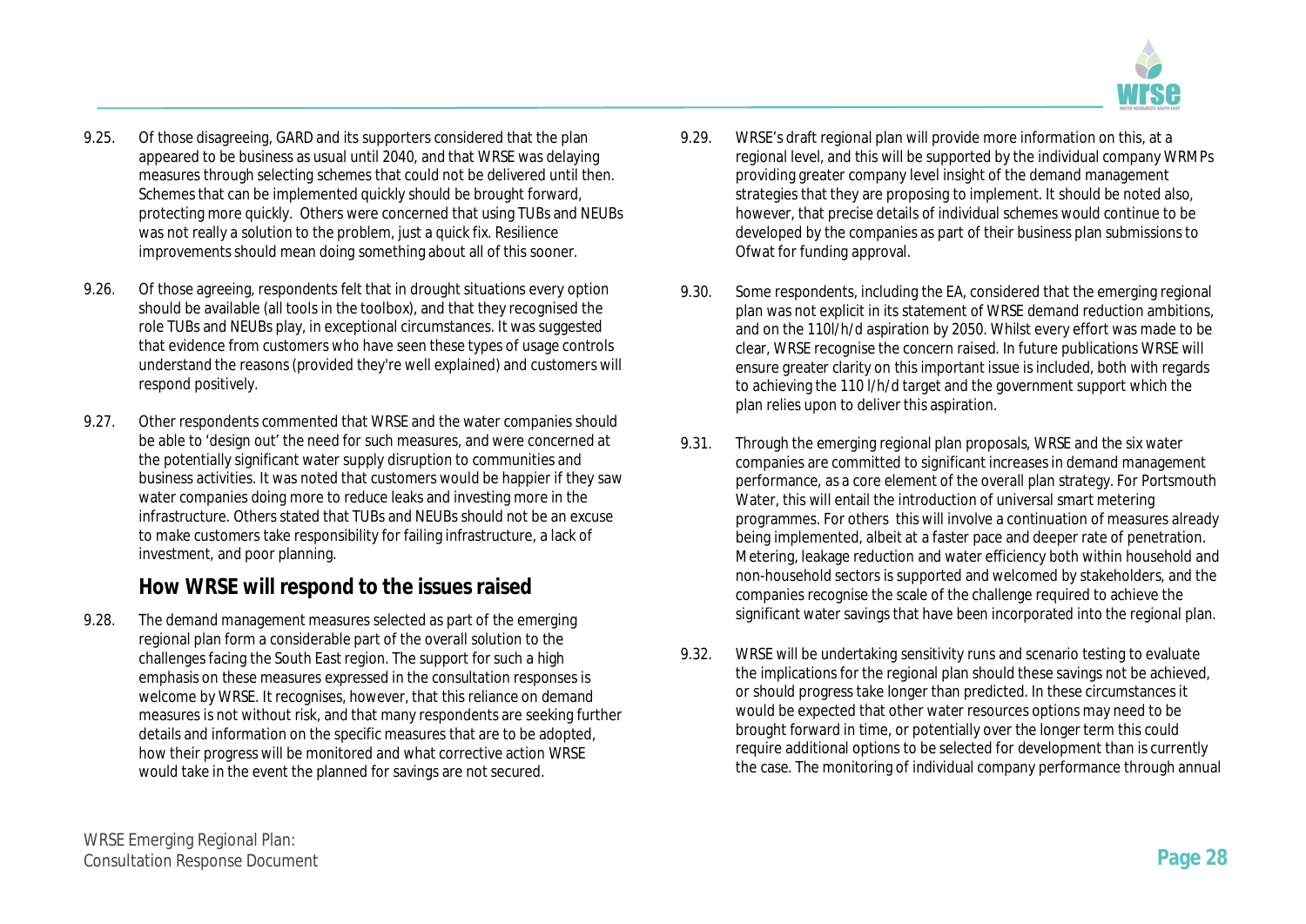9.25. Of those disagreeing, GARD and its supporters considered that the plan appeared to be business as usual until 2040, and that WRSE was delaying measures through selecting schemes that could not be delivered until then. Schemes that can be implemented quickly should be brought forward, protecting more quickly. Others were concerned that using TUBs and NEUBs was not really a solution to the problem, just a quick fix. Resilience improvements should mean doing something about all of this sooner.

9.26. Of those agreeing, respondents felt that in drought situations every option should be available (all tools in the toolbox), and that they recognised the role TUBs and NEUBs play, in exceptional circumstances. It was suggested that evidence from customers who have seen these types of usage controls understand the reasons (provided they're well explained) and customers will respond positively.

9.27. Other respondents commented that WRSE and the water companies should be able to 'design out' the need for such measures, and were concerned at the potentially significant water supply disruption to communities and business activities. It was noted that customers would be happier if they saw water companies doing more to reduce leaks and investing more in the infrastructure. Others stated that TUBs and NEUBs should not be an excuse to make customers take responsibility for failing infrastructure, a lack of investment, and poor planning.

## How WRSE will respond to the issues raised

9.28. The demand management measures selected as part of the emerging regional plan form a considerable part of the overall solution to the challenges facing the South East region. The support for such a high emphasis on these measures expressed in the consultation responses is welcome by WRSE. It recognises, however, that this reliance on demand measures is not without risk, and that many respondents are seeking further details and information on the specific measures that are to be adopted, how their progress will be monitored and what corrective action WRSE would take in the event the planned for savings are not secured.

9.29. WRSE's draft regional plan will provide more information on this, at a regional level, and this will be supported by the individual company WRMPs providing greater company level insight of the demand management strategies that they are proposing to implement. It should be noted also, however, that precise details of individual schemes would continue to be developed by the companies as part of their business plan submissions to Ofwat for funding approval.

9.30. Some respondents, including the EA, considered that the emerging regional plan was not explicit in its statement of WRSE demand reduction ambitions, and on the 110l/h/d aspiration by 2050. Whilst every effort was made to be clear, WRSE recognise the concern raised. In future publications WRSE will ensure greater clarity on this important issue is included, both with regards to achieving the 110 l/h/d target and the government support which the plan relies upon to deliver this aspiration.

9.31. Through the emerging regional plan proposals, WRSE and the six water companies are committed to significant increases in demand management performance, as a core element of the overall plan strategy. For Portsmouth Water, this will entail the introduction of universal smart metering programmes. For others this will involve a continuation of measures already being implemented, albeit at a faster pace and deeper rate of penetration. Metering, leakage reduction and water efficiency both within household and non-household sectors is supported and welcomed by stakeholders, and the companies recognise the scale of the challenge required to achieve the significant water savings that have been incorporated into the regional plan.

9.32. WRSE will be undertaking sensitivity runs and scenario testing to evaluate the implications for the regional plan should these savings not be achieved, or should progress take longer than predicted. In these circumstances it would be expected that other water resources options may need to be brought forward in time, or potentially over the longer term this could require additional options to be selected for development than is currently the case. The monitoring of individual company performance through annual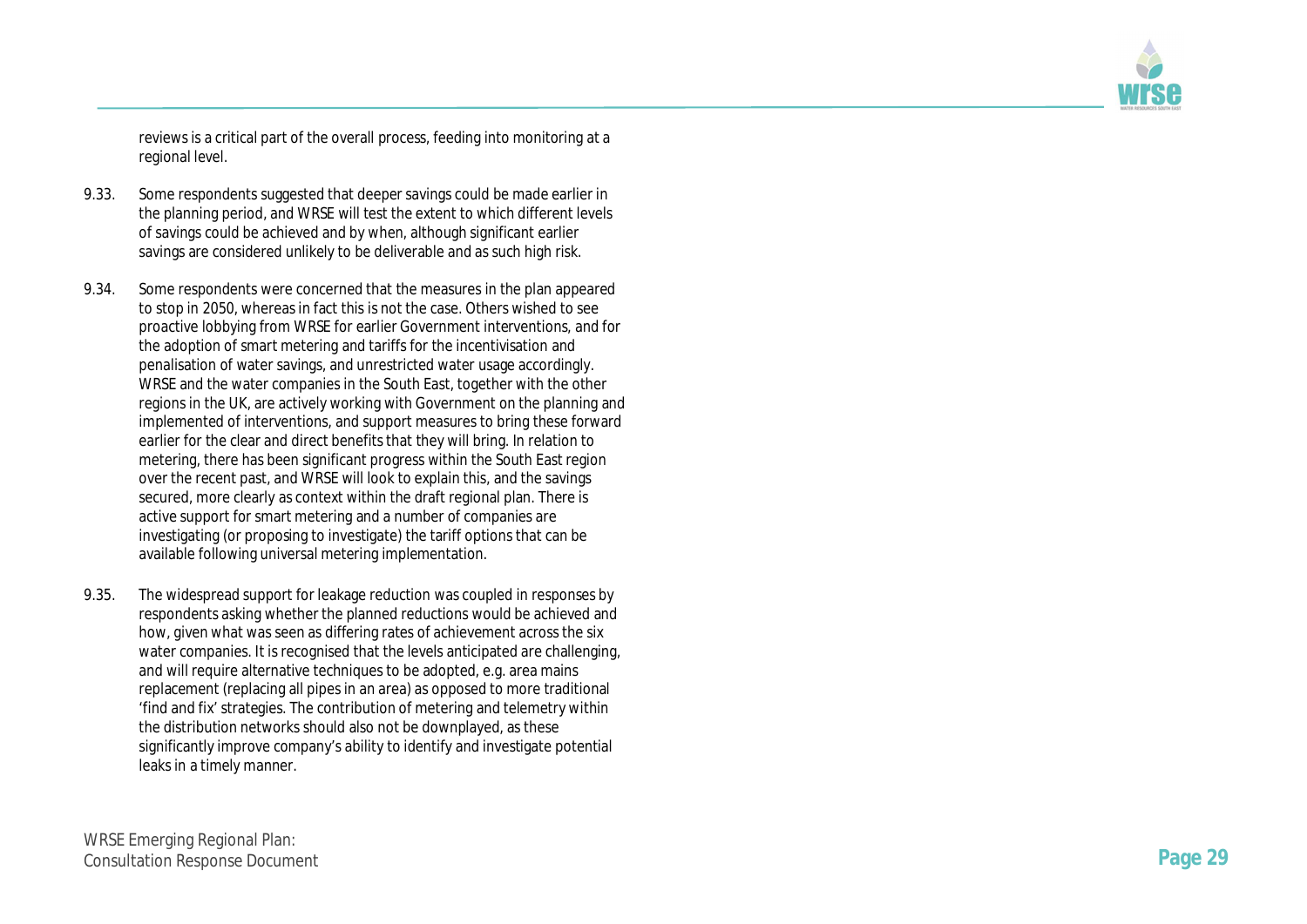reviews is a critical part of the overall process, feeding into monitoring at a regional level.

9.33. Some respondents suggested that deeper savings could be made earlier in the planning period, and WRSE will test the extent to which different levels of savings could be achieved and by when, although significant earlier savings are considered unlikely to be deliverable and as such high risk.

9.34. Some respondents were concerned that the measures in the plan appeared to stop in 2050, whereas in fact this is not the case. Others wished to see proactive lobbying from WRSE for earlier Government interventions, and for the adoption of smart metering and tariffs for the incentivisation and penalisation of water savings, and unrestricted water usage accordingly. WRSE and the water companies in the South East, together with the other regions in the UK, are actively working with Government on the planning and implemented of interventions, and support measures to bring these forward earlier for the clear and direct benefits that they will bring. In relation to metering, there has been significant progress within the South East region over the recent past, and WRSE will look to explain this, and the savings secured, more clearly as context within the draft regional plan. There is active support for smart metering and a number of companies are investigating (or proposing to investigate) the tariff options that can be available following universal metering implementation.

9.35. The widespread support for leakage reduction was coupled in responses by respondents asking whether the planned reductions would be achieved and how, given what was seen as differing rates of achievement across the six water companies. It is recognised that the levels anticipated are challenging, and will require alternative techniques to be adopted, e.g. area mains replacement (replacing all pipes in an area) as opposed to more traditional 'find and fix' strategies. The contribution of metering and telemetry within the distribution networks should also not be downplayed, as these significantly improve company's ability to identify and investigate potential leaks in a timely manner.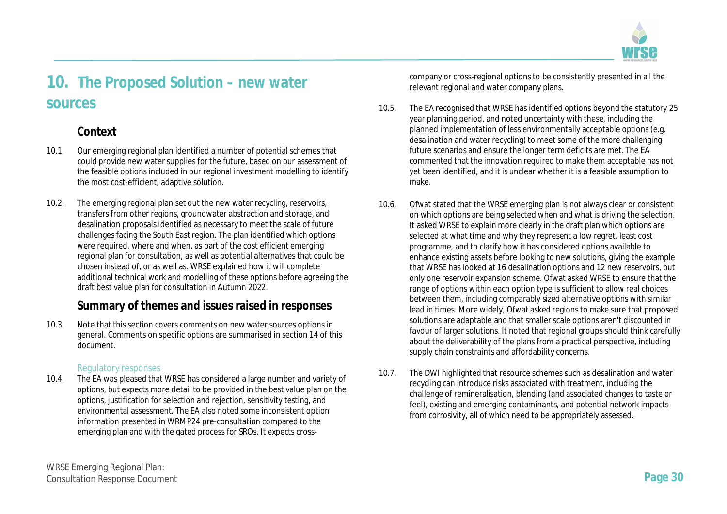# 10. The Proposed Solution – new water sources

## Context

10.1. Our emerging regional plan identified a number of potential schemes that could provide new water supplies for the future, based on our assessment of the feasible options included in our regional investment modelling to identify the most cost-efficient, adaptive solution.

10.2. The emerging regional plan set out the new water recycling, reservoirs, transfers from other regions, groundwater abstraction and storage, and desalination proposals identified as necessary to meet the scale of future challenges facing the South East region. The plan identified which options were required, where and when, as part of the cost efficient emerging regional plan for consultation, as well as potential alternatives that could be chosen instead of, or as well as. WRSE explained how it will complete additional technical work and modelling of these options before agreeing the draft best value plan for consultation in Autumn 2022.

## Summary of themes and issues raised in responses

10.3. Note that this section covers comments on new water sources options in general. Comments on specific options are summarised in section 14 of this document.

### Regulatory responses

10.4. The EA was pleased that WRSE has considered a large number and variety of options, but expects more detail to be provided in the best value plan on the options, justification for selection and rejection, sensitivity testing, and environmental assessment. The EA also noted some inconsistent option information presented in WRMP24 pre-consultation compared to the emerging plan and with the gated process for SROs. It expects cross-company or cross-regional options to be consistently presented in all the relevant regional and water company plans.

10.5. The EA recognised that WRSE has identified options beyond the statutory 25 year planning period, and noted uncertainty with these, including the planned implementation of less environmentally acceptable options (e.g. desalination and water recycling) to meet some of the more challenging future scenarios and ensure the longer term deficits are met. The EA commented that the innovation required to make them acceptable has not yet been identified, and it is unclear whether it is a feasible assumption to make.

10.6. Ofwat stated that the WRSE emerging plan is not always clear or consistent on which options are being selected when and what is driving the selection. It asked WRSE to explain more clearly in the draft plan which options are selected at what time and why they represent a low regret, least cost programme, and to clarify how it has considered options available to enhance existing assets before looking to new solutions, giving the example that WRSE has looked at 16 desalination options and 12 new reservoirs, but only one reservoir expansion scheme. Ofwat asked WRSE to ensure that the range of options within each option type is sufficient to allow real choices between them, including comparably sized alternative options with similar lead in times. More widely, Ofwat asked regions to make sure that proposed solutions are adaptable and that smaller scale options aren't discounted in favour of larger solutions. It noted that regional groups should think carefully about the deliverability of the plans from a practical perspective, including supply chain constraints and affordability concerns.

10.7. The DWI highlighted that resource schemes such as desalination and water recycling can introduce risks associated with treatment, including the challenge of remineralisation, blending (and associated changes to taste or feel), existing and emerging contaminants, and potential network impacts from corrosivity, all of which need to be appropriately assessed.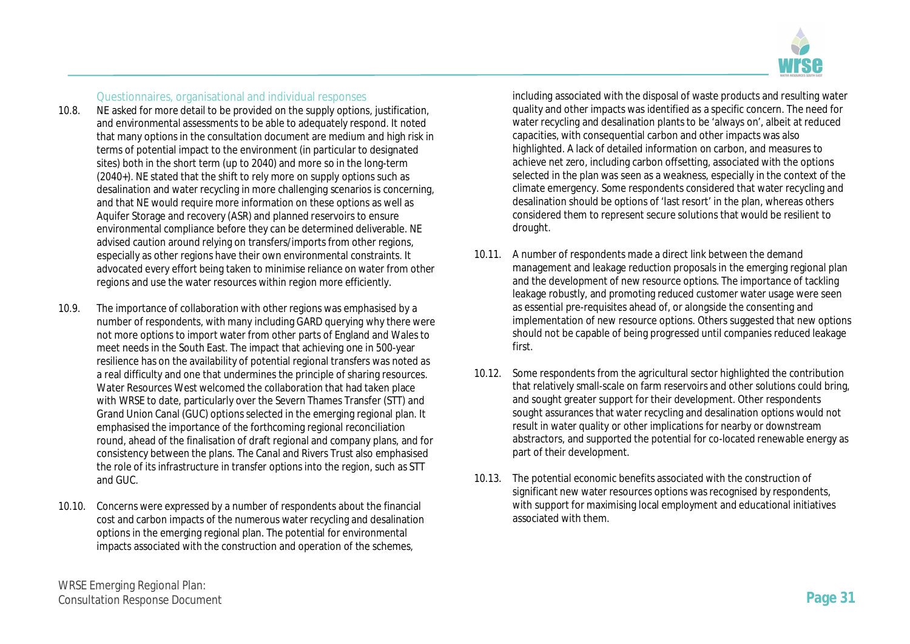### Questionnaires, organisational and individual responses

10.8. NE asked for more detail to be provided on the supply options, justification, and environmental assessments to be able to adequately respond. It noted that many options in the consultation document are medium and high risk in terms of potential impact to the environment (in particular to designated sites) both in the short term (up to 2040) and more so in the long-term (2040+). NE stated that the shift to rely more on supply options such as desalination and water recycling in more challenging scenarios is concerning, and that NE would require more information on these options as well as Aquifer Storage and recovery (ASR) and planned reservoirs to ensure environmental compliance before they can be determined deliverable. NE advised caution around relying on transfers/imports from other regions, especially as other regions have their own environmental constraints. It advocated every effort being taken to minimise reliance on water from other regions and use the water resources within region more efficiently.

10.9. The importance of collaboration with other regions was emphasised by a number of respondents, with many including GARD querying why there were not more options to import water from other parts of England and Wales to meet needs in the South East. The impact that achieving one in 500-year resilience has on the availability of potential regional transfers was noted as a real difficulty and one that undermines the principle of sharing resources. Water Resources West welcomed the collaboration that had taken place with WRSE to date, particularly over the Severn Thames Transfer (STT) and Grand Union Canal (GUC) options selected in the emerging regional plan. It emphasised the importance of the forthcoming regional reconciliation round, ahead of the finalisation of draft regional and company plans, and for consistency between the plans. The Canal and Rivers Trust also emphasised the role of its infrastructure in transfer options into the region, such as STT and GUC.

10.10. Concerns were expressed by a number of respondents about the financial cost and carbon impacts of the numerous water recycling and desalination options in the emerging regional plan. The potential for environmental impacts associated with the construction and operation of the schemes, including associated with the disposal of waste products and resulting water quality and other impacts was identified as a specific concern. The need for water recycling and desalination plants to be 'always on', albeit at reduced capacities, with consequential carbon and other impacts was also highlighted. A lack of detailed information on carbon, and measures to achieve net zero, including carbon offsetting, associated with the options selected in the plan was seen as a weakness, especially in the context of the climate emergency. Some respondents considered that water recycling and desalination should be options of 'last resort' in the plan, whereas others considered them to represent secure solutions that would be resilient to drought.

10.11. A number of respondents made a direct link between the demand management and leakage reduction proposals in the emerging regional plan and the development of new resource options. The importance of tackling leakage robustly, and promoting reduced customer water usage were seen as essential pre-requisites ahead of, or alongside the consenting and implementation of new resource options. Others suggested that new options should not be capable of being progressed until companies reduced leakage first.

10.12. Some respondents from the agricultural sector highlighted the contribution that relatively small-scale on farm reservoirs and other solutions could bring, and sought greater support for their development. Other respondents sought assurances that water recycling and desalination options would not result in water quality or other implications for nearby or downstream abstractors, and supported the potential for co-located renewable energy as part of their development.

10.13. The potential economic benefits associated with the construction of significant new water resources options was recognised by respondents, with support for maximising local employment and educational initiatives associated with them.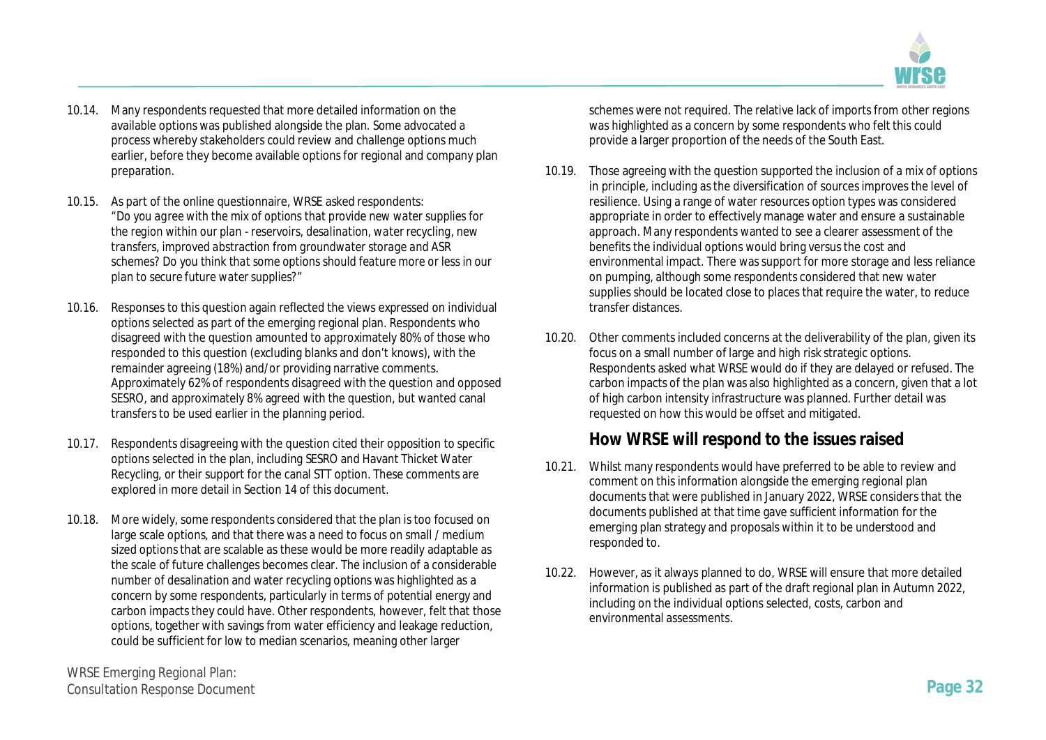10.14. Many respondents requested that more detailed information on the available options was published alongside the plan. Some advocated a process whereby stakeholders could review and challenge options much earlier, before they become available options for regional and company plan preparation.

10.15. As part of the online questionnaire, WRSE asked respondents: *"Do you agree with the mix of options that provide new water supplies for the region within our plan - reservoirs, desalination, water recycling, new transfers, improved abstraction from groundwater storage and ASR schemes? Do you think that some options should feature more or less in our plan to secure future water supplies?"*

10.16. Responses to this question again reflected the views expressed on individual options selected as part of the emerging regional plan. Respondents who disagreed with the question amounted to approximately 80% of those who responded to this question (excluding blanks and don't knows), with the remainder agreeing (18%) and/or providing narrative comments. Approximately 62% of respondents disagreed with the question and opposed SESRO, and approximately 8% agreed with the question, but wanted canal transfers to be used earlier in the planning period.

10.17. Respondents disagreeing with the question cited their opposition to specific options selected in the plan, including SESRO and Havant Thicket Water Recycling, or their support for the canal STT option. These comments are explored in more detail in Section 14 of this document.

10.18. More widely, some respondents considered that the plan is too focused on large scale options, and that there was a need to focus on small / medium sized options that are scalable as these would be more readily adaptable as the scale of future challenges becomes clear. The inclusion of a considerable number of desalination and water recycling options was highlighted as a concern by some respondents, particularly in terms of potential energy and carbon impacts they could have. Other respondents, however, felt that those options, together with savings from water efficiency and leakage reduction, could be sufficient for low to median scenarios, meaning other larger schemes were not required. The relative lack of imports from other regions was highlighted as a concern by some respondents who felt this could provide a larger proportion of the needs of the South East.

10.19. Those agreeing with the question supported the inclusion of a mix of options in principle, including as the diversification of sources improves the level of resilience. Using a range of water resources option types was considered appropriate in order to effectively manage water and ensure a sustainable approach. Many respondents wanted to see a clearer assessment of the benefits the individual options would bring versus the cost and environmental impact. There was support for more storage and less reliance on pumping, although some respondents considered that new water supplies should be located close to places that require the water, to reduce transfer distances.

10.20. Other comments included concerns at the deliverability of the plan, given its focus on a small number of large and high risk strategic options. Respondents asked what WRSE would do if they are delayed or refused. The carbon impacts of the plan was also highlighted as a concern, given that a lot of high carbon intensity infrastructure was planned. Further detail was requested on how this would be offset and mitigated.

## How WRSE will respond to the issues raised

10.21. Whilst many respondents would have preferred to be able to review and comment on this information alongside the emerging regional plan documents that were published in January 2022, WRSE considers that the documents published at that time gave sufficient information for the emerging plan strategy and proposals within it to be understood and responded to.

10.22. However, as it always planned to do, WRSE will ensure that more detailed information is published as part of the draft regional plan in Autumn 2022, including on the individual options selected, costs, carbon and environmental assessments.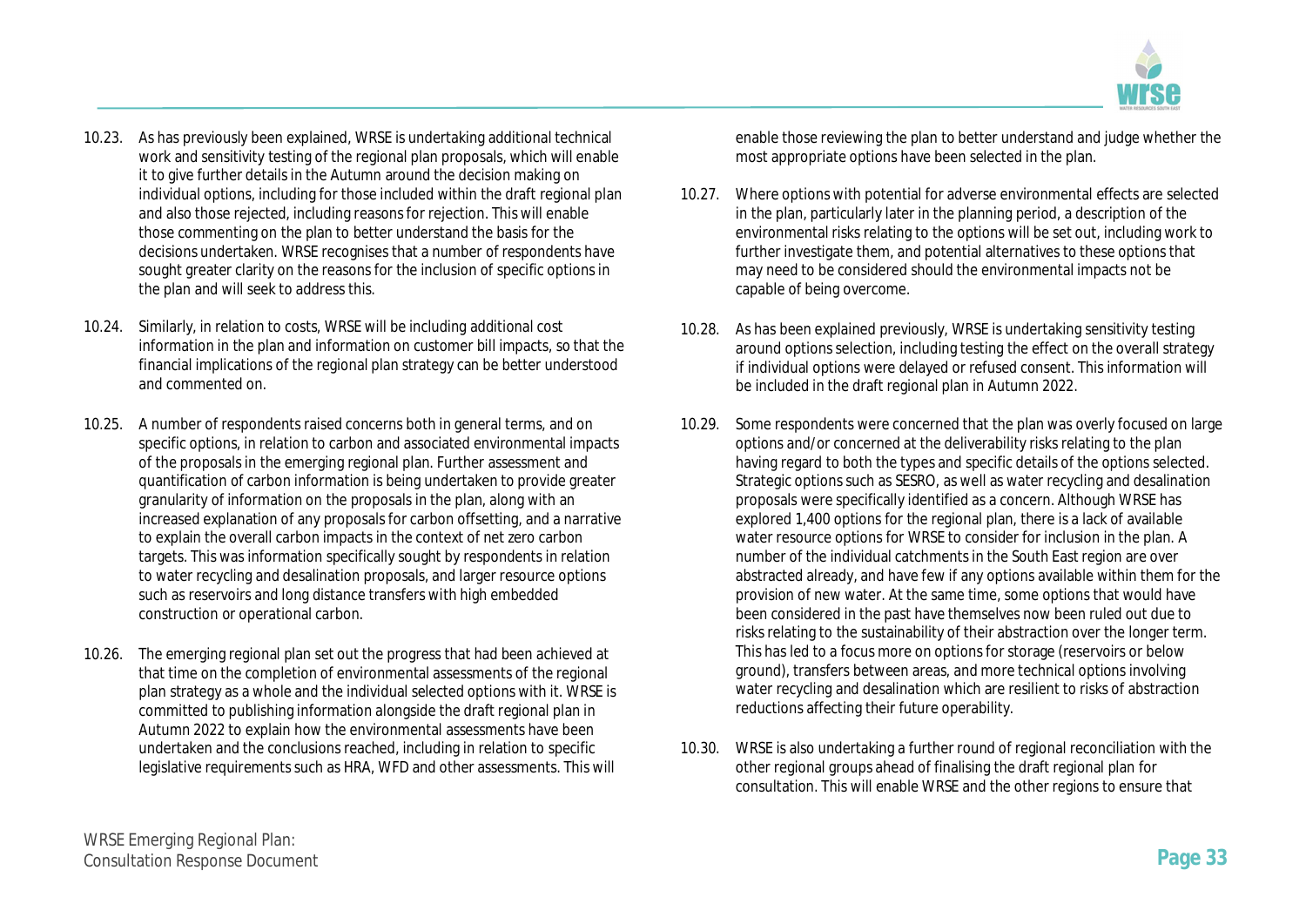10.23. As has previously been explained, WRSE is undertaking additional technical work and sensitivity testing of the regional plan proposals, which will enable it to give further details in the Autumn around the decision making on individual options, including for those included within the draft regional plan and also those rejected, including reasons for rejection. This will enable those commenting on the plan to better understand the basis for the decisions undertaken. WRSE recognises that a number of respondents have sought greater clarity on the reasons for the inclusion of specific options in the plan and will seek to address this.

10.24. Similarly, in relation to costs, WRSE will be including additional cost information in the plan and information on customer bill impacts, so that the financial implications of the regional plan strategy can be better understood and commented on.

10.25. A number of respondents raised concerns both in general terms, and on specific options, in relation to carbon and associated environmental impacts of the proposals in the emerging regional plan. Further assessment and quantification of carbon information is being undertaken to provide greater granularity of information on the proposals in the plan, along with an increased explanation of any proposals for carbon offsetting, and a narrative to explain the overall carbon impacts in the context of net zero carbon targets. This was information specifically sought by respondents in relation to water recycling and desalination proposals, and larger resource options such as reservoirs and long distance transfers with high embedded construction or operational carbon.

10.26. The emerging regional plan set out the progress that had been achieved at that time on the completion of environmental assessments of the regional plan strategy as a whole and the individual selected options with it. WRSE is committed to publishing information alongside the draft regional plan in Autumn 2022 to explain how the environmental assessments have been undertaken and the conclusions reached, including in relation to specific legislative requirements such as HRA, WFD and other assessments. This will enable those reviewing the plan to better understand and judge whether the most appropriate options have been selected in the plan.

10.27. Where options with potential for adverse environmental effects are selected in the plan, particularly later in the planning period, a description of the environmental risks relating to the options will be set out, including work to further investigate them, and potential alternatives to these options that may need to be considered should the environmental impacts not be capable of being overcome.

10.28. As has been explained previously, WRSE is undertaking sensitivity testing around options selection, including testing the effect on the overall strategy if individual options were delayed or refused consent. This information will be included in the draft regional plan in Autumn 2022.

10.29. Some respondents were concerned that the plan was overly focused on large options and/or concerned at the deliverability risks relating to the plan having regard to both the types and specific details of the options selected. Strategic options such as SESRO, as well as water recycling and desalination proposals were specifically identified as a concern. Although WRSE has explored 1,400 options for the regional plan, there is a lack of available water resource options for WRSE to consider for inclusion in the plan. A number of the individual catchments in the South East region are over abstracted already, and have few if any options available within them for the provision of new water. At the same time, some options that would have been considered in the past have themselves now been ruled out due to risks relating to the sustainability of their abstraction over the longer term. This has led to a focus more on options for storage (reservoirs or below ground), transfers between areas, and more technical options involving water recycling and desalination which are resilient to risks of abstraction reductions affecting their future operability.

10.30. WRSE is also undertaking a further round of regional reconciliation with the other regional groups ahead of finalising the draft regional plan for consultation. This will enable WRSE and the other regions to ensure that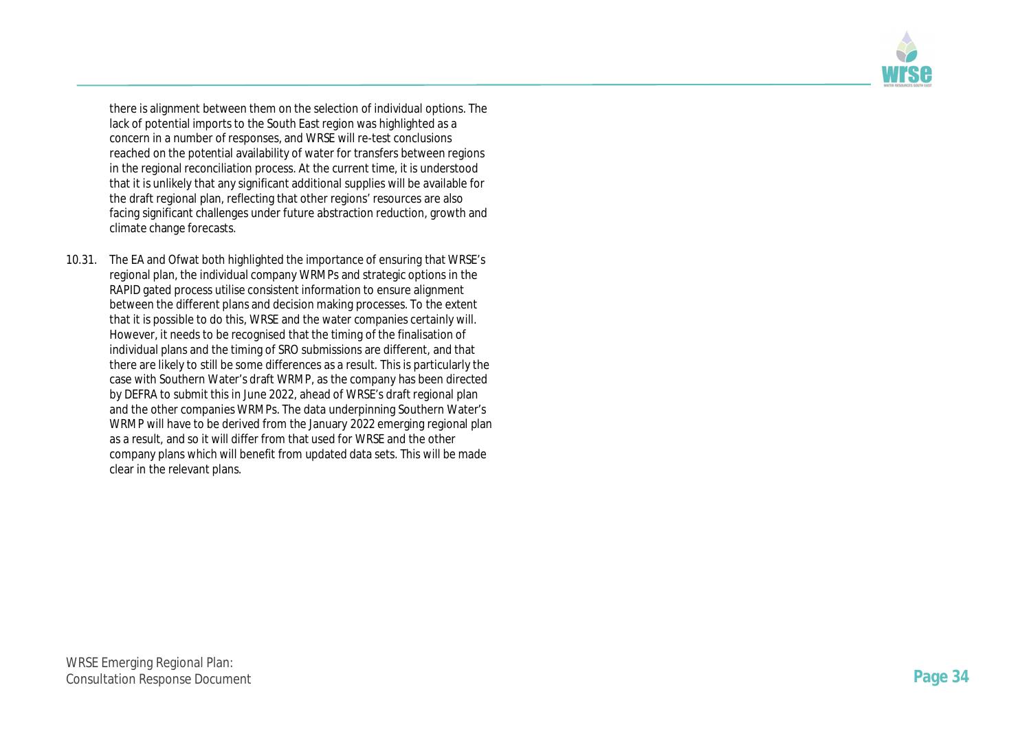there is alignment between them on the selection of individual options. The lack of potential imports to the South East region was highlighted as a concern in a number of responses, and WRSE will re-test conclusions reached on the potential availability of water for transfers between regions in the regional reconciliation process. At the current time, it is understood that it is unlikely that any significant additional supplies will be available for the draft regional plan, reflecting that other regions' resources are also facing significant challenges under future abstraction reduction, growth and climate change forecasts.

10.31. The EA and Ofwat both highlighted the importance of ensuring that WRSE's regional plan, the individual company WRMPs and strategic options in the RAPID gated process utilise consistent information to ensure alignment between the different plans and decision making processes. To the extent that it is possible to do this, WRSE and the water companies certainly will. However, it needs to be recognised that the timing of the finalisation of individual plans and the timing of SRO submissions are different, and that there are likely to still be some differences as a result. This is particularly the case with Southern Water's draft WRMP, as the company has been directed by DEFRA to submit this in June 2022, ahead of WRSE's draft regional plan and the other companies WRMPs. The data underpinning Southern Water's WRMP will have to be derived from the January 2022 emerging regional plan as a result, and so it will differ from that used for WRSE and the other company plans which will benefit from updated data sets. This will be made clear in the relevant plans.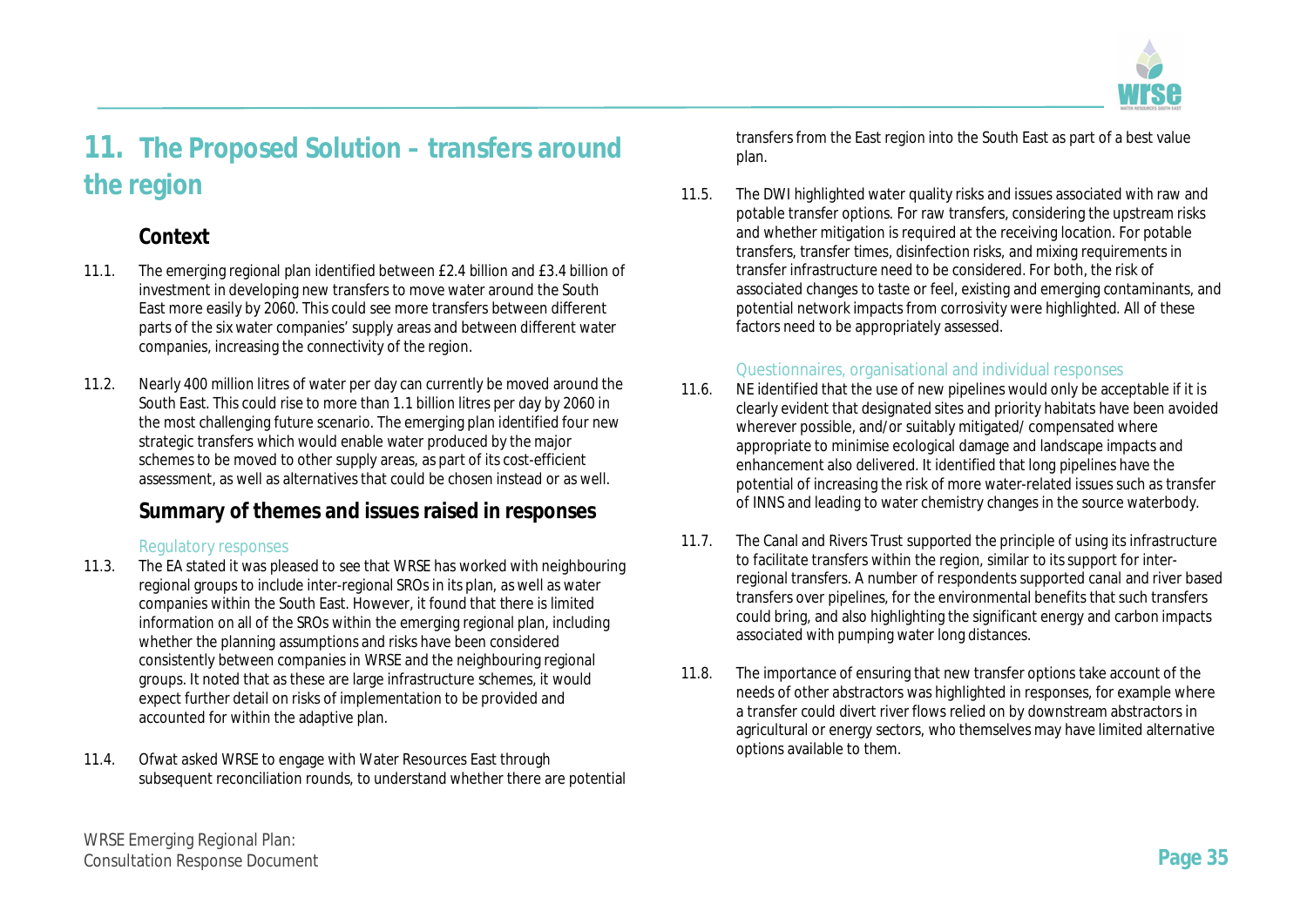# 11. The Proposed Solution – transfers around the region

## Context

11.1. The emerging regional plan identified between £2.4 billion and £3.4 billion of investment in developing new transfers to move water around the South East more easily by 2060. This could see more transfers between different parts of the six water companies' supply areas and between different water companies, increasing the connectivity of the region.

11.2. Nearly 400 million litres of water per day can currently be moved around the South East. This could rise to more than 1.1 billion litres per day by 2060 in the most challenging future scenario. The emerging plan identified four new strategic transfers which would enable water produced by the major schemes to be moved to other supply areas, as part of its cost-efficient assessment, as well as alternatives that could be chosen instead or as well.

## Summary of themes and issues raised in responses

### Regulatory responses

11.3. The EA stated it was pleased to see that WRSE has worked with neighbouring regional groups to include inter-regional SROs in its plan, as well as water companies within the South East. However, it found that there is limited information on all of the SROs within the emerging regional plan, including whether the planning assumptions and risks have been considered consistently between companies in WRSE and the neighbouring regional groups. It noted that as these are large infrastructure schemes, it would expect further detail on risks of implementation to be provided and accounted for within the adaptive plan.

11.4. Ofwat asked WRSE to engage with Water Resources East through subsequent reconciliation rounds, to understand whether there are potential transfers from the East region into the South East as part of a best value plan.

11.5. The DWI highlighted water quality risks and issues associated with raw and potable transfer options. For raw transfers, considering the upstream risks and whether mitigation is required at the receiving location. For potable transfers, transfer times, disinfection risks, and mixing requirements in transfer infrastructure need to be considered. For both, the risk of associated changes to taste or feel, existing and emerging contaminants, and potential network impacts from corrosivity were highlighted. All of these factors need to be appropriately assessed.

### Questionnaires, organisational and individual responses

11.6. NE identified that the use of new pipelines would only be acceptable if it is clearly evident that designated sites and priority habitats have been avoided wherever possible, and/or suitably mitigated/ compensated where appropriate to minimise ecological damage and landscape impacts and enhancement also delivered. It identified that long pipelines have the potential of increasing the risk of more water-related issues such as transfer of INNS and leading to water chemistry changes in the source waterbody.

11.7. The Canal and Rivers Trust supported the principle of using its infrastructure to facilitate transfers within the region, similar to its support for inter-regional transfers. A number of respondents supported canal and river based transfers over pipelines, for the environmental benefits that such transfers could bring, and also highlighting the significant energy and carbon impacts associated with pumping water long distances.

11.8. The importance of ensuring that new transfer options take account of the needs of other abstractors was highlighted in responses, for example where a transfer could divert river flows relied on by downstream abstractors in agricultural or energy sectors, who themselves may have limited alternative options available to them.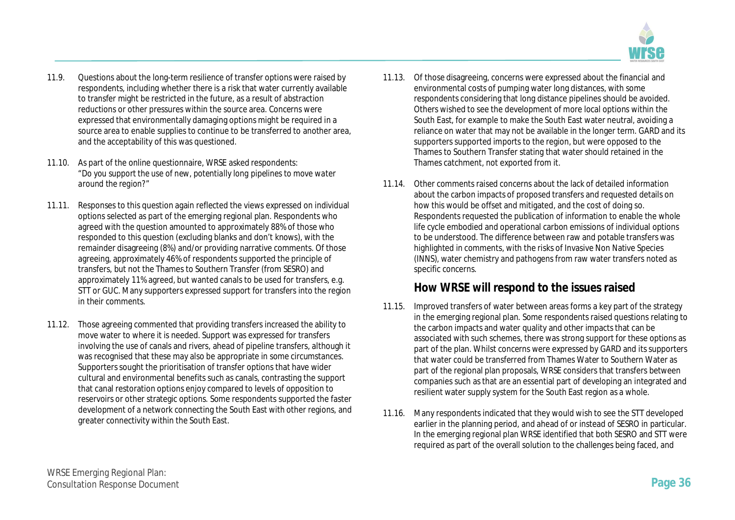11.9. Questions about the long-term resilience of transfer options were raised by respondents, including whether there is a risk that water currently available to transfer might be restricted in the future, as a result of abstraction reductions or other pressures within the source area. Concerns were expressed that environmentally damaging options might be required in a source area to enable supplies to continue to be transferred to another area, and the acceptability of this was questioned.

11.10. As part of the online questionnaire, WRSE asked respondents: *"Do you support the use of new, potentially long pipelines to move water around the region?"*

11.11. Responses to this question again reflected the views expressed on individual options selected as part of the emerging regional plan. Respondents who agreed with the question amounted to approximately 88% of those who responded to this question (excluding blanks and don't knows), with the remainder disagreeing (8%) and/or providing narrative comments. Of those agreeing, approximately 46% of respondents supported the principle of transfers, but not the Thames to Southern Transfer (from SESRO) and approximately 11% agreed, but wanted canals to be used for transfers, e.g. STT or GUC. Many supporters expressed support for transfers into the region in their comments.

11.12. Those agreeing commented that providing transfers increased the ability to move water to where it is needed. Support was expressed for transfers involving the use of canals and rivers, ahead of pipeline transfers, although it was recognised that these may also be appropriate in some circumstances. Supporters sought the prioritisation of transfer options that have wider cultural and environmental benefits such as canals, contrasting the support that canal restoration options enjoy compared to levels of opposition to reservoirs or other strategic options. Some respondents supported the faster development of a network connecting the South East with other regions, and greater connectivity within the South East.

11.13. Of those disagreeing, concerns were expressed about the financial and environmental costs of pumping water long distances, with some respondents considering that long distance pipelines should be avoided. Others wished to see the development of more local options within the South East, for example to make the South East water neutral, avoiding a reliance on water that may not be available in the longer term. GARD and its supporters supported imports to the region, but were opposed to the Thames to Southern Transfer stating that water should retained in the Thames catchment, not exported from it.

11.14. Other comments raised concerns about the lack of detailed information about the carbon impacts of proposed transfers and requested details on how this would be offset and mitigated, and the cost of doing so. Respondents requested the publication of information to enable the whole life cycle embodied and operational carbon emissions of individual options to be understood. The difference between raw and potable transfers was highlighted in comments, with the risks of Invasive Non Native Species (INNS), water chemistry and pathogens from raw water transfers noted as specific concerns.

## How WRSE will respond to the issues raised

11.15. Improved transfers of water between areas forms a key part of the strategy in the emerging regional plan. Some respondents raised questions relating to the carbon impacts and water quality and other impacts that can be associated with such schemes, there was strong support for these options as part of the plan. Whilst concerns were expressed by GARD and its supporters that water could be transferred from Thames Water to Southern Water as part of the regional plan proposals, WRSE considers that transfers between companies such as that are an essential part of developing an integrated and resilient water supply system for the South East region as a whole.

11.16. Many respondents indicated that they would wish to see the STT developed earlier in the planning period, and ahead of or instead of SESRO in particular. In the emerging regional plan WRSE identified that both SESRO and STT were required as part of the overall solution to the challenges being faced, and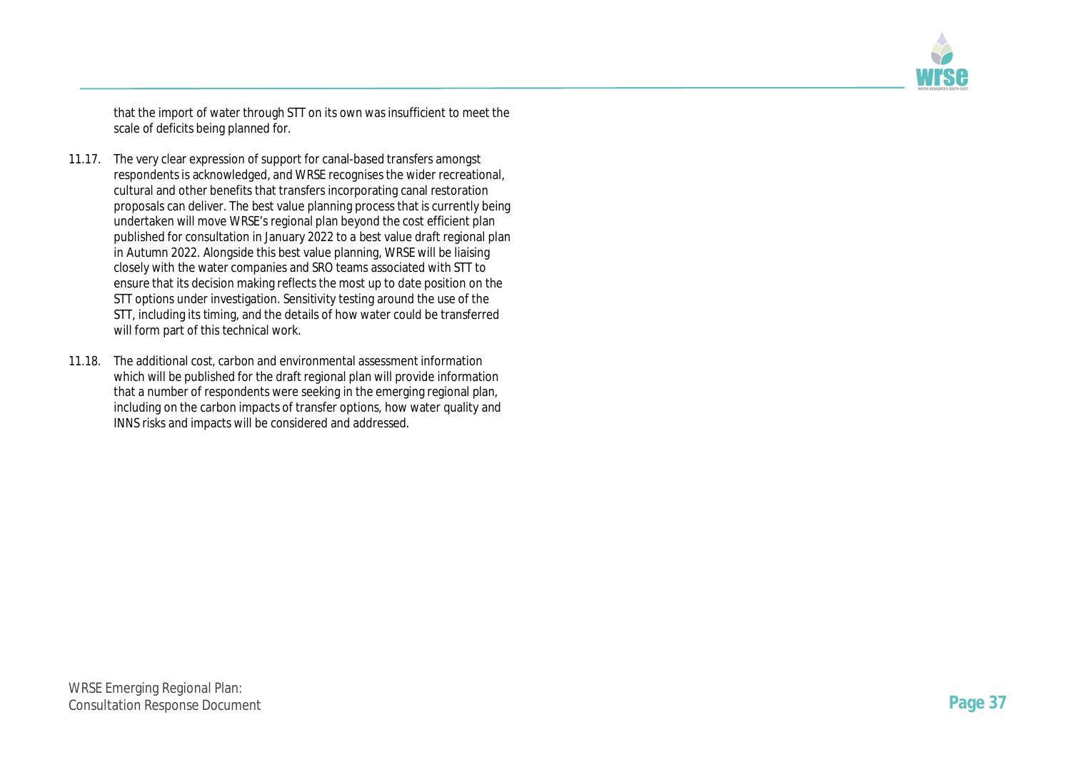that the import of water through STT on its own was insufficient to meet the scale of deficits being planned for.

11.17. The very clear expression of support for canal-based transfers amongst respondents is acknowledged, and WRSE recognises the wider recreational, cultural and other benefits that transfers incorporating canal restoration proposals can deliver. The best value planning process that is currently being undertaken will move WRSE's regional plan beyond the cost efficient plan published for consultation in January 2022 to a best value draft regional plan in Autumn 2022. Alongside this best value planning, WRSE will be liaising closely with the water companies and SRO teams associated with STT to ensure that its decision making reflects the most up to date position on the STT options under investigation. Sensitivity testing around the use of the STT, including its timing, and the details of how water could be transferred will form part of this technical work.

11.18. The additional cost, carbon and environmental assessment information which will be published for the draft regional plan will provide information that a number of respondents were seeking in the emerging regional plan, including on the carbon impacts of transfer options, how water quality and INNS risks and impacts will be considered and addressed.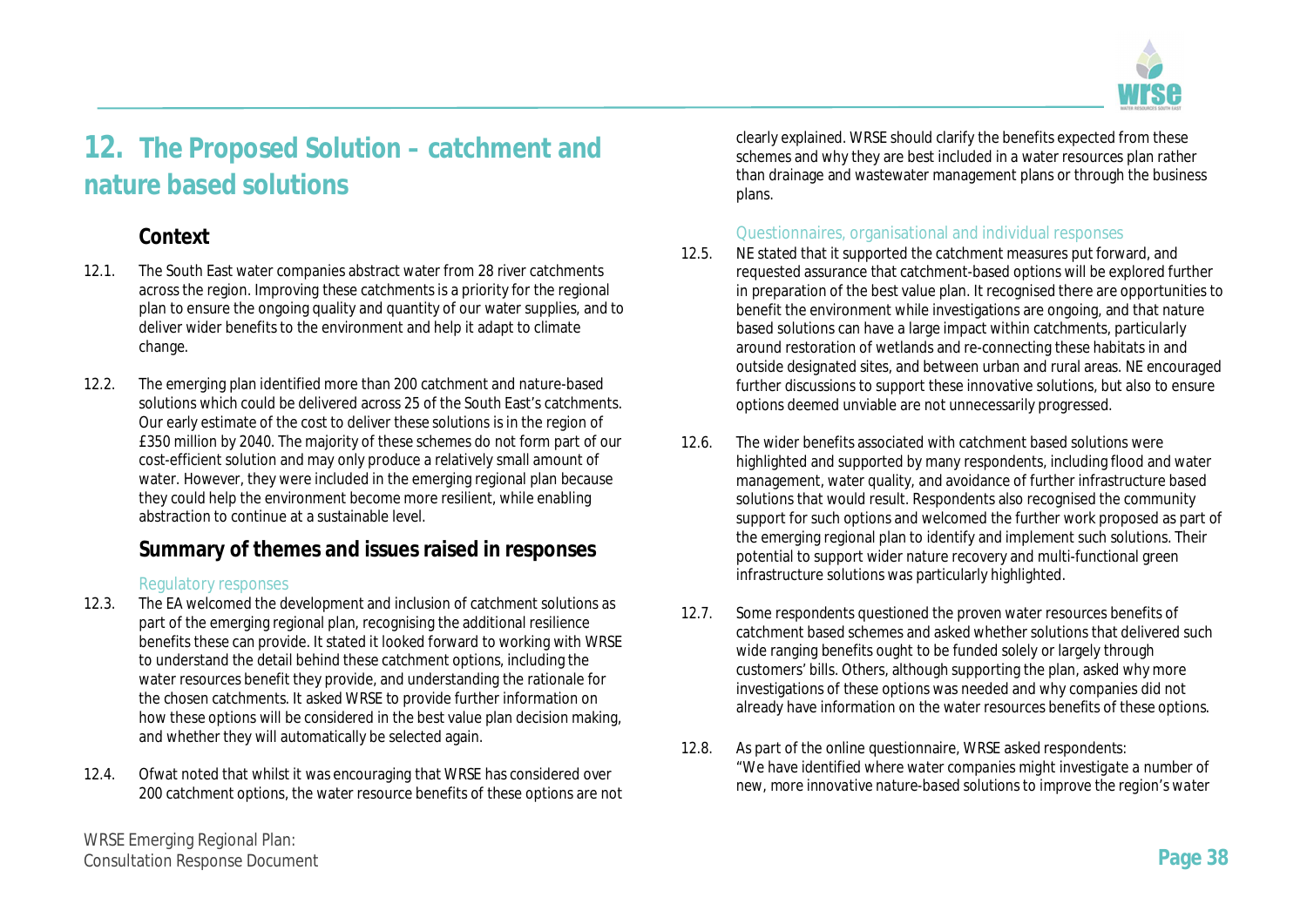# 12. The Proposed Solution – catchment and nature based solutions

## Context

12.1. The South East water companies abstract water from 28 river catchments across the region. Improving these catchments is a priority for the regional plan to ensure the ongoing quality and quantity of our water supplies, and to deliver wider benefits to the environment and help it adapt to climate change.

12.2. The emerging plan identified more than 200 catchment and nature-based solutions which could be delivered across 25 of the South East's catchments. Our early estimate of the cost to deliver these solutions is in the region of £350 million by 2040. The majority of these schemes do not form part of our cost-efficient solution and may only produce a relatively small amount of water. However, they were included in the emerging regional plan because they could help the environment become more resilient, while enabling abstraction to continue at a sustainable level.

## Summary of themes and issues raised in responses

### Regulatory responses

12.3. The EA welcomed the development and inclusion of catchment solutions as part of the emerging regional plan, recognising the additional resilience benefits these can provide. It stated it looked forward to working with WRSE to understand the detail behind these catchment options, including the water resources benefit they provide, and understanding the rationale for the chosen catchments. It asked WRSE to provide further information on how these options will be considered in the best value plan decision making, and whether they will automatically be selected again.

12.4. Ofwat noted that whilst it was encouraging that WRSE has considered over 200 catchment options, the water resource benefits of these options are not clearly explained. WRSE should clarify the benefits expected from these schemes and why they are best included in a water resources plan rather than drainage and wastewater management plans or through the business plans.

### Questionnaires, organisational and individual responses

12.5. NE stated that it supported the catchment measures put forward, and requested assurance that catchment-based options will be explored further in preparation of the best value plan. It recognised there are opportunities to benefit the environment while investigations are ongoing, and that nature based solutions can have a large impact within catchments, particularly around restoration of wetlands and re-connecting these habitats in and outside designated sites, and between urban and rural areas. NE encouraged further discussions to support these innovative solutions, but also to ensure options deemed unviable are not unnecessarily progressed.

12.6. The wider benefits associated with catchment based solutions were highlighted and supported by many respondents, including flood and water management, water quality, and avoidance of further infrastructure based solutions that would result. Respondents also recognised the community support for such options and welcomed the further work proposed as part of the emerging regional plan to identify and implement such solutions. Their potential to support wider nature recovery and multi-functional green infrastructure solutions was particularly highlighted.

12.7. Some respondents questioned the proven water resources benefits of catchment based schemes and asked whether solutions that delivered such wide ranging benefits ought to be funded solely or largely through customers' bills. Others, although supporting the plan, asked why more investigations of these options was needed and why companies did not already have information on the water resources benefits of these options.

12.8. As part of the online questionnaire, WRSE asked respondents: *"We have identified where water companies might investigate a number of new, more innovative nature-based solutions to improve the region's water*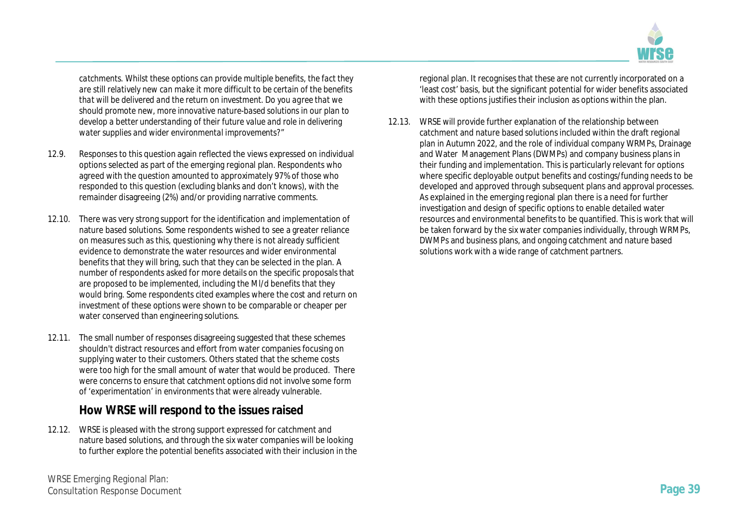*catchments. Whilst these options can provide multiple benefits, the fact they are still relatively new can make it more difficult to be certain of the benefits that will be delivered and the return on investment. Do you agree that we should promote new, more innovative nature-based solutions in our plan to develop a better understanding of their future value and role in delivering water supplies and wider environmental improvements?"*

12.9. Responses to this question again reflected the views expressed on individual options selected as part of the emerging regional plan. Respondents who agreed with the question amounted to approximately 97% of those who responded to this question (excluding blanks and don't knows), with the remainder disagreeing (2%) and/or providing narrative comments.

12.10. There was very strong support for the identification and implementation of nature based solutions. Some respondents wished to see a greater reliance on measures such as this, questioning why there is not already sufficient evidence to demonstrate the water resources and wider environmental benefits that they will bring, such that they can be selected in the plan. A number of respondents asked for more details on the specific proposals that are proposed to be implemented, including the Ml/d benefits that they would bring. Some respondents cited examples where the cost and return on investment of these options were shown to be comparable or cheaper per water conserved than engineering solutions.

12.11. The small number of responses disagreeing suggested that these schemes shouldn't distract resources and effort from water companies focusing on supplying water to their customers. Others stated that the scheme costs were too high for the small amount of water that would be produced. There were concerns to ensure that catchment options did not involve some form of 'experimentation' in environments that were already vulnerable.

### How WRSE will respond to the issues raised

12.12. WRSE is pleased with the strong support expressed for catchment and nature based solutions, and through the six water companies will be looking to further explore the potential benefits associated with their inclusion in the regional plan. It recognises that these are not currently incorporated on a 'least cost' basis, but the significant potential for wider benefits associated with these options justifies their inclusion as options within the plan.

12.13. WRSE will provide further explanation of the relationship between catchment and nature based solutions included within the draft regional plan in Autumn 2022, and the role of individual company WRMPs, Drainage and Water Management Plans (DWMPs) and company business plans in their funding and implementation. This is particularly relevant for options where specific deployable output benefits and costings/funding needs to be developed and approved through subsequent plans and approval processes. As explained in the emerging regional plan there is a need for further investigation and design of specific options to enable detailed water resources and environmental benefits to be quantified. This is work that will be taken forward by the six water companies individually, through WRMPs, DWMPs and business plans, and ongoing catchment and nature based solutions work with a wide range of catchment partners.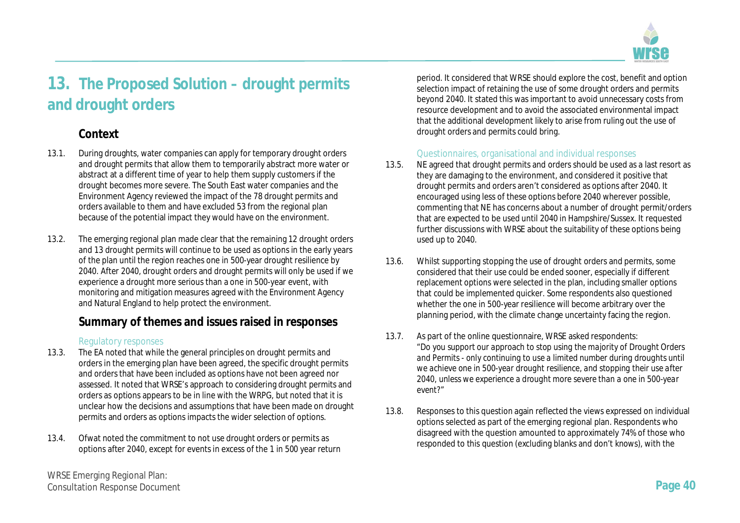# 13. The Proposed Solution – drought permits and drought orders

## Context

13.1. During droughts, water companies can apply for temporary drought orders and drought permits that allow them to temporarily abstract more water or abstract at a different time of year to help them supply customers if the drought becomes more severe. The South East water companies and the Environment Agency reviewed the impact of the 78 drought permits and orders available to them and have excluded 53 from the regional plan because of the potential impact they would have on the environment.

13.2. The emerging regional plan made clear that the remaining 12 drought orders and 13 drought permits will continue to be used as options in the early years of the plan until the region reaches one in 500-year drought resilience by 2040. After 2040, drought orders and drought permits will only be used if we experience a drought more serious than a one in 500-year event, with monitoring and mitigation measures agreed with the Environment Agency and Natural England to help protect the environment.

## Summary of themes and issues raised in responses

### Regulatory responses

13.3. The EA noted that while the general principles on drought permits and orders in the emerging plan have been agreed, the specific drought permits and orders that have been included as options have not been agreed nor assessed. It noted that WRSE's approach to considering drought permits and orders as options appears to be in line with the WRPG, but noted that it is unclear how the decisions and assumptions that have been made on drought permits and orders as options impacts the wider selection of options.

13.4. Ofwat noted the commitment to not use drought orders or permits as options after 2040, except for events in excess of the 1 in 500 year return period. It considered that WRSE should explore the cost, benefit and option selection impact of retaining the use of some drought orders and permits beyond 2040. It stated this was important to avoid unnecessary costs from resource development and to avoid the associated environmental impact that the additional development likely to arise from ruling out the use of drought orders and permits could bring.

### Questionnaires, organisational and individual responses

13.5. NE agreed that drought permits and orders should be used as a last resort as they are damaging to the environment, and considered it positive that drought permits and orders aren't considered as options after 2040. It encouraged using less of these options before 2040 wherever possible, commenting that NE has concerns about a number of drought permit/orders that are expected to be used until 2040 in Hampshire/Sussex. It requested further discussions with WRSE about the suitability of these options being used up to 2040.

13.6. Whilst supporting stopping the use of drought orders and permits, some considered that their use could be ended sooner, especially if different replacement options were selected in the plan, including smaller options that could be implemented quicker. Some respondents also questioned whether the one in 500-year resilience will become arbitrary over the planning period, with the climate change uncertainty facing the region.

13.7. As part of the online questionnaire, WRSE asked respondents: *"Do you support our approach to stop using the majority of Drought Orders and Permits - only continuing to use a limited number during droughts until we achieve one in 500-year drought resilience, and stopping their use after 2040, unless we experience a drought more severe than a one in 500-year event?"*

13.8. Responses to this question again reflected the views expressed on individual options selected as part of the emerging regional plan. Respondents who disagreed with the question amounted to approximately 74% of those who responded to this question (excluding blanks and don't knows), with the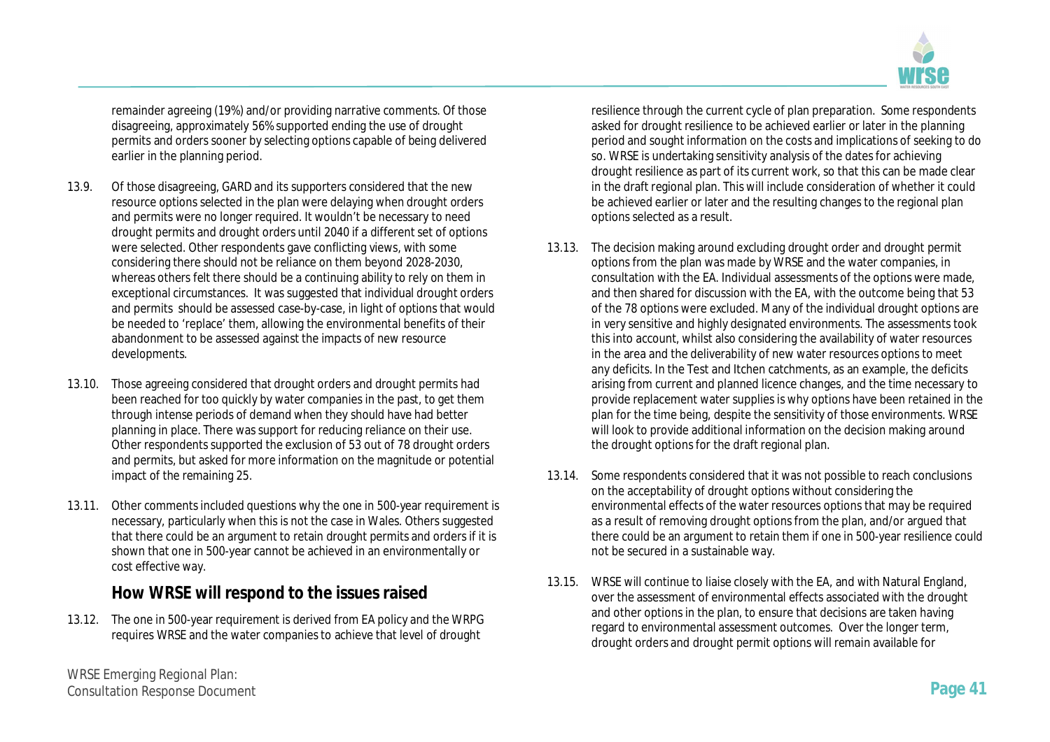remainder agreeing (19%) and/or providing narrative comments. Of those disagreeing, approximately 56% supported ending the use of drought permits and orders sooner by selecting options capable of being delivered earlier in the planning period.

13.9. Of those disagreeing, GARD and its supporters considered that the new resource options selected in the plan were delaying when drought orders and permits were no longer required. It wouldn't be necessary to need drought permits and drought orders until 2040 if a different set of options were selected. Other respondents gave conflicting views, with some considering there should not be reliance on them beyond 2028-2030, whereas others felt there should be a continuing ability to rely on them in exceptional circumstances. It was suggested that individual drought orders and permits should be assessed case-by-case, in light of options that would be needed to 'replace' them, allowing the environmental benefits of their abandonment to be assessed against the impacts of new resource developments.

13.10. Those agreeing considered that drought orders and drought permits had been reached for too quickly by water companies in the past, to get them through intense periods of demand when they should have had better planning in place. There was support for reducing reliance on their use. Other respondents supported the exclusion of 53 out of 78 drought orders and permits, but asked for more information on the magnitude or potential impact of the remaining 25.

13.11. Other comments included questions why the one in 500-year requirement is necessary, particularly when this is not the case in Wales. Others suggested that there could be an argument to retain drought permits and orders if it is shown that one in 500-year cannot be achieved in an environmentally or cost effective way.

## How WRSE will respond to the issues raised

13.12. The one in 500-year requirement is derived from EA policy and the WRPG requires WRSE and the water companies to achieve that level of drought resilience through the current cycle of plan preparation. Some respondents asked for drought resilience to be achieved earlier or later in the planning period and sought information on the costs and implications of seeking to do so. WRSE is undertaking sensitivity analysis of the dates for achieving drought resilience as part of its current work, so that this can be made clear in the draft regional plan. This will include consideration of whether it could be achieved earlier or later and the resulting changes to the regional plan options selected as a result.

13.13. The decision making around excluding drought order and drought permit options from the plan was made by WRSE and the water companies, in consultation with the EA. Individual assessments of the options were made, and then shared for discussion with the EA, with the outcome being that 53 of the 78 options were excluded. Many of the individual drought options are in very sensitive and highly designated environments. The assessments took this into account, whilst also considering the availability of water resources in the area and the deliverability of new water resources options to meet any deficits. In the Test and Itchen catchments, as an example, the deficits arising from current and planned licence changes, and the time necessary to provide replacement water supplies is why options have been retained in the plan for the time being, despite the sensitivity of those environments. WRSE will look to provide additional information on the decision making around the drought options for the draft regional plan.

13.14. Some respondents considered that it was not possible to reach conclusions on the acceptability of drought options without considering the environmental effects of the water resources options that may be required as a result of removing drought options from the plan, and/or argued that there could be an argument to retain them if one in 500-year resilience could not be secured in a sustainable way.

13.15. WRSE will continue to liaise closely with the EA, and with Natural England, over the assessment of environmental effects associated with the drought and other options in the plan, to ensure that decisions are taken having regard to environmental assessment outcomes. Over the longer term, drought orders and drought permit options will remain available for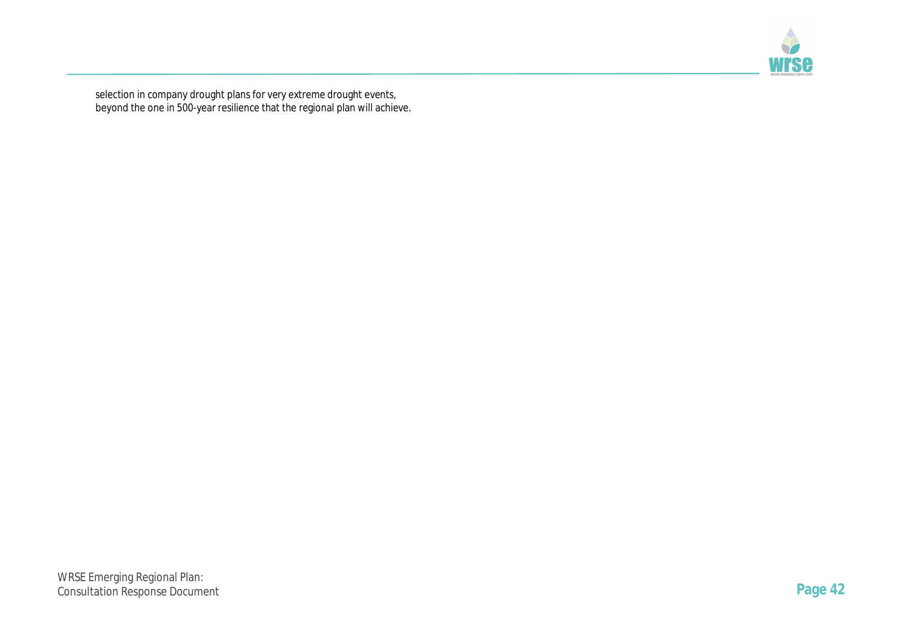selection in company drought plans for very extreme drought events, beyond the one in 500-year resilience that the regional plan will achieve.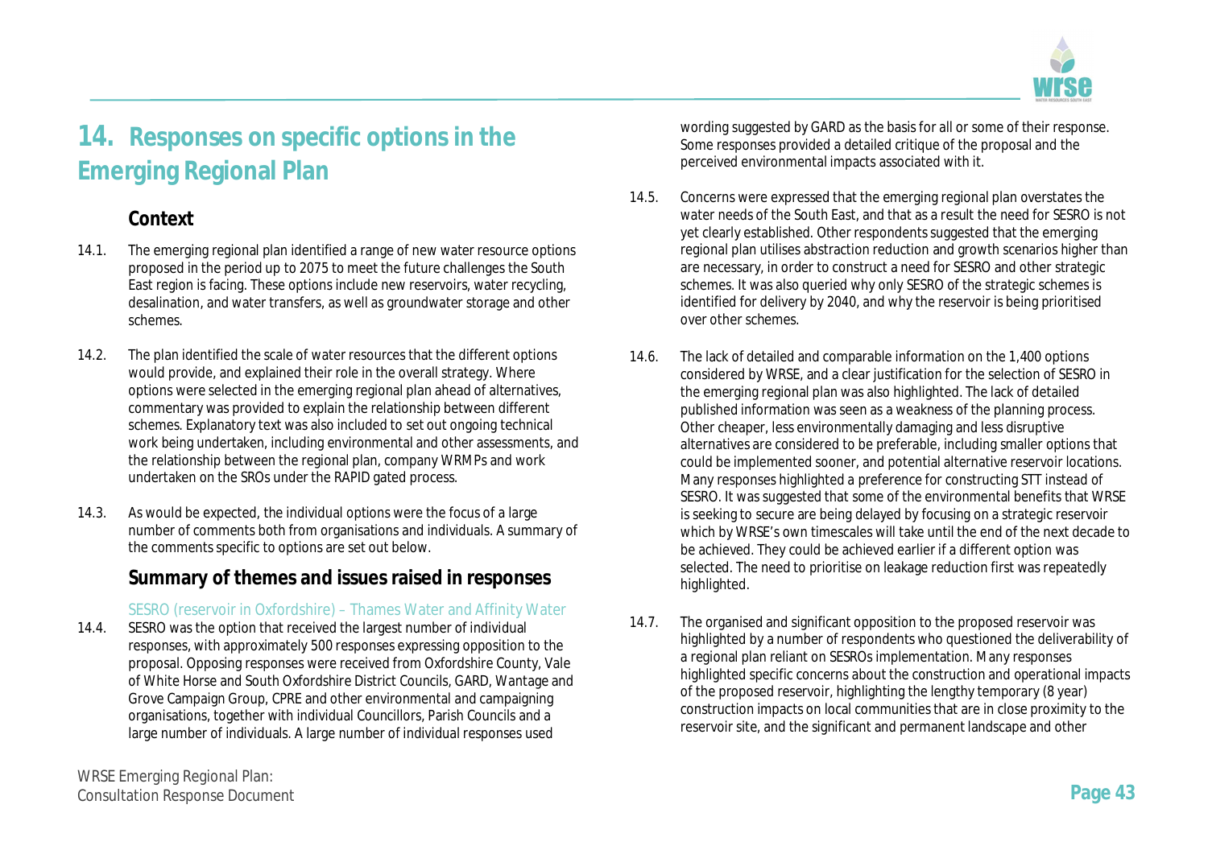# 14. Responses on specific options in the Emerging Regional Plan

## Context

14.1. The emerging regional plan identified a range of new water resource options proposed in the period up to 2075 to meet the future challenges the South East region is facing. These options include new reservoirs, water recycling, desalination, and water transfers, as well as groundwater storage and other schemes.

14.2. The plan identified the scale of water resources that the different options would provide, and explained their role in the overall strategy. Where options were selected in the emerging regional plan ahead of alternatives, commentary was provided to explain the relationship between different schemes. Explanatory text was also included to set out ongoing technical work being undertaken, including environmental and other assessments, and the relationship between the regional plan, company WRMPs and work undertaken on the SROs under the RAPID gated process.

14.3. As would be expected, the individual options were the focus of a large number of comments both from organisations and individuals. A summary of the comments specific to options are set out below.

## Summary of themes and issues raised in responses

### SESRO (reservoir in Oxfordshire) – Thames Water and Affinity Water

14.4. SESRO was the option that received the largest number of individual responses, with approximately 500 responses expressing opposition to the proposal. Opposing responses were received from Oxfordshire County, Vale of White Horse and South Oxfordshire District Councils, GARD, Wantage and Grove Campaign Group, CPRE and other environmental and campaigning organisations, together with individual Councillors, Parish Councils and a large number of individuals. A large number of individual responses used wording suggested by GARD as the basis for all or some of their response. Some responses provided a detailed critique of the proposal and the perceived environmental impacts associated with it.

14.5. Concerns were expressed that the emerging regional plan overstates the water needs of the South East, and that as a result the need for SESRO is not yet clearly established. Other respondents suggested that the emerging regional plan utilises abstraction reduction and growth scenarios higher than are necessary, in order to construct a need for SESRO and other strategic schemes. It was also queried why only SESRO of the strategic schemes is identified for delivery by 2040, and why the reservoir is being prioritised over other schemes.

14.6. The lack of detailed and comparable information on the 1,400 options considered by WRSE, and a clear justification for the selection of SESRO in the emerging regional plan was also highlighted. The lack of detailed published information was seen as a weakness of the planning process. Other cheaper, less environmentally damaging and less disruptive alternatives are considered to be preferable, including smaller options that could be implemented sooner, and potential alternative reservoir locations. Many responses highlighted a preference for constructing STT instead of SESRO. It was suggested that some of the environmental benefits that WRSE is seeking to secure are being delayed by focusing on a strategic reservoir which by WRSE's own timescales will take until the end of the next decade to be achieved. They could be achieved earlier if a different option was selected. The need to prioritise on leakage reduction first was repeatedly highlighted.

14.7. The organised and significant opposition to the proposed reservoir was highlighted by a number of respondents who questioned the deliverability of a regional plan reliant on SESROs implementation. Many responses highlighted specific concerns about the construction and operational impacts of the proposed reservoir, highlighting the lengthy temporary (8 year) construction impacts on local communities that are in close proximity to the reservoir site, and the significant and permanent landscape and other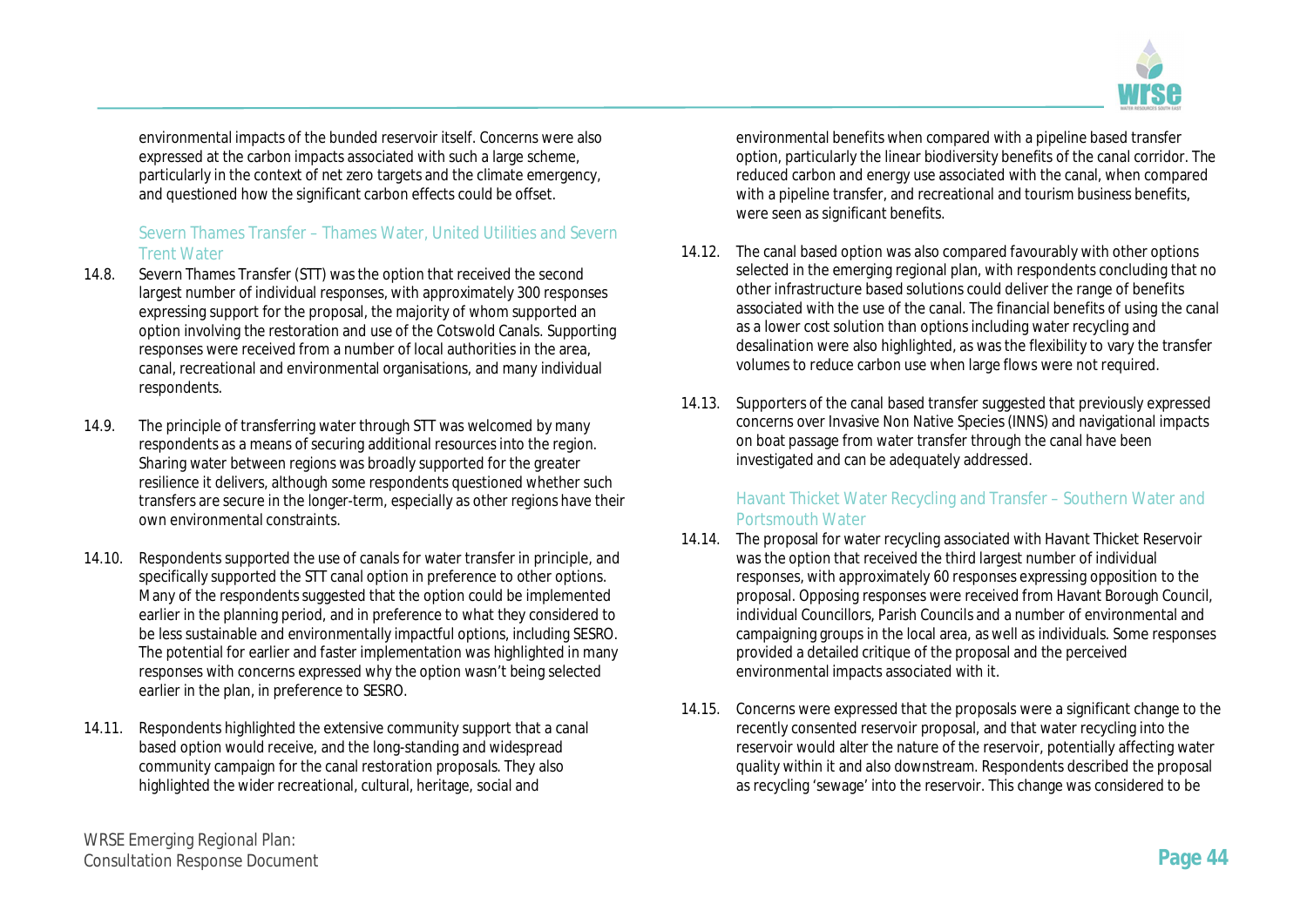environmental impacts of the bunded reservoir itself. Concerns were also expressed at the carbon impacts associated with such a large scheme, particularly in the context of net zero targets and the climate emergency, and questioned how the significant carbon effects could be offset.

### Severn Thames Transfer – Thames Water, United Utilities and Severn Trent Water

14.8. Severn Thames Transfer (STT) was the option that received the second largest number of individual responses, with approximately 300 responses expressing support for the proposal, the majority of whom supported an option involving the restoration and use of the Cotswold Canals. Supporting responses were received from a number of local authorities in the area, canal, recreational and environmental organisations, and many individual respondents.

14.9. The principle of transferring water through STT was welcomed by many respondents as a means of securing additional resources into the region. Sharing water between regions was broadly supported for the greater resilience it delivers, although some respondents questioned whether such transfers are secure in the longer-term, especially as other regions have their own environmental constraints.

14.10. Respondents supported the use of canals for water transfer in principle, and specifically supported the STT canal option in preference to other options. Many of the respondents suggested that the option could be implemented earlier in the planning period, and in preference to what they considered to be less sustainable and environmentally impactful options, including SESRO. The potential for earlier and faster implementation was highlighted in many responses with concerns expressed why the option wasn't being selected earlier in the plan, in preference to SESRO.

14.11. Respondents highlighted the extensive community support that a canal based option would receive, and the long-standing and widespread community campaign for the canal restoration proposals. They also highlighted the wider recreational, cultural, heritage, social and environmental benefits when compared with a pipeline based transfer option, particularly the linear biodiversity benefits of the canal corridor. The reduced carbon and energy use associated with the canal, when compared with a pipeline transfer, and recreational and tourism business benefits, were seen as significant benefits.

14.12. The canal based option was also compared favourably with other options selected in the emerging regional plan, with respondents concluding that no other infrastructure based solutions could deliver the range of benefits associated with the use of the canal. The financial benefits of using the canal as a lower cost solution than options including water recycling and desalination were also highlighted, as was the flexibility to vary the transfer volumes to reduce carbon use when large flows were not required.

14.13. Supporters of the canal based transfer suggested that previously expressed concerns over Invasive Non Native Species (INNS) and navigational impacts on boat passage from water transfer through the canal have been investigated and can be adequately addressed.

### Havant Thicket Water Recycling and Transfer – Southern Water and Portsmouth Water

14.14. The proposal for water recycling associated with Havant Thicket Reservoir was the option that received the third largest number of individual responses, with approximately 60 responses expressing opposition to the proposal. Opposing responses were received from Havant Borough Council, individual Councillors, Parish Councils and a number of environmental and campaigning groups in the local area, as well as individuals. Some responses provided a detailed critique of the proposal and the perceived environmental impacts associated with it.

14.15. Concerns were expressed that the proposals were a significant change to the recently consented reservoir proposal, and that water recycling into the reservoir would alter the nature of the reservoir, potentially affecting water quality within it and also downstream. Respondents described the proposal as recycling 'sewage' into the reservoir. This change was considered to be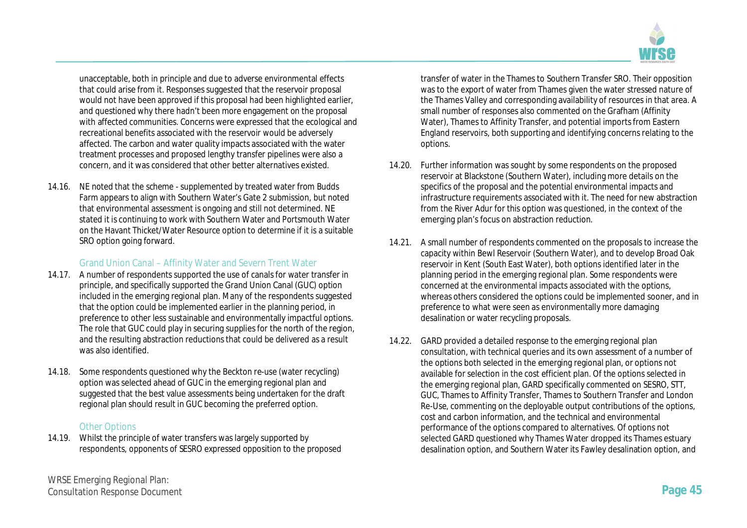unacceptable, both in principle and due to adverse environmental effects that could arise from it. Responses suggested that the reservoir proposal would not have been approved if this proposal had been highlighted earlier, and questioned why there hadn't been more engagement on the proposal with affected communities. Concerns were expressed that the ecological and recreational benefits associated with the reservoir would be adversely affected. The carbon and water quality impacts associated with the water treatment processes and proposed lengthy transfer pipelines were also a concern, and it was considered that other better alternatives existed.

14.16. NE noted that the scheme - supplemented by treated water from Budds Farm appears to align with Southern Water's Gate 2 submission, but noted that environmental assessment is ongoing and still not determined. NE stated it is continuing to work with Southern Water and Portsmouth Water on the Havant Thicket/Water Resource option to determine if it is a suitable SRO option going forward.

### Grand Union Canal – Affinity Water and Severn Trent Water

14.17. A number of respondents supported the use of canals for water transfer in principle, and specifically supported the Grand Union Canal (GUC) option included in the emerging regional plan. Many of the respondents suggested that the option could be implemented earlier in the planning period, in preference to other less sustainable and environmentally impactful options. The role that GUC could play in securing supplies for the north of the region, and the resulting abstraction reductions that could be delivered as a result was also identified.

14.18. Some respondents questioned why the Beckton re-use (water recycling) option was selected ahead of GUC in the emerging regional plan and suggested that the best value assessments being undertaken for the draft regional plan should result in GUC becoming the preferred option.

### Other Options

14.19. Whilst the principle of water transfers was largely supported by respondents, opponents of SESRO expressed opposition to the proposed transfer of water in the Thames to Southern Transfer SRO. Their opposition was to the export of water from Thames given the water stressed nature of the Thames Valley and corresponding availability of resources in that area. A small number of responses also commented on the Grafham (Affinity Water), Thames to Affinity Transfer, and potential imports from Eastern England reservoirs, both supporting and identifying concerns relating to the options.

14.20. Further information was sought by some respondents on the proposed reservoir at Blackstone (Southern Water), including more details on the specifics of the proposal and the potential environmental impacts and infrastructure requirements associated with it. The need for new abstraction from the River Adur for this option was questioned, in the context of the emerging plan's focus on abstraction reduction.

14.21. A small number of respondents commented on the proposals to increase the capacity within Bewl Reservoir (Southern Water), and to develop Broad Oak reservoir in Kent (South East Water), both options identified later in the planning period in the emerging regional plan. Some respondents were concerned at the environmental impacts associated with the options, whereas others considered the options could be implemented sooner, and in preference to what were seen as environmentally more damaging desalination or water recycling proposals.

14.22. GARD provided a detailed response to the emerging regional plan consultation, with technical queries and its own assessment of a number of the options both selected in the emerging regional plan, or options not available for selection in the cost efficient plan. Of the options selected in the emerging regional plan, GARD specifically commented on SESRO, STT, GUC, Thames to Affinity Transfer, Thames to Southern Transfer and London Re-Use, commenting on the deployable output contributions of the options, cost and carbon information, and the technical and environmental performance of the options compared to alternatives. Of options not selected GARD questioned why Thames Water dropped its Thames estuary desalination option, and Southern Water its Fawley desalination option, and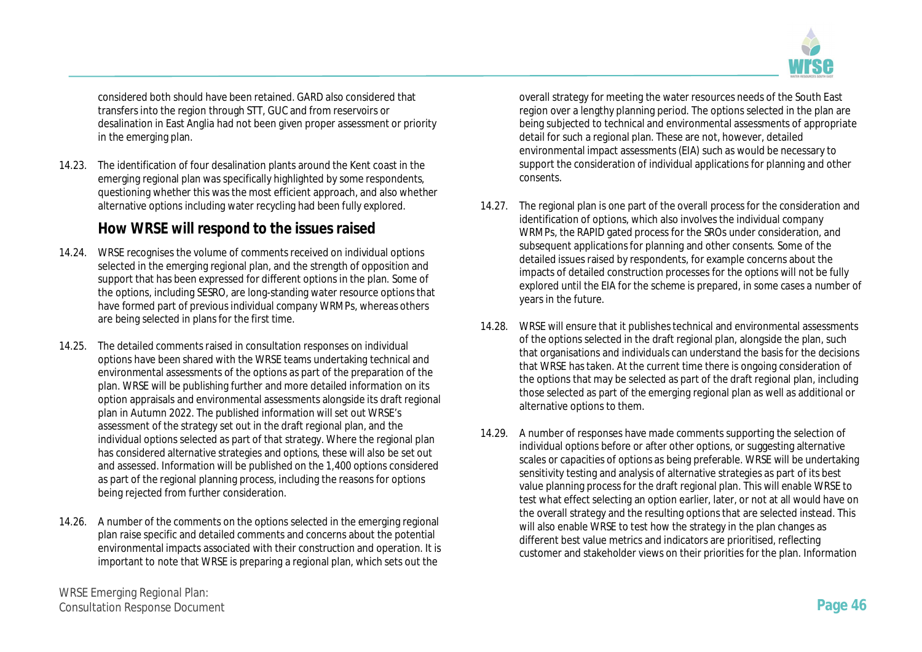considered both should have been retained. GARD also considered that transfers into the region through STT, GUC and from reservoirs or desalination in East Anglia had not been given proper assessment or priority in the emerging plan.

14.23. The identification of four desalination plants around the Kent coast in the emerging regional plan was specifically highlighted by some respondents, questioning whether this was the most efficient approach, and also whether alternative options including water recycling had been fully explored.

## How WRSE will respond to the issues raised

14.24. WRSE recognises the volume of comments received on individual options selected in the emerging regional plan, and the strength of opposition and support that has been expressed for different options in the plan. Some of the options, including SESRO, are long-standing water resource options that have formed part of previous individual company WRMPs, whereas others are being selected in plans for the first time.

14.25. The detailed comments raised in consultation responses on individual options have been shared with the WRSE teams undertaking technical and environmental assessments of the options as part of the preparation of the plan. WRSE will be publishing further and more detailed information on its option appraisals and environmental assessments alongside its draft regional plan in Autumn 2022. The published information will set out WRSE's assessment of the strategy set out in the draft regional plan, and the individual options selected as part of that strategy. Where the regional plan has considered alternative strategies and options, these will also be set out and assessed. Information will be published on the 1,400 options considered as part of the regional planning process, including the reasons for options being rejected from further consideration.

14.26. A number of the comments on the options selected in the emerging regional plan raise specific and detailed comments and concerns about the potential environmental impacts associated with their construction and operation. It is important to note that WRSE is preparing a regional plan, which sets out the overall strategy for meeting the water resources needs of the South East region over a lengthy planning period. The options selected in the plan are being subjected to technical and environmental assessments of appropriate detail for such a regional plan. These are not, however, detailed environmental impact assessments (EIA) such as would be necessary to support the consideration of individual applications for planning and other consents.

14.27. The regional plan is one part of the overall process for the consideration and identification of options, which also involves the individual company WRMPs, the RAPID gated process for the SROs under consideration, and subsequent applications for planning and other consents. Some of the detailed issues raised by respondents, for example concerns about the impacts of detailed construction processes for the options will not be fully explored until the EIA for the scheme is prepared, in some cases a number of years in the future.

14.28. WRSE will ensure that it publishes technical and environmental assessments of the options selected in the draft regional plan, alongside the plan, such that organisations and individuals can understand the basis for the decisions that WRSE has taken. At the current time there is ongoing consideration of the options that may be selected as part of the draft regional plan, including those selected as part of the emerging regional plan as well as additional or alternative options to them.

14.29. A number of responses have made comments supporting the selection of individual options before or after other options, or suggesting alternative scales or capacities of options as being preferable. WRSE will be undertaking sensitivity testing and analysis of alternative strategies as part of its best value planning process for the draft regional plan. This will enable WRSE to test what effect selecting an option earlier, later, or not at all would have on the overall strategy and the resulting options that are selected instead. This will also enable WRSE to test how the strategy in the plan changes as different best value metrics and indicators are prioritised, reflecting customer and stakeholder views on their priorities for the plan. Information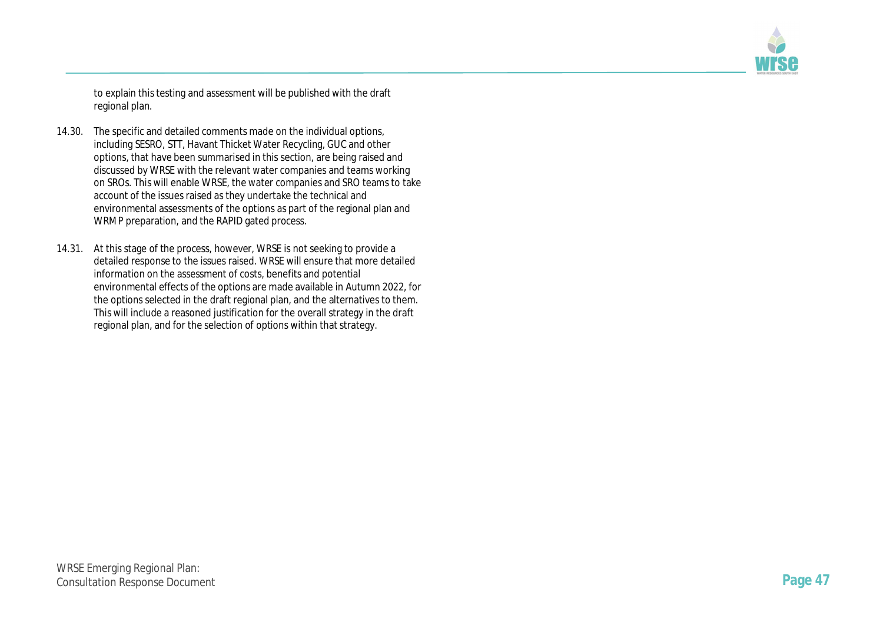to explain this testing and assessment will be published with the draft regional plan.

14.30. The specific and detailed comments made on the individual options, including SESRO, STT, Havant Thicket Water Recycling, GUC and other options, that have been summarised in this section, are being raised and discussed by WRSE with the relevant water companies and teams working on SROs. This will enable WRSE, the water companies and SRO teams to take account of the issues raised as they undertake the technical and environmental assessments of the options as part of the regional plan and WRMP preparation, and the RAPID gated process.

14.31. At this stage of the process, however, WRSE is not seeking to provide a detailed response to the issues raised. WRSE will ensure that more detailed information on the assessment of costs, benefits and potential environmental effects of the options are made available in Autumn 2022, for the options selected in the draft regional plan, and the alternatives to them. This will include a reasoned justification for the overall strategy in the draft regional plan, and for the selection of options within that strategy.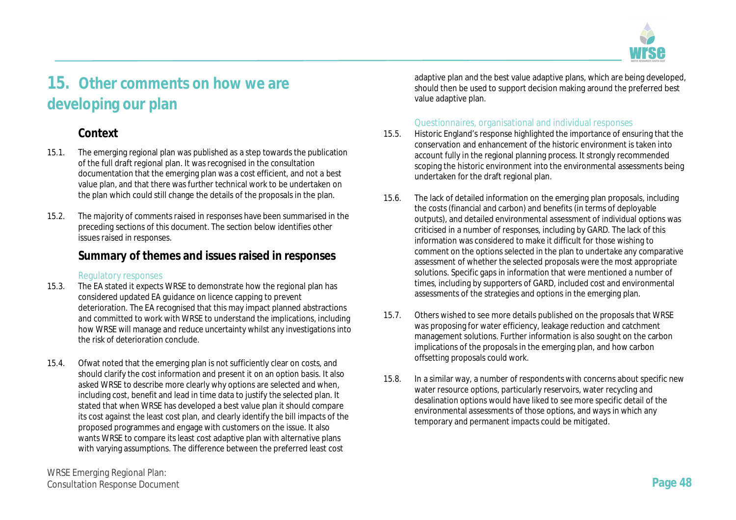# 15. Other comments on how we are developing our plan

## Context

15.1. The emerging regional plan was published as a step towards the publication of the full draft regional plan. It was recognised in the consultation documentation that the emerging plan was a cost efficient, and not a best value plan, and that there was further technical work to be undertaken on the plan which could still change the details of the proposals in the plan.

15.2. The majority of comments raised in responses have been summarised in the preceding sections of this document. The section below identifies other issues raised in responses.

## Summary of themes and issues raised in responses

### Regulatory responses

15.3. The EA stated it expects WRSE to demonstrate how the regional plan has considered updated EA guidance on licence capping to prevent deterioration. The EA recognised that this may impact planned abstractions and committed to work with WRSE to understand the implications, including how WRSE will manage and reduce uncertainty whilst any investigations into the risk of deterioration conclude.

15.4. Ofwat noted that the emerging plan is not sufficiently clear on costs, and should clarify the cost information and present it on an option basis. It also asked WRSE to describe more clearly why options are selected and when, including cost, benefit and lead in time data to justify the selected plan. It stated that when WRSE has developed a best value plan it should compare its cost against the least cost plan, and clearly identify the bill impacts of the proposed programmes and engage with customers on the issue. It also wants WRSE to compare its least cost adaptive plan with alternative plans with varying assumptions. The difference between the preferred least cost adaptive plan and the best value adaptive plans, which are being developed, should then be used to support decision making around the preferred best value adaptive plan.

### Questionnaires, organisational and individual responses

15.5. Historic England's response highlighted the importance of ensuring that the conservation and enhancement of the historic environment is taken into account fully in the regional planning process. It strongly recommended scoping the historic environment into the environmental assessments being undertaken for the draft regional plan.

15.6. The lack of detailed information on the emerging plan proposals, including the costs (financial and carbon) and benefits (in terms of deployable outputs), and detailed environmental assessment of individual options was criticised in a number of responses, including by GARD. The lack of this information was considered to make it difficult for those wishing to comment on the options selected in the plan to undertake any comparative assessment of whether the selected proposals were the most appropriate solutions. Specific gaps in information that were mentioned a number of times, including by supporters of GARD, included cost and environmental assessments of the strategies and options in the emerging plan.

15.7. Others wished to see more details published on the proposals that WRSE was proposing for water efficiency, leakage reduction and catchment management solutions. Further information is also sought on the carbon implications of the proposals in the emerging plan, and how carbon offsetting proposals could work.

15.8. In a similar way, a number of respondents with concerns about specific new water resource options, particularly reservoirs, water recycling and desalination options would have liked to see more specific detail of the environmental assessments of those options, and ways in which any temporary and permanent impacts could be mitigated.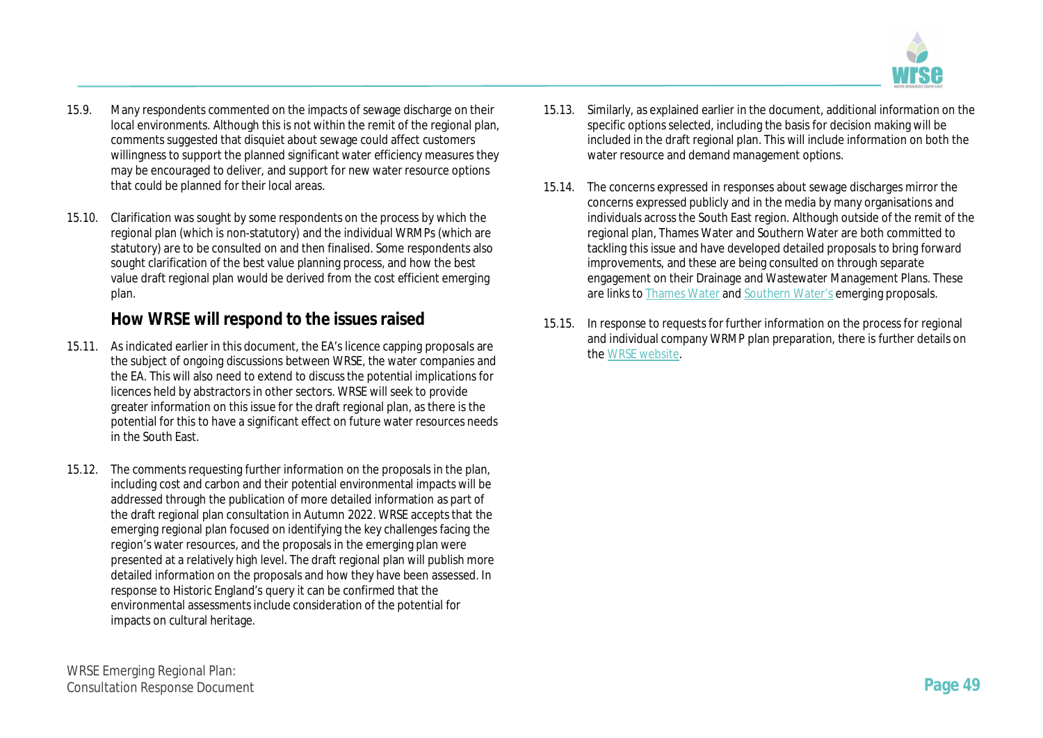15.9. Many respondents commented on the impacts of sewage discharge on their local environments. Although this is not within the remit of the regional plan, comments suggested that disquiet about sewage could affect customers willingness to support the planned significant water efficiency measures they may be encouraged to deliver, and support for new water resource options that could be planned for their local areas.

15.10. Clarification was sought by some respondents on the process by which the regional plan (which is non-statutory) and the individual WRMPs (which are statutory) are to be consulted on and then finalised. Some respondents also sought clarification of the best value planning process, and how the best value draft regional plan would be derived from the cost efficient emerging plan.

## How WRSE will respond to the issues raised

15.11. As indicated earlier in this document, the EA's licence capping proposals are the subject of ongoing discussions between WRSE, the water companies and the EA. This will also need to extend to discuss the potential implications for licences held by abstractors in other sectors. WRSE will seek to provide greater information on this issue for the draft regional plan, as there is the potential for this to have a significant effect on future water resources needs in the South East.

15.12. The comments requesting further information on the proposals in the plan, including cost and carbon and their potential environmental impacts will be addressed through the publication of more detailed information as part of the draft regional plan consultation in Autumn 2022. WRSE accepts that the emerging regional plan focused on identifying the key challenges facing the region's water resources, and the proposals in the emerging plan were presented at a relatively high level. The draft regional plan will publish more detailed information on the proposals and how they have been assessed. In response to Historic England's query it can be confirmed that the environmental assessments include consideration of the potential for impacts on cultural heritage.

15.13. Similarly, as explained earlier in the document, additional information on the specific options selected, including the basis for decision making will be included in the draft regional plan. This will include information on both the water resource and demand management options.

15.14. The concerns expressed in responses about sewage discharges mirror the concerns expressed publicly and in the media by many organisations and individuals across the South East region. Although outside of the remit of the regional plan, Thames Water and Southern Water are both committed to tackling this issue and have developed detailed proposals to bring forward improvements, and these are being consulted on through separate engagement on their Drainage and Wastewater Management Plans. These are links to Thames Water and Southern Water's emerging proposals.

15.15. In response to requests for further information on the process for regional and individual company WRMP plan preparation, there is further details on the WRSE website.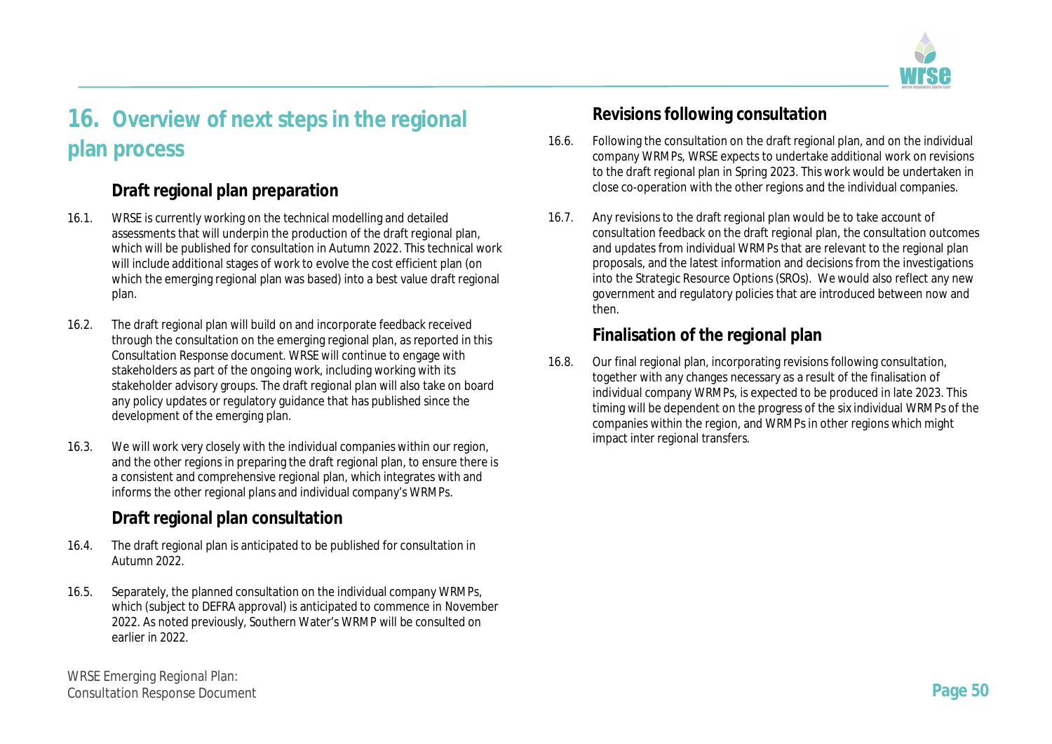# 16. Overview of next steps in the regional plan process

## Draft regional plan preparation

16.1. WRSE is currently working on the technical modelling and detailed assessments that will underpin the production of the draft regional plan, which will be published for consultation in Autumn 2022. This technical work will include additional stages of work to evolve the cost efficient plan (on which the emerging regional plan was based) into a best value draft regional plan.

16.2. The draft regional plan will build on and incorporate feedback received through the consultation on the emerging regional plan, as reported in this Consultation Response document. WRSE will continue to engage with stakeholders as part of the ongoing work, including working with its stakeholder advisory groups. The draft regional plan will also take on board any policy updates or regulatory guidance that has published since the development of the emerging plan.

16.3. We will work very closely with the individual companies within our region, and the other regions in preparing the draft regional plan, to ensure there is a consistent and comprehensive regional plan, which integrates with and informs the other regional plans and individual company's WRMPs.

## Draft regional plan consultation

16.4. The draft regional plan is anticipated to be published for consultation in Autumn 2022.

16.5. Separately, the planned consultation on the individual company WRMPs, which (subject to DEFRA approval) is anticipated to commence in November 2022. As noted previously, Southern Water's WRMP will be consulted on earlier in 2022.

## Revisions following consultation

16.6. Following the consultation on the draft regional plan, and on the individual company WRMPs, WRSE expects to undertake additional work on revisions to the draft regional plan in Spring 2023. This work would be undertaken in close co-operation with the other regions and the individual companies.

16.7. Any revisions to the draft regional plan would be to take account of consultation feedback on the draft regional plan, the consultation outcomes and updates from individual WRMPs that are relevant to the regional plan proposals, and the latest information and decisions from the investigations into the Strategic Resource Options (SROs). We would also reflect any new government and regulatory policies that are introduced between now and then.

## Finalisation of the regional plan

16.8. Our final regional plan, incorporating revisions following consultation, together with any changes necessary as a result of the finalisation of individual company WRMPs, is expected to be produced in late 2023. This timing will be dependent on the progress of the six individual WRMPs of the companies within the region, and WRMPs in other regions which might impact inter regional transfers.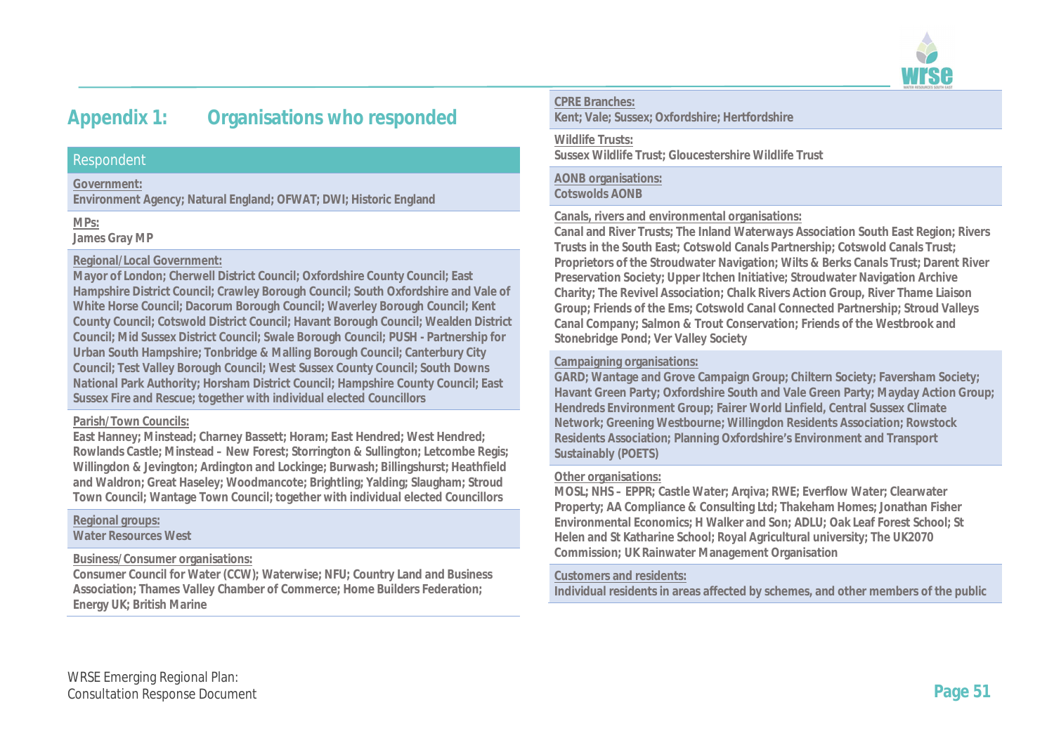## Appendix 1: Organisations who responded

| Respondent |
| --- |
| **Government:**<br>Environment Agency; Natural England; OFWAT; DWI; Historic England |
| **MPs:**<br>James Gray MP |
| **Regional/Local Government:**<br>Mayor of London; Cherwell District Council; Oxfordshire County Council; East Hampshire District Council; Crawley Borough Council; South Oxfordshire and Vale of White Horse Council; Dacorum Borough Council; Waverley Borough Council; Kent County Council; Cotswold District Council; Havant Borough Council; Wealden District Council; Mid Sussex District Council; Swale Borough Council; PUSH - Partnership for Urban South Hampshire; Tonbridge & Malling Borough Council; Canterbury City Council; Test Valley Borough Council; West Sussex County Council; South Downs National Park Authority; Horsham District Council; Hampshire County Council; East Sussex Fire and Rescue; together with individual elected Councillors |
| **Parish/Town Councils:**<br>East Hanney; Minstead; Charney Bassett; Horam; East Hendred; West Hendred; Rowlands Castle; Minstead – New Forest; Storrington & Sullington; Letcombe Regis; Willingdon & Jevington; Ardington and Lockinge; Burwash; Billingshurst; Heathfield and Waldron; Great Haseley; Woodmancote; Brightling; Yalding; Slaugham; Stroud Town Council; Wantage Town Council; together with individual elected Councillors |
| **Regional groups:**<br>Water Resources West |
| **Business/Consumer organisations:**<br>Consumer Council for Water (CCW); Waterwise; NFU; Country Land and Business Association; Thames Valley Chamber of Commerce; Home Builders Federation; Energy UK; British Marine |
| **CPRE Branches:**<br>Kent; Vale; Sussex; Oxfordshire; Hertfordshire |
| **Wildlife Trusts:**<br>Sussex Wildlife Trust; Gloucestershire Wildlife Trust |
| **AONB organisations:**<br>Cotswolds AONB |
| **Canals, rivers and environmental organisations:**<br>Canal and River Trusts; The Inland Waterways Association South East Region; Rivers Trusts in the South East; Cotswold Canals Partnership; Cotswold Canals Trust; Proprietors of the Stroudwater Navigation; Wilts & Berks Canals Trust; Darent River Preservation Society; Upper Itchen Initiative; Stroudwater Navigation Archive Charity; The Revivel Association; Chalk Rivers Action Group, River Thame Liaison Group; Friends of the Ems; Cotswold Canal Connected Partnership; Stroud Valleys Canal Company; Salmon & Trout Conservation; Friends of the Westbrook and Stonebridge Pond; Ver Valley Society |
| **Campaigning organisations:**<br>GARD; Wantage and Grove Campaign Group; Chiltern Society; Faversham Society; Havant Green Party; Oxfordshire South and Vale Green Party; Mayday Action Group; Hendreds Environment Group; Fairer World Linfield, Central Sussex Climate Network; Greening Westbourne; Willingdon Residents Association; Rowstock Residents Association; Planning Oxfordshire's Environment and Transport Sustainably (POETS) |
| **Other organisations:**<br>MOSL; NHS – EPPR; Castle Water; Arqiva; RWE; Everflow Water; Clearwater Property; AA Compliance & Consulting Ltd; Thakeham Homes; Jonathan Fisher Environmental Economics; H Walker and Son; ADLU; Oak Leaf Forest School; St Helen and St Katharine School; Royal Agricultural university; The UK2070 Commission; UK Rainwater Management Organisation |
| **Customers and residents:**<br>Individual residents in areas affected by schemes, and other members of the public |